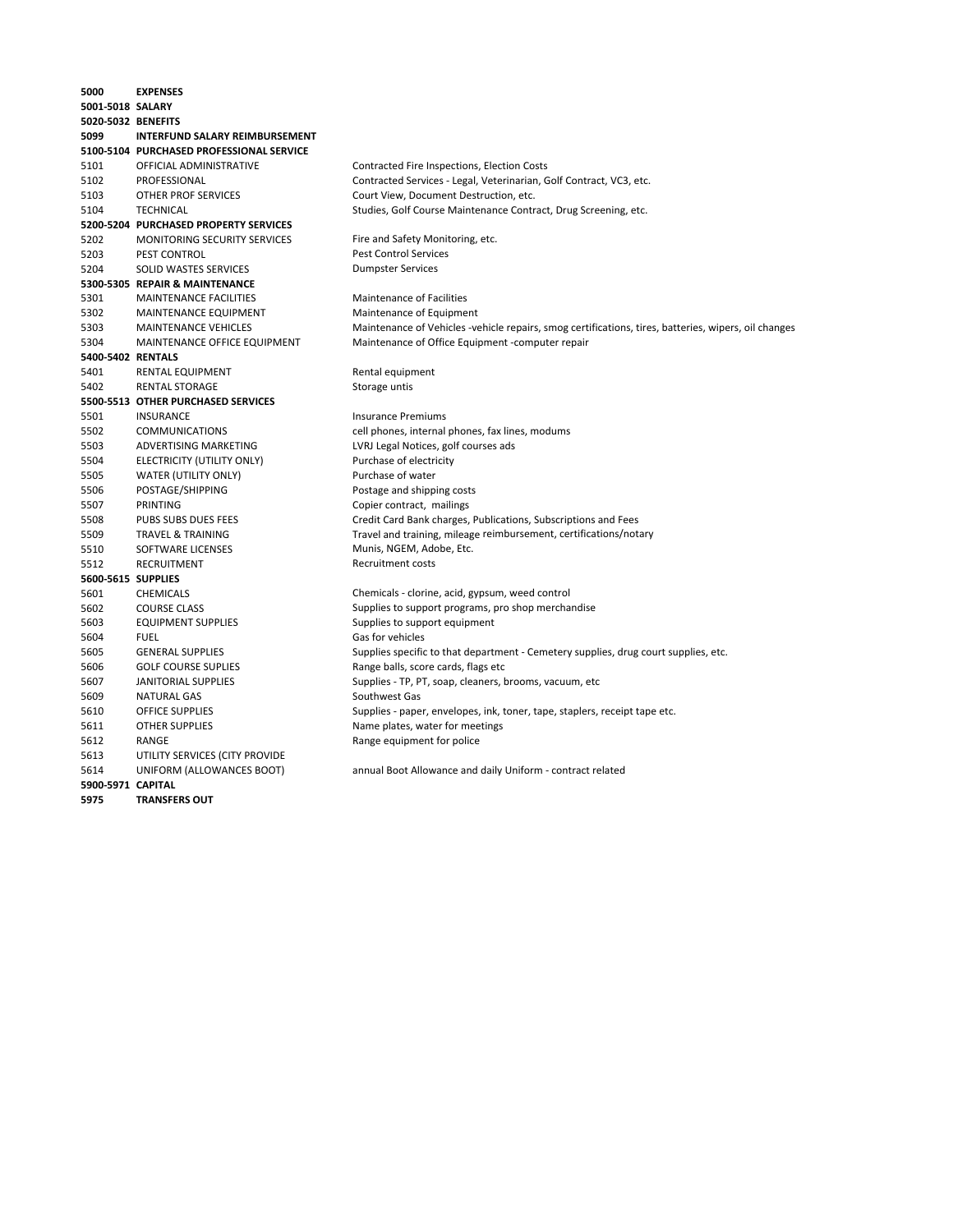| | | |
|---|---|---|
| **5000** | **EXPENSES** | |
| **5001-5018** | **SALARY** | |
| **5020-5032** | **BENEFITS** | |
| **5099** | **INTERFUND SALARY REIMBURSEMENT** | |
| **5100-5104** | **PURCHASED PROFESSIONAL SERVICE** | |
| 5101 | OFFICIAL ADMINISTRATIVE | Contracted Fire Inspections, Election Costs |
| 5102 | PROFESSIONAL | Contracted Services - Legal, Veterinarian, Golf Contract, VC3, etc. |
| 5103 | OTHER PROF SERVICES | Court View, Document Destruction, etc. |
| 5104 | TECHNICAL | Studies, Golf Course Maintenance Contract, Drug Screening, etc. |
| **5200-5204** | **PURCHASED PROPERTY SERVICES** | |
| 5202 | MONITORING SECURITY SERVICES | Fire and Safety Monitoring, etc. |
| 5203 | PEST CONTROL | Pest Control Services |
| 5204 | SOLID WASTES SERVICES | Dumpster Services |
| **5300-5305** | **REPAIR & MAINTENANCE** | |
| 5301 | MAINTENANCE FACILITIES | Maintenance of Facilities |
| 5302 | MAINTENANCE EQUIPMENT | Maintenance of Equipment |
| 5303 | MAINTENANCE VEHICLES | Maintenance of Vehicles -vehicle repairs, smog certifications, tires, batteries, wipers, oil changes |
| 5304 | MAINTENANCE OFFICE EQUIPMENT | Maintenance of Office Equipment -computer repair |
| **5400-5402** | **RENTALS** | |
| 5401 | RENTAL EQUIPMENT | Rental equipment |
| 5402 | RENTAL STORAGE | Storage untis |
| **5500-5513** | **OTHER PURCHASED SERVICES** | |
| 5501 | INSURANCE | Insurance Premiums |
| 5502 | COMMUNICATIONS | cell phones, internal phones, fax lines, modums |
| 5503 | ADVERTISING MARKETING | LVRJ Legal Notices, golf courses ads |
| 5504 | ELECTRICITY (UTILITY ONLY) | Purchase of electricity |
| 5505 | WATER (UTILITY ONLY) | Purchase of water |
| 5506 | POSTAGE/SHIPPING | Postage and shipping costs |
| 5507 | PRINTING | Copier contract, mailings |
| 5508 | PUBS SUBS DUES FEES | Credit Card Bank charges, Publications, Subscriptions and Fees |
| 5509 | TRAVEL & TRAINING | Travel and training, mileage reimbursement, certifications/notary |
| 5510 | SOFTWARE LICENSES | Munis, NGEM, Adobe, Etc. |
| 5512 | RECRUITMENT | Recruitment costs |
| **5600-5615** | **SUPPLIES** | |
| 5601 | CHEMICALS | Chemicals - clorine, acid, gypsum, weed control |
| 5602 | COURSE CLASS | Supplies to support programs, pro shop merchandise |
| 5603 | EQUIPMENT SUPPLIES | Supplies to support equipment |
| 5604 | FUEL | Gas for vehicles |
| 5605 | GENERAL SUPPLIES | Supplies specific to that department - Cemetery supplies, drug court supplies, etc. |
| 5606 | GOLF COURSE SUPLIES | Range balls, score cards, flags etc |
| 5607 | JANITORIAL SUPPLIES | Supplies - TP, PT, soap, cleaners, brooms, vacuum, etc |
| 5609 | NATURAL GAS | Southwest Gas |
| 5610 | OFFICE SUPPLIES | Supplies - paper, envelopes, ink, toner, tape, staplers, receipt tape etc. |
| 5611 | OTHER SUPPLIES | Name plates, water for meetings |
| 5612 | RANGE | Range equipment for police |
| 5613 | UTILITY SERVICES (CITY PROVIDE | |
| 5614 | UNIFORM (ALLOWANCES BOOT) | annual Boot Allowance and daily Uniform - contract related |
| **5900-5971** | **CAPITAL** | |
| **5975** | **TRANSFERS OUT** | |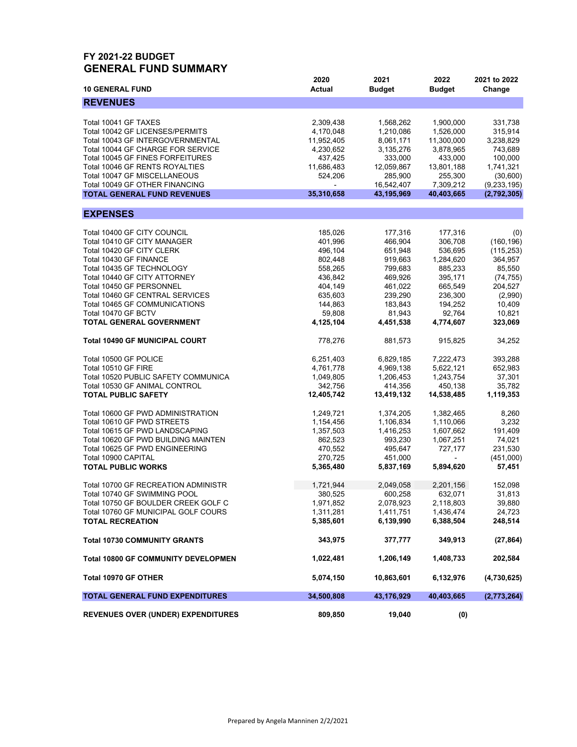# FY 2021-22 BUDGET
## GENERAL FUND SUMMARY

| 10 GENERAL FUND | 2020 Actual | 2021 Budget | 2022 Budget | 2021 to 2022 Change |
|---|---|---|---|---|
| **REVENUES** | | | | |
| Total 10041 GF TAXES | 2,309,438 | 1,568,262 | 1,900,000 | 331,738 |
| Total 10042 GF LICENSES/PERMITS | 4,170,048 | 1,210,086 | 1,526,000 | 315,914 |
| Total 10043 GF INTERGOVERNMENTAL | 11,952,405 | 8,061,171 | 11,300,000 | 3,238,829 |
| Total 10044 GF CHARGE FOR SERVICE | 4,230,652 | 3,135,276 | 3,878,965 | 743,689 |
| Total 10045 GF FINES FORFEITURES | 437,425 | 333,000 | 433,000 | 100,000 |
| Total 10046 GF RENTS ROYALTIES | 11,686,483 | 12,059,867 | 13,801,188 | 1,741,321 |
| Total 10047 GF MISCELLANEOUS | 524,206 | 285,900 | 255,300 | (30,600) |
| Total 10049 GF OTHER FINANCING | - | 16,542,407 | 7,309,212 | (9,233,195) |
| **TOTAL GENERAL FUND REVENUES** | **35,310,658** | **43,195,969** | **40,403,665** | **(2,792,305)** |
| **EXPENSES** | | | | |
| Total 10400 GF CITY COUNCIL | 185,026 | 177,316 | 177,316 | (0) |
| Total 10410 GF CITY MANAGER | 401,996 | 466,904 | 306,708 | (160,196) |
| Total 10420 GF CITY CLERK | 496,104 | 651,948 | 536,695 | (115,253) |
| Total 10430 GF FINANCE | 802,448 | 919,663 | 1,284,620 | 364,957 |
| Total 10435 GF TECHNOLOGY | 558,265 | 799,683 | 885,233 | 85,550 |
| Total 10440 GF CITY ATTORNEY | 436,842 | 469,926 | 395,171 | (74,755) |
| Total 10450 GF PERSONNEL | 404,149 | 461,022 | 665,549 | 204,527 |
| Total 10460 GF CENTRAL SERVICES | 635,603 | 239,290 | 236,300 | (2,990) |
| Total 10465 GF COMMUNICATIONS | 144,863 | 183,843 | 194,252 | 10,409 |
| Total 10470 GF BCTV | 59,808 | 81,943 | 92,764 | 10,821 |
| **TOTAL GENERAL GOVERNMENT** | **4,125,104** | **4,451,538** | **4,774,607** | **323,069** |
| **Total 10490 GF MUNICIPAL COURT** | 778,276 | 881,573 | 915,825 | 34,252 |
| Total 10500 GF POLICE | 6,251,403 | 6,829,185 | 7,222,473 | 393,288 |
| Total 10510 GF FIRE | 4,761,778 | 4,969,138 | 5,622,121 | 652,983 |
| Total 10520 PUBLIC SAFETY COMMUNICA | 1,049,805 | 1,206,453 | 1,243,754 | 37,301 |
| Total 10530 GF ANIMAL CONTROL | 342,756 | 414,356 | 450,138 | 35,782 |
| **TOTAL PUBLIC SAFETY** | **12,405,742** | **13,419,132** | **14,538,485** | **1,119,353** |
| Total 10600 GF PWD ADMINISTRATION | 1,249,721 | 1,374,205 | 1,382,465 | 8,260 |
| Total 10610 GF PWD STREETS | 1,154,456 | 1,106,834 | 1,110,066 | 3,232 |
| Total 10615 GF PWD LANDSCAPING | 1,357,503 | 1,416,253 | 1,607,662 | 191,409 |
| Total 10620 GF PWD BUILDING MAINTEN | 862,523 | 993,230 | 1,067,251 | 74,021 |
| Total 10625 GF PWD ENGINEERING | 470,552 | 495,647 | 727,177 | 231,530 |
| Total 10900 CAPITAL | 270,725 | 451,000 | - | (451,000) |
| **TOTAL PUBLIC WORKS** | **5,365,480** | **5,837,169** | **5,894,620** | **57,451** |
| Total 10700 GF RECREATION ADMINISTR | 1,721,944 | 2,049,058 | 2,201,156 | 152,098 |
| Total 10740 GF SWIMMING POOL | 380,525 | 600,258 | 632,071 | 31,813 |
| Total 10750 GF BOULDER CREEK GOLF C | 1,971,852 | 2,078,923 | 2,118,803 | 39,880 |
| Total 10760 GF MUNICIPAL GOLF COURS | 1,311,281 | 1,411,751 | 1,436,474 | 24,723 |
| **TOTAL RECREATION** | **5,385,601** | **6,139,990** | **6,388,504** | **248,514** |
| **Total 10730 COMMUNITY GRANTS** | **343,975** | **377,777** | **349,913** | **(27,864)** |
| **Total 10800 GF COMMUNITY DEVELOPMEN** | **1,022,481** | **1,206,149** | **1,408,733** | **202,584** |
| **Total 10970 GF OTHER** | **5,074,150** | **10,863,601** | **6,132,976** | **(4,730,625)** |
| **TOTAL GENERAL FUND EXPENDITURES** | **34,500,808** | **43,176,929** | **40,403,665** | **(2,773,264)** |
| **REVENUES OVER (UNDER) EXPENDITURES** | **809,850** | **19,040** | **(0)** | |

Prepared by Angela Manninen 2/2/2021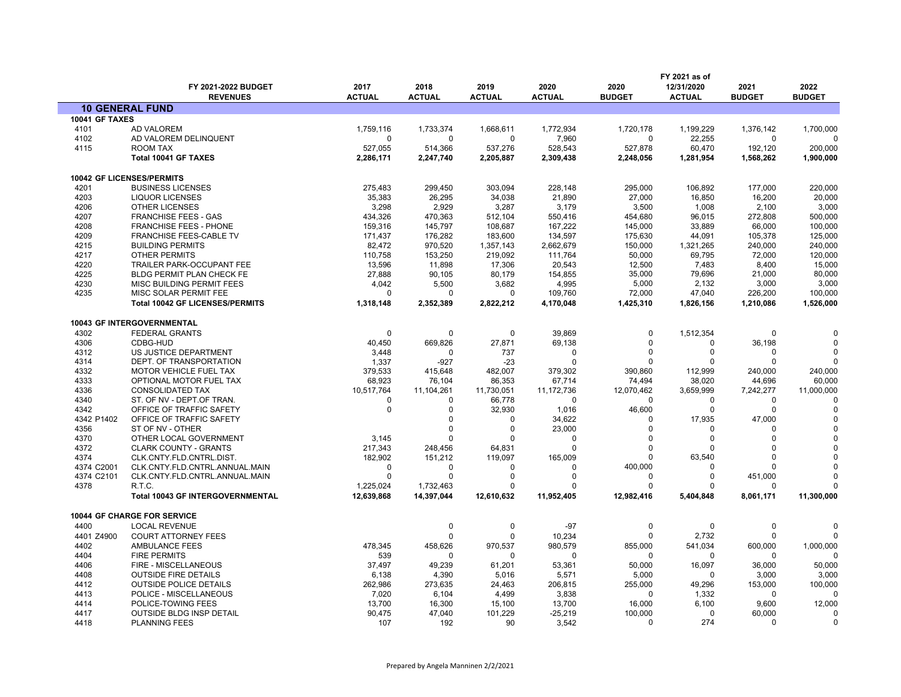| | FY 2021-2022 BUDGET REVENUES | 2017 ACTUAL | 2018 ACTUAL | 2019 ACTUAL | 2020 ACTUAL | 2020 BUDGET | FY 2021 as of 12/31/2020 ACTUAL | 2021 BUDGET | 2022 BUDGET |
|---|---|---|---|---|---|---|---|---|---|
| **10 GENERAL FUND** | | | | | | | | | |
| **10041 GF TAXES** | | | | | | | | | |
| 4101 | AD VALOREM | 1,759,116 | 1,733,374 | 1,668,611 | 1,772,934 | 1,720,178 | 1,199,229 | 1,376,142 | 1,700,000 |
| 4102 | AD VALOREM DELINQUENT | 0 | 0 | 0 | 7,960 | 0 | 22,255 | 0 | 0 |
| 4115 | ROOM TAX | 527,055 | 514,366 | 537,276 | 528,543 | 527,878 | 60,470 | 192,120 | 200,000 |
| | **Total 10041 GF TAXES** | **2,286,171** | **2,247,740** | **2,205,887** | **2,309,438** | **2,248,056** | **1,281,954** | **1,568,262** | **1,900,000** |
| | | | | | | | | | |
| **10042 GF LICENSES/PERMITS** | | | | | | | | | |
| 4201 | BUSINESS LICENSES | 275,483 | 299,450 | 303,094 | 228,148 | 295,000 | 106,892 | 177,000 | 220,000 |
| 4203 | LIQUOR LICENSES | 35,383 | 26,295 | 34,038 | 21,890 | 27,000 | 16,850 | 16,200 | 20,000 |
| 4206 | OTHER LICENSES | 3,298 | 2,929 | 3,287 | 3,179 | 3,500 | 1,008 | 2,100 | 3,000 |
| 4207 | FRANCHISE FEES - GAS | 434,326 | 470,363 | 512,104 | 550,416 | 454,680 | 96,015 | 272,808 | 500,000 |
| 4208 | FRANCHISE FEES - PHONE | 159,316 | 145,797 | 108,687 | 167,222 | 145,000 | 33,889 | 66,000 | 100,000 |
| 4209 | FRANCHISE FEES-CABLE TV | 171,437 | 176,282 | 183,600 | 134,597 | 175,630 | 44,091 | 105,378 | 125,000 |
| 4215 | BUILDING PERMITS | 82,472 | 970,520 | 1,357,143 | 2,662,679 | 150,000 | 1,321,265 | 240,000 | 240,000 |
| 4217 | OTHER PERMITS | 110,758 | 153,250 | 219,092 | 111,764 | 50,000 | 69,795 | 72,000 | 120,000 |
| 4220 | TRAILER PARK-OCCUPANT FEE | 13,596 | 11,898 | 17,306 | 20,543 | 12,500 | 7,483 | 8,400 | 15,000 |
| 4225 | BLDG PERMIT PLAN CHECK FE | 27,888 | 90,105 | 80,179 | 154,855 | 35,000 | 79,696 | 21,000 | 80,000 |
| 4230 | MISC BUILDING PERMIT FEES | 4,042 | 5,500 | 3,682 | 4,995 | 5,000 | 2,132 | 3,000 | 3,000 |
| 4235 | MISC SOLAR PERMIT FEE | 0 | 0 | 0 | 109,760 | 72,000 | 47,040 | 226,200 | 100,000 |
| | **Total 10042 GF LICENSES/PERMITS** | **1,318,148** | **2,352,389** | **2,822,212** | **4,170,048** | **1,425,310** | **1,826,156** | **1,210,086** | **1,526,000** |
| | | | | | | | | | |
| **10043 GF INTERGOVERNMENTAL** | | | | | | | | | |
| 4302 | FEDERAL GRANTS | 0 | 0 | 0 | 39,869 | 0 | 1,512,354 | 0 | 0 |
| 4306 | CDBG-HUD | 40,450 | 669,826 | 27,871 | 69,138 | 0 | 0 | 36,198 | 0 |
| 4312 | US JUSTICE DEPARTMENT | 3,448 | 0 | 737 | 0 | 0 | 0 | 0 | 0 |
| 4314 | DEPT. OF TRANSPORTATION | 1,337 | -927 | -23 | 0 | 0 | 0 | 0 | 0 |
| 4332 | MOTOR VEHICLE FUEL TAX | 379,533 | 415,648 | 482,007 | 379,302 | 390,860 | 112,999 | 240,000 | 240,000 |
| 4333 | OPTIONAL MOTOR FUEL TAX | 68,923 | 76,104 | 86,353 | 67,714 | 74,494 | 38,020 | 44,696 | 60,000 |
| 4336 | CONSOLIDATED TAX | 10,517,764 | 11,104,261 | 11,730,051 | 11,172,736 | 12,070,462 | 3,659,999 | 7,242,277 | 11,000,000 |
| 4340 | ST. OF NV - DEPT.OF TRAN. | 0 | 0 | 66,778 | 0 | 0 | 0 | 0 | 0 |
| 4342 | OFFICE OF TRAFFIC SAFETY | 0 | 0 | 32,930 | 1,016 | 46,600 | 0 | 0 | 0 |
| 4342 P1402 | OFFICE OF TRAFFIC SAFETY | | 0 | 0 | 34,622 | 0 | 17,935 | 47,000 | 0 |
| 4356 | ST OF NV - OTHER | | 0 | 0 | 23,000 | 0 | 0 | 0 | 0 |
| 4370 | OTHER LOCAL GOVERNMENT | 3,145 | 0 | 0 | 0 | 0 | 0 | 0 | 0 |
| 4372 | CLARK COUNTY - GRANTS | 217,343 | 248,456 | 64,831 | 0 | 0 | 0 | 0 | 0 |
| 4374 | CLK.CNTY.FLD.CNTRL.DIST. | 182,902 | 151,212 | 119,097 | 165,009 | 0 | 63,540 | 0 | 0 |
| 4374 C2001 | CLK.CNTY.FLD.CNTRL.ANNUAL.MAIN | 0 | 0 | 0 | 0 | 400,000 | 0 | 0 | 0 |
| 4374 C2101 | CLK.CNTY.FLD.CNTRL.ANNUAL.MAIN | 0 | 0 | 0 | 0 | 0 | 0 | 451,000 | 0 |
| 4378 | R.T.C. | 1,225,024 | 1,732,463 | 0 | 0 | 0 | 0 | 0 | 0 |
| | **Total 10043 GF INTERGOVERNMENTAL** | **12,639,868** | **14,397,044** | **12,610,632** | **11,952,405** | **12,982,416** | **5,404,848** | **8,061,171** | **11,300,000** |
| | | | | | | | | | |
| **10044 GF CHARGE FOR SERVICE** | | | | | | | | | |
| 4400 | LOCAL REVENUE | | 0 | 0 | -97 | 0 | 0 | 0 | 0 |
| 4401 Z4900 | COURT ATTORNEY FEES | | 0 | 0 | 10,234 | 0 | 2,732 | 0 | 0 |
| 4402 | AMBULANCE FEES | 478,345 | 458,626 | 970,537 | 980,579 | 855,000 | 541,034 | 600,000 | 1,000,000 |
| 4404 | FIRE PERMITS | 539 | 0 | 0 | 0 | 0 | 0 | 0 | 0 |
| 4406 | FIRE - MISCELLANEOUS | 37,497 | 49,239 | 61,201 | 53,361 | 50,000 | 16,097 | 36,000 | 50,000 |
| 4408 | OUTSIDE FIRE DETAILS | 6,138 | 4,390 | 5,016 | 5,571 | 5,000 | 0 | 3,000 | 3,000 |
| 4412 | OUTSIDE POLICE DETAILS | 262,986 | 273,635 | 24,463 | 206,815 | 255,000 | 49,296 | 153,000 | 100,000 |
| 4413 | POLICE - MISCELLANEOUS | 7,020 | 6,104 | 4,499 | 3,838 | 0 | 1,332 | 0 | 0 |
| 4414 | POLICE-TOWING FEES | 13,700 | 16,300 | 15,100 | 13,700 | 16,000 | 6,100 | 9,600 | 12,000 |
| 4417 | OUTSIDE BLDG INSP DETAIL | 90,475 | 47,040 | 101,229 | -25,219 | 100,000 | 0 | 60,000 | 0 |
| 4418 | PLANNING FEES | 107 | 192 | 90 | 3,542 | 0 | 274 | 0 | 0 |

Prepared by Angela Manninen 2/2/2021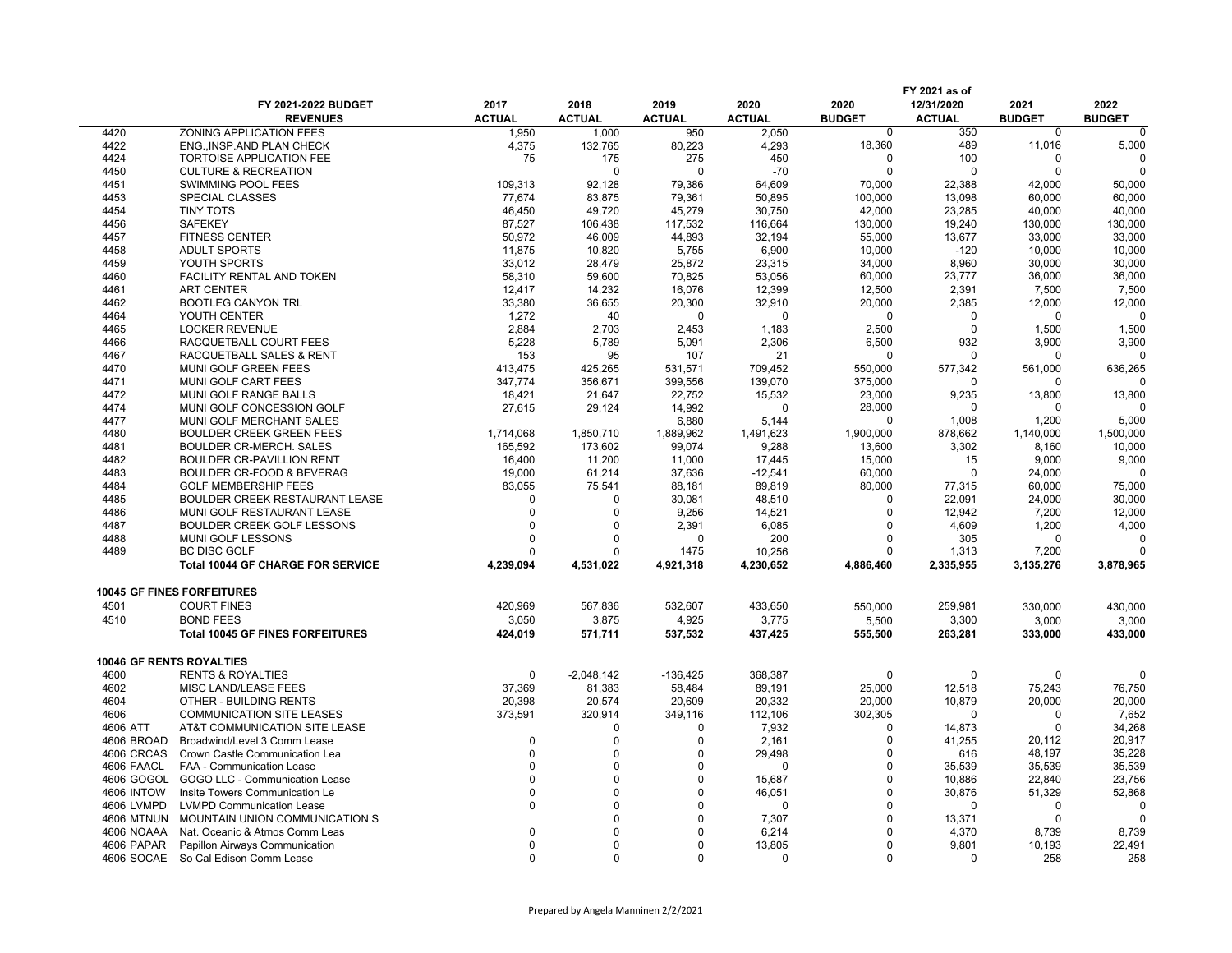| | FY 2021-2022 BUDGET REVENUES | 2017 ACTUAL | 2018 ACTUAL | 2019 ACTUAL | 2020 ACTUAL | 2020 BUDGET | FY 2021 as of 12/31/2020 ACTUAL | 2021 BUDGET | 2022 BUDGET |
|---|---|---|---|---|---|---|---|---|---|
| 4420 | ZONING APPLICATION FEES | 1,950 | 1,000 | 950 | 2,050 | 0 | 350 | 0 | 0 |
| 4422 | ENG.,INSP.AND PLAN CHECK | 4,375 | 132,765 | 80,223 | 4,293 | 18,360 | 489 | 11,016 | 5,000 |
| 4424 | TORTOISE APPLICATION FEE | 75 | 175 | 275 | 450 | 0 | 100 | 0 | 0 |
| 4450 | CULTURE & RECREATION | | 0 | 0 | -70 | 0 | 0 | 0 | 0 |
| 4451 | SWIMMING POOL FEES | 109,313 | 92,128 | 79,386 | 64,609 | 70,000 | 22,388 | 42,000 | 50,000 |
| 4453 | SPECIAL CLASSES | 77,674 | 83,875 | 79,361 | 50,895 | 100,000 | 13,098 | 60,000 | 60,000 |
| 4454 | TINY TOTS | 46,450 | 49,720 | 45,279 | 30,750 | 42,000 | 23,285 | 40,000 | 40,000 |
| 4456 | SAFEKEY | 87,527 | 106,438 | 117,532 | 116,664 | 130,000 | 19,240 | 130,000 | 130,000 |
| 4457 | FITNESS CENTER | 50,972 | 46,009 | 44,893 | 32,194 | 55,000 | 13,677 | 33,000 | 33,000 |
| 4458 | ADULT SPORTS | 11,875 | 10,820 | 5,755 | 6,900 | 10,000 | -120 | 10,000 | 10,000 |
| 4459 | YOUTH SPORTS | 33,012 | 28,479 | 25,872 | 23,315 | 34,000 | 8,960 | 30,000 | 30,000 |
| 4460 | FACILITY RENTAL AND TOKEN | 58,310 | 59,600 | 70,825 | 53,056 | 60,000 | 23,777 | 36,000 | 36,000 |
| 4461 | ART CENTER | 12,417 | 14,232 | 16,076 | 12,399 | 12,500 | 2,391 | 7,500 | 7,500 |
| 4462 | BOOTLEG CANYON TRL | 33,380 | 36,655 | 20,300 | 32,910 | 20,000 | 2,385 | 12,000 | 12,000 |
| 4464 | YOUTH CENTER | 1,272 | 40 | 0 | 0 | 0 | 0 | 0 | 0 |
| 4465 | LOCKER REVENUE | 2,884 | 2,703 | 2,453 | 1,183 | 2,500 | 0 | 1,500 | 1,500 |
| 4466 | RACQUETBALL COURT FEES | 5,228 | 5,789 | 5,091 | 2,306 | 6,500 | 932 | 3,900 | 3,900 |
| 4467 | RACQUETBALL SALES & RENT | 153 | 95 | 107 | 21 | 0 | 0 | 0 | 0 |
| 4470 | MUNI GOLF GREEN FEES | 413,475 | 425,265 | 531,571 | 709,452 | 550,000 | 577,342 | 561,000 | 636,265 |
| 4471 | MUNI GOLF CART FEES | 347,774 | 356,671 | 399,556 | 139,070 | 375,000 | 0 | 0 | 0 |
| 4472 | MUNI GOLF RANGE BALLS | 18,421 | 21,647 | 22,752 | 15,532 | 23,000 | 9,235 | 13,800 | 13,800 |
| 4474 | MUNI GOLF CONCESSION GOLF | 27,615 | 29,124 | 14,992 | 0 | 28,000 | 0 | 0 | 0 |
| 4477 | MUNI GOLF MERCHANT SALES | | | 6,880 | 5,144 | 0 | 1,008 | 1,200 | 5,000 |
| 4480 | BOULDER CREEK GREEN FEES | 1,714,068 | 1,850,710 | 1,889,962 | 1,491,623 | 1,900,000 | 878,662 | 1,140,000 | 1,500,000 |
| 4481 | BOULDER CR-MERCH. SALES | 165,592 | 173,602 | 99,074 | 9,288 | 13,600 | 3,302 | 8,160 | 10,000 |
| 4482 | BOULDER CR-PAVILLION RENT | 16,400 | 11,200 | 11,000 | 17,445 | 15,000 | 15 | 9,000 | 9,000 |
| 4483 | BOULDER CR-FOOD & BEVERAG | 19,000 | 61,214 | 37,636 | -12,541 | 60,000 | 0 | 24,000 | 0 |
| 4484 | GOLF MEMBERSHIP FEES | 83,055 | 75,541 | 88,181 | 89,819 | 80,000 | 77,315 | 60,000 | 75,000 |
| 4485 | BOULDER CREEK RESTAURANT LEASE | 0 | 0 | 30,081 | 48,510 | 0 | 22,091 | 24,000 | 30,000 |
| 4486 | MUNI GOLF RESTAURANT LEASE | 0 | 0 | 9,256 | 14,521 | 0 | 12,942 | 7,200 | 12,000 |
| 4487 | BOULDER CREEK GOLF LESSONS | 0 | 0 | 2,391 | 6,085 | 0 | 4,609 | 1,200 | 4,000 |
| 4488 | MUNI GOLF LESSONS | 0 | 0 | 0 | 200 | 0 | 305 | 0 | 0 |
| 4489 | BC DISC GOLF | 0 | 0 | 1475 | 10,256 | 0 | 1,313 | 7,200 | 0 |
| | **Total 10044 GF CHARGE FOR SERVICE** | **4,239,094** | **4,531,022** | **4,921,318** | **4,230,652** | **4,886,460** | **2,335,955** | **3,135,276** | **3,878,965** |
| **10045 GF FINES FORFEITURES** | | | | | | | | | |
| 4501 | COURT FINES | 420,969 | 567,836 | 532,607 | 433,650 | 550,000 | 259,981 | 330,000 | 430,000 |
| 4510 | BOND FEES | 3,050 | 3,875 | 4,925 | 3,775 | 5,500 | 3,300 | 3,000 | 3,000 |
| | **Total 10045 GF FINES FORFEITURES** | **424,019** | **571,711** | **537,532** | **437,425** | **555,500** | **263,281** | **333,000** | **433,000** |
| **10046 GF RENTS ROYALTIES** | | | | | | | | | |
| 4600 | RENTS & ROYALTIES | 0 | -2,048,142 | -136,425 | 368,387 | 0 | 0 | 0 | 0 |
| 4602 | MISC LAND/LEASE FEES | 37,369 | 81,383 | 58,484 | 89,191 | 25,000 | 12,518 | 75,243 | 76,750 |
| 4604 | OTHER - BUILDING RENTS | 20,398 | 20,574 | 20,609 | 20,332 | 20,000 | 10,879 | 20,000 | 20,000 |
| 4606 | COMMUNICATION SITE LEASES | 373,591 | 320,914 | 349,116 | 112,106 | 302,305 | 0 | 0 | 7,652 |
| 4606 ATT | AT&T COMMUNICATION SITE LEASE | | 0 | 0 | 7,932 | 0 | 14,873 | 0 | 34,268 |
| 4606 BROAD | Broadwind/Level 3 Comm Lease | 0 | 0 | 0 | 2,161 | 0 | 41,255 | 20,112 | 20,917 |
| 4606 CRCAS | Crown Castle Communication Lea | 0 | 0 | 0 | 29,498 | 0 | 616 | 48,197 | 35,228 |
| 4606 FAACL | FAA - Communication Lease | 0 | 0 | 0 | 0 | 0 | 35,539 | 35,539 | 35,539 |
| 4606 GOGOL | GOGO LLC - Communication Lease | 0 | 0 | 0 | 15,687 | 0 | 10,886 | 22,840 | 23,756 |
| 4606 INTOW | Insite Towers Communication Le | 0 | 0 | 0 | 46,051 | 0 | 30,876 | 51,329 | 52,868 |
| 4606 LVMPD | LVMPD Communication Lease | 0 | 0 | 0 | 0 | 0 | 0 | 0 | 0 |
| 4606 MTNUN | MOUNTAIN UNION COMMUNICATION S | | 0 | 0 | 7,307 | 0 | 13,371 | 0 | 0 |
| 4606 NOAAA | Nat. Oceanic & Atmos Comm Leas | 0 | 0 | 0 | 6,214 | 0 | 4,370 | 8,739 | 8,739 |
| 4606 PAPAR | Papillon Airways Communication | 0 | 0 | 0 | 13,805 | 0 | 9,801 | 10,193 | 22,491 |
| 4606 SOCAE | So Cal Edison Comm Lease | 0 | 0 | 0 | 0 | 0 | 0 | 258 | 258 |

Prepared by Angela Manninen 2/2/2021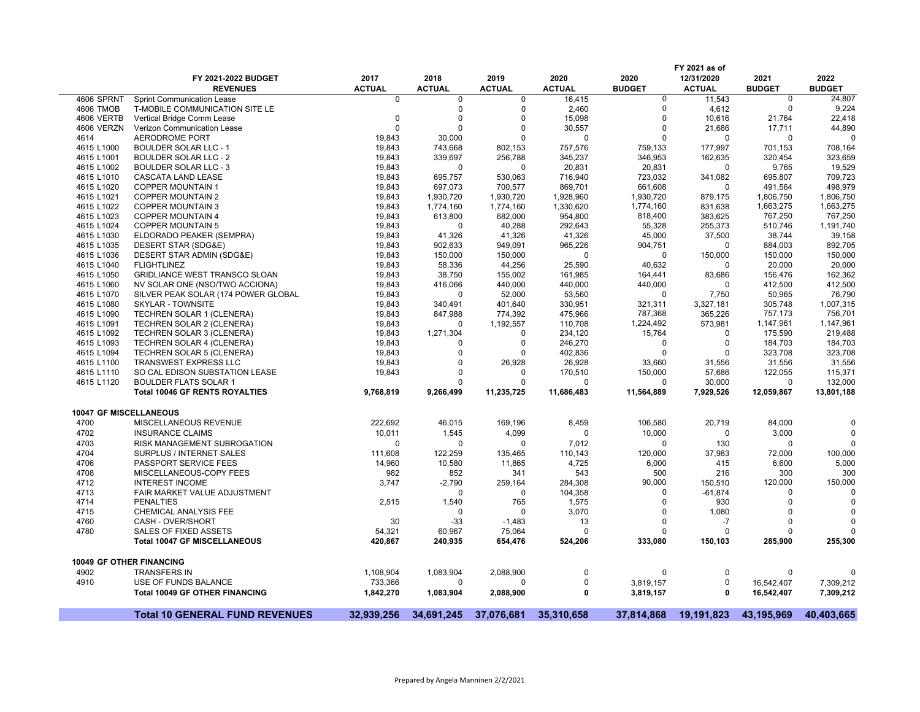| | FY 2021-2022 BUDGET REVENUES | 2017 ACTUAL | 2018 ACTUAL | 2019 ACTUAL | 2020 ACTUAL | 2020 BUDGET | FY 2021 as of 12/31/2020 ACTUAL | 2021 BUDGET | 2022 BUDGET |
|---|---|---|---|---|---|---|---|---|---|
| 4606 SPRNT | Sprint Communication Lease | 0 | 0 | 0 | 16,415 | 0 | 11,543 | 0 | 24,807 |
| 4606 TMOB | T-MOBILE COMMUNICATION SITE LE | | 0 | 0 | 2,460 | 0 | 4,612 | 0 | 9,224 |
| 4606 VERTB | Vertical Bridge Comm Lease | 0 | 0 | 0 | 15,098 | 0 | 10,616 | 21,764 | 22,418 |
| 4606 VERZN | Verizon Communication Lease | 0 | 0 | 0 | 30,557 | 0 | 21,686 | 17,711 | 44,890 |
| 4614 | AERODROME PORT | 19,843 | 30,000 | 0 | 0 | 0 | 0 | 0 | 0 |
| 4615 L1000 | BOULDER SOLAR LLC - 1 | 19,843 | 743,668 | 802,153 | 757,576 | 759,133 | 177,997 | 701,153 | 708,164 |
| 4615 L1001 | BOULDER SOLAR LLC - 2 | 19,843 | 339,697 | 256,788 | 345,237 | 346,953 | 162,635 | 320,454 | 323,659 |
| 4615 L1002 | BOULDER SOLAR LLC - 3 | 19,843 | 0 | 0 | 20,831 | 20,831 | 0 | 9,765 | 19,529 |
| 4615 L1010 | CASCATA LAND LEASE | 19,843 | 695,757 | 530,063 | 716,940 | 723,032 | 341,082 | 695,807 | 709,723 |
| 4615 L1020 | COPPER MOUNTAIN 1 | 19,843 | 697,073 | 700,577 | 869,701 | 661,608 | 0 | 491,564 | 498,979 |
| 4615 L1021 | COPPER MOUNTAIN 2 | 19,843 | 1,930,720 | 1,930,720 | 1,928,960 | 1,930,720 | 879,175 | 1,806,750 | 1,806,750 |
| 4615 L1022 | COPPER MOUNTAIN 3 | 19,843 | 1,774,160 | 1,774,160 | 1,330,620 | 1,774,160 | 831,638 | 1,663,275 | 1,663,275 |
| 4615 L1023 | COPPER MOUNTAIN 4 | 19,843 | 613,800 | 682,000 | 954,800 | 818,400 | 383,625 | 767,250 | 767,250 |
| 4615 L1024 | COPPER MOUNTAIN 5 | 19,843 | 0 | 40,288 | 292,643 | 55,328 | 255,373 | 510,746 | 1,191,740 |
| 4615 L1030 | ELDORADO PEAKER (SEMPRA) | 19,843 | 41,326 | 41,326 | 41,326 | 45,000 | 37,500 | 38,744 | 39,158 |
| 4615 L1035 | DESERT STAR (SDG&E) | 19,843 | 902,633 | 949,091 | 965,226 | 904,751 | 0 | 884,003 | 892,705 |
| 4615 L1036 | DESERT STAR ADMIN (SDG&E) | 19,843 | 150,000 | 150,000 | 0 | 0 | 150,000 | 150,000 | 150,000 |
| 4615 L1040 | FLIGHTLINEZ | 19,843 | 58,336 | 44,256 | 25,590 | 40,632 | 0 | 20,000 | 20,000 |
| 4615 L1050 | GRIDLIANCE WEST TRANSCO SLOAN | 19,843 | 38,750 | 155,002 | 161,985 | 164,441 | 83,686 | 156,476 | 162,362 |
| 4615 L1060 | NV SOLAR ONE (NSO/TWO ACCIONA) | 19,843 | 416,066 | 440,000 | 440,000 | 440,000 | 0 | 412,500 | 412,500 |
| 4615 L1070 | SILVER PEAK SOLAR (174 POWER GLOBAL | 19,843 | 0 | 52,000 | 53,560 | 0 | 7,750 | 50,965 | 76,790 |
| 4615 L1080 | SKYLAR - TOWNSITE | 19,843 | 340,491 | 401,640 | 330,951 | 321,311 | 3,327,181 | 305,748 | 1,007,315 |
| 4615 L1090 | TECHREN SOLAR 1 (CLENERA) | 19,843 | 847,988 | 774,392 | 475,966 | 787,368 | 365,226 | 757,173 | 756,701 |
| 4615 L1091 | TECHREN SOLAR 2 (CLENERA) | 19,843 | 0 | 1,192,557 | 110,708 | 1,224,492 | 573,981 | 1,147,961 | 1,147,961 |
| 4615 L1092 | TECHREN SOLAR 3 (CLENERA) | 19,843 | 1,271,304 | 0 | 234,120 | 15,764 | 0 | 175,590 | 219,488 |
| 4615 L1093 | TECHREN SOLAR 4 (CLENERA) | 19,843 | 0 | 0 | 246,270 | 0 | 0 | 184,703 | 184,703 |
| 4615 L1094 | TECHREN SOLAR 5 (CLENERA) | 19,843 | 0 | 0 | 402,836 | 0 | 0 | 323,708 | 323,708 |
| 4615 L1100 | TRANSWEST EXPRESS LLC | 19,843 | 0 | 26,928 | 26,928 | 33,660 | 31,556 | 31,556 | 31,556 |
| 4615 L1110 | SO CAL EDISON SUBSTATION LEASE | 19,843 | 0 | 0 | 170,510 | 150,000 | 57,686 | 122,055 | 115,371 |
| 4615 L1120 | BOULDER FLATS SOLAR 1 | | 0 | 0 | 0 | 0 | 30,000 | 0 | 132,000 |
| | **Total 10046 GF RENTS ROYALTIES** | **9,768,819** | **9,266,499** | **11,235,725** | **11,686,483** | **11,564,889** | **7,929,526** | **12,059,867** | **13,801,188** |
| **10047 GF MISCELLANEOUS** | | | | | | | | | |
| 4700 | MISCELLANEOUS REVENUE | 222,692 | 46,015 | 169,196 | 8,459 | 106,580 | 20,719 | 84,000 | 0 |
| 4702 | INSURANCE CLAIMS | 10,011 | 1,545 | 4,099 | 0 | 10,000 | 0 | 3,000 | 0 |
| 4703 | RISK MANAGEMENT SUBROGATION | 0 | 0 | 0 | 7,012 | 0 | 130 | 0 | 0 |
| 4704 | SURPLUS / INTERNET SALES | 111,608 | 122,259 | 135,465 | 110,143 | 120,000 | 37,983 | 72,000 | 100,000 |
| 4706 | PASSPORT SERVICE FEES | 14,960 | 10,580 | 11,865 | 4,725 | 6,000 | 415 | 6,600 | 5,000 |
| 4708 | MISCELLANEOUS-COPY FEES | 982 | 852 | 341 | 543 | 500 | 216 | 300 | 300 |
| 4712 | INTEREST INCOME | 3,747 | -2,790 | 259,164 | 284,308 | 90,000 | 150,510 | 120,000 | 150,000 |
| 4713 | FAIR MARKET VALUE ADJUSTMENT | | 0 | 0 | 104,358 | 0 | -61,874 | 0 | 0 |
| 4714 | PENALTIES | 2,515 | 1,540 | 765 | 1,575 | 0 | 930 | 0 | 0 |
| 4715 | CHEMICAL ANALYSIS FEE | | 0 | 0 | 3,070 | 0 | 1,080 | 0 | 0 |
| 4760 | CASH - OVER/SHORT | 30 | -33 | -1,483 | 13 | 0 | -7 | 0 | 0 |
| 4780 | SALES OF FIXED ASSETS | 54,321 | 60,967 | 75,064 | 0 | 0 | 0 | 0 | 0 |
| | **Total 10047 GF MISCELLANEOUS** | **420,867** | **240,935** | **654,476** | **524,206** | **333,080** | **150,103** | **285,900** | **255,300** |
| **10049 GF OTHER FINANCING** | | | | | | | | | |
| 4902 | TRANSFERS IN | 1,108,904 | 1,083,904 | 2,088,900 | 0 | 0 | 0 | 0 | 0 |
| 4910 | USE OF FUNDS BALANCE | 733,366 | 0 | 0 | 0 | 3,819,157 | 0 | 16,542,407 | 7,309,212 |
| | **Total 10049 GF OTHER FINANCING** | **1,842,270** | **1,083,904** | **2,088,900** | **0** | **3,819,157** | **0** | **16,542,407** | **7,309,212** |
| | **Total 10 GENERAL FUND REVENUES** | **32,939,256** | **34,691,245** | **37,076,681** | **35,310,658** | **37,814,868** | **19,191,823** | **43,195,969** | **40,403,665** |

Prepared by Angela Manninen 2/2/2021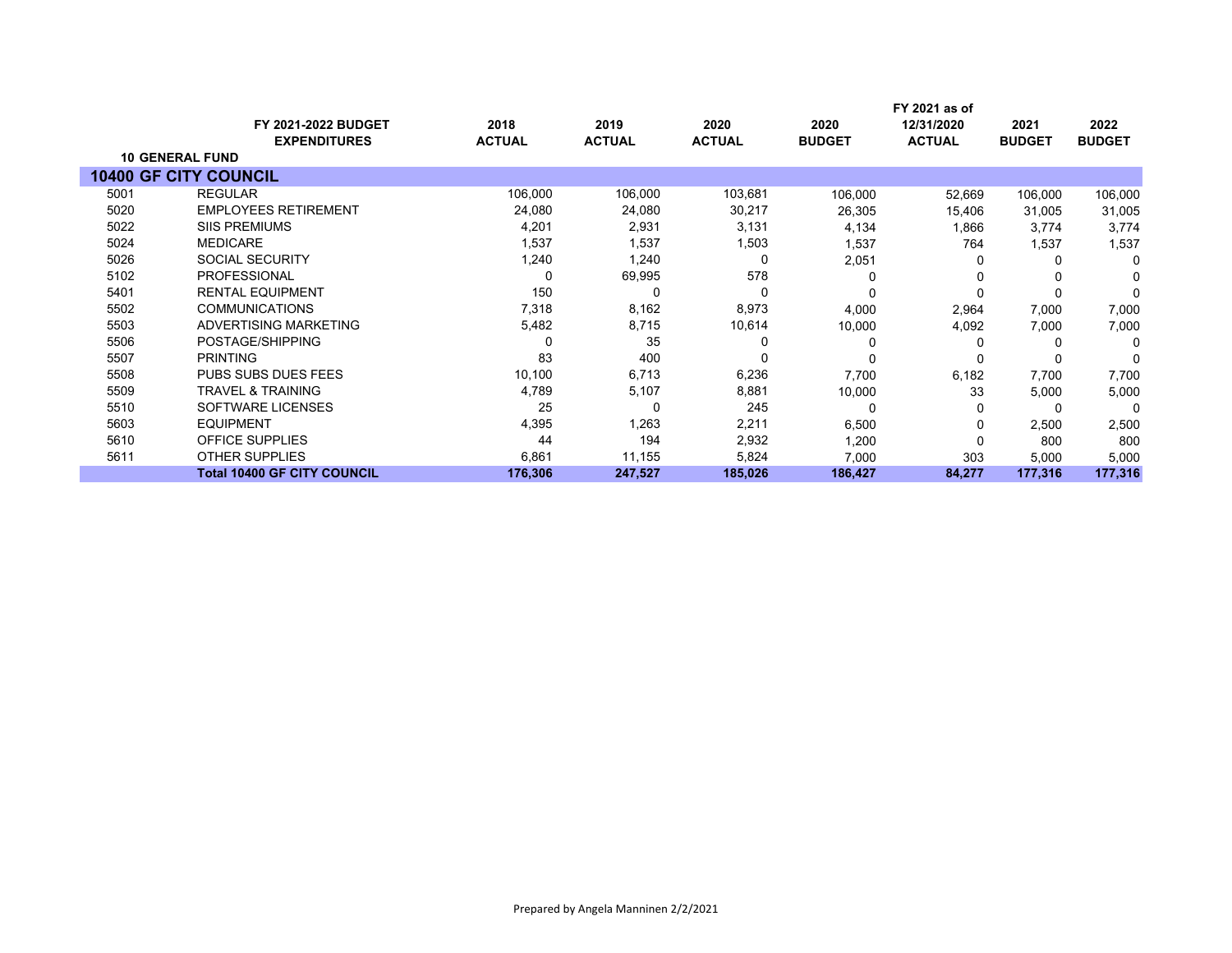| | FY 2021-2022 BUDGET EXPENDITURES | 2018 ACTUAL | 2019 ACTUAL | 2020 ACTUAL | 2020 BUDGET | FY 2021 as of 12/31/2020 ACTUAL | 2021 BUDGET | 2022 BUDGET |
|---|---|---|---|---|---|---|---|---|
| **10 GENERAL FUND** | | | | | | | | |
| **10400 GF CITY COUNCIL** | | | | | | | | |
| 5001 | REGULAR | 106,000 | 106,000 | 103,681 | 106,000 | 52,669 | 106,000 | 106,000 |
| 5020 | EMPLOYEES RETIREMENT | 24,080 | 24,080 | 30,217 | 26,305 | 15,406 | 31,005 | 31,005 |
| 5022 | SIIS PREMIUMS | 4,201 | 2,931 | 3,131 | 4,134 | 1,866 | 3,774 | 3,774 |
| 5024 | MEDICARE | 1,537 | 1,537 | 1,503 | 1,537 | 764 | 1,537 | 1,537 |
| 5026 | SOCIAL SECURITY | 1,240 | 1,240 | 0 | 2,051 | 0 | 0 | 0 |
| 5102 | PROFESSIONAL | 0 | 69,995 | 578 | 0 | 0 | 0 | 0 |
| 5401 | RENTAL EQUIPMENT | 150 | 0 | 0 | 0 | 0 | 0 | 0 |
| 5502 | COMMUNICATIONS | 7,318 | 8,162 | 8,973 | 4,000 | 2,964 | 7,000 | 7,000 |
| 5503 | ADVERTISING MARKETING | 5,482 | 8,715 | 10,614 | 10,000 | 4,092 | 7,000 | 7,000 |
| 5506 | POSTAGE/SHIPPING | 0 | 35 | 0 | 0 | 0 | 0 | 0 |
| 5507 | PRINTING | 83 | 400 | 0 | 0 | 0 | 0 | 0 |
| 5508 | PUBS SUBS DUES FEES | 10,100 | 6,713 | 6,236 | 7,700 | 6,182 | 7,700 | 7,700 |
| 5509 | TRAVEL & TRAINING | 4,789 | 5,107 | 8,881 | 10,000 | 33 | 5,000 | 5,000 |
| 5510 | SOFTWARE LICENSES | 25 | 0 | 245 | 0 | 0 | 0 | 0 |
| 5603 | EQUIPMENT | 4,395 | 1,263 | 2,211 | 6,500 | 0 | 2,500 | 2,500 |
| 5610 | OFFICE SUPPLIES | 44 | 194 | 2,932 | 1,200 | 0 | 800 | 800 |
| 5611 | OTHER SUPPLIES | 6,861 | 11,155 | 5,824 | 7,000 | 303 | 5,000 | 5,000 |
| | **Total 10400 GF CITY COUNCIL** | **176,306** | **247,527** | **185,026** | **186,427** | **84,277** | **177,316** | **177,316** |

Prepared by Angela Manninen 2/2/2021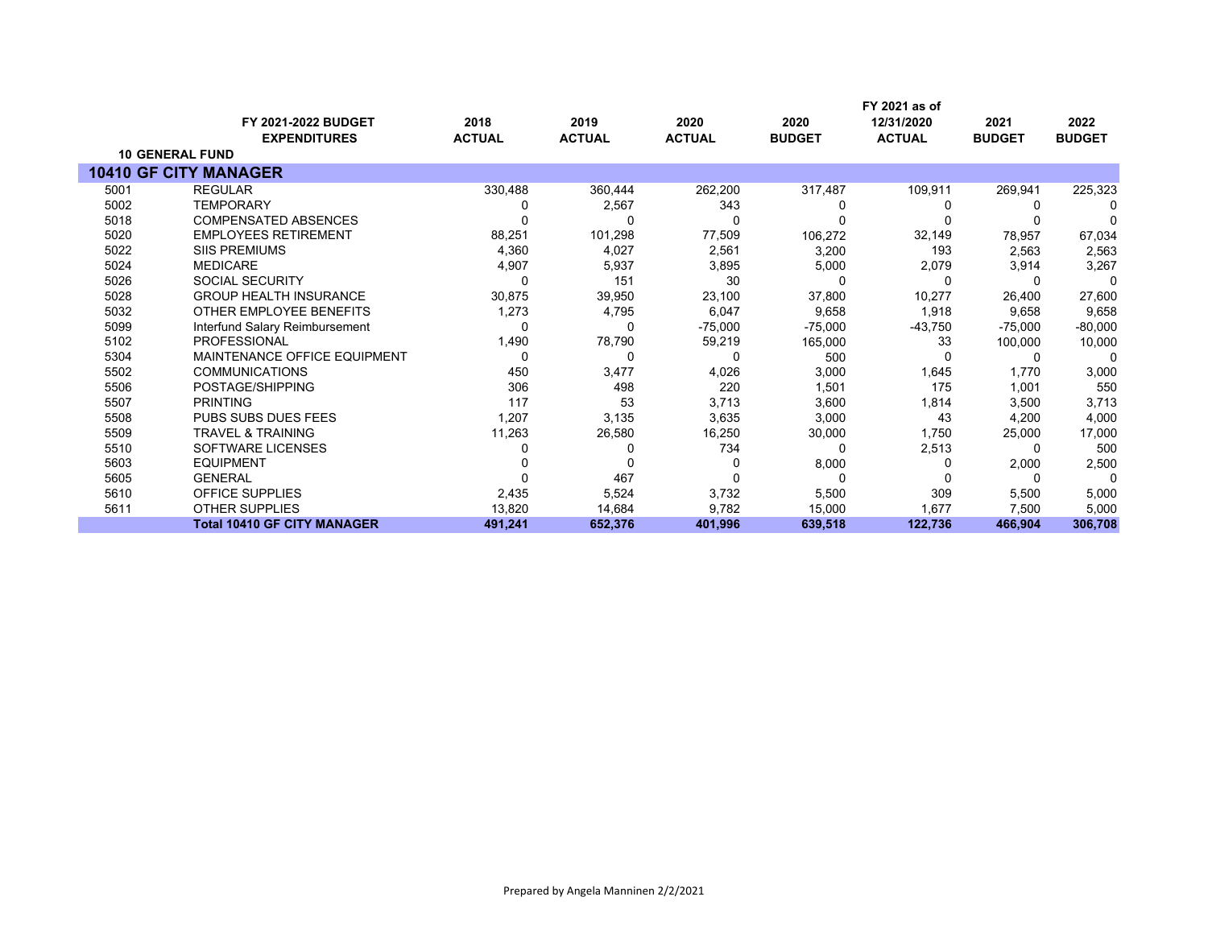| | FY 2021-2022 BUDGET EXPENDITURES | 2018 ACTUAL | 2019 ACTUAL | 2020 ACTUAL | 2020 BUDGET | FY 2021 as of 12/31/2020 ACTUAL | 2021 BUDGET | 2022 BUDGET |
|---|---|---|---|---|---|---|---|---|
| **10 GENERAL FUND** | | | | | | | | |
| **10410 GF CITY MANAGER** | | | | | | | | |
| 5001 | REGULAR | 330,488 | 360,444 | 262,200 | 317,487 | 109,911 | 269,941 | 225,323 |
| 5002 | TEMPORARY | 0 | 2,567 | 343 | 0 | 0 | 0 | 0 |
| 5018 | COMPENSATED ABSENCES | 0 | 0 | 0 | 0 | 0 | 0 | 0 |
| 5020 | EMPLOYEES RETIREMENT | 88,251 | 101,298 | 77,509 | 106,272 | 32,149 | 78,957 | 67,034 |
| 5022 | SIIS PREMIUMS | 4,360 | 4,027 | 2,561 | 3,200 | 193 | 2,563 | 2,563 |
| 5024 | MEDICARE | 4,907 | 5,937 | 3,895 | 5,000 | 2,079 | 3,914 | 3,267 |
| 5026 | SOCIAL SECURITY | 0 | 151 | 30 | 0 | 0 | 0 | 0 |
| 5028 | GROUP HEALTH INSURANCE | 30,875 | 39,950 | 23,100 | 37,800 | 10,277 | 26,400 | 27,600 |
| 5032 | OTHER EMPLOYEE BENEFITS | 1,273 | 4,795 | 6,047 | 9,658 | 1,918 | 9,658 | 9,658 |
| 5099 | Interfund Salary Reimbursement | 0 | 0 | -75,000 | -75,000 | -43,750 | -75,000 | -80,000 |
| 5102 | PROFESSIONAL | 1,490 | 78,790 | 59,219 | 165,000 | 33 | 100,000 | 10,000 |
| 5304 | MAINTENANCE OFFICE EQUIPMENT | 0 | 0 | 0 | 500 | 0 | 0 | 0 |
| 5502 | COMMUNICATIONS | 450 | 3,477 | 4,026 | 3,000 | 1,645 | 1,770 | 3,000 |
| 5506 | POSTAGE/SHIPPING | 306 | 498 | 220 | 1,501 | 175 | 1,001 | 550 |
| 5507 | PRINTING | 117 | 53 | 3,713 | 3,600 | 1,814 | 3,500 | 3,713 |
| 5508 | PUBS SUBS DUES FEES | 1,207 | 3,135 | 3,635 | 3,000 | 43 | 4,200 | 4,000 |
| 5509 | TRAVEL & TRAINING | 11,263 | 26,580 | 16,250 | 30,000 | 1,750 | 25,000 | 17,000 |
| 5510 | SOFTWARE LICENSES | 0 | 0 | 734 | 0 | 2,513 | 0 | 500 |
| 5603 | EQUIPMENT | 0 | 0 | 0 | 8,000 | 0 | 2,000 | 2,500 |
| 5605 | GENERAL | 0 | 467 | 0 | 0 | 0 | 0 | 0 |
| 5610 | OFFICE SUPPLIES | 2,435 | 5,524 | 3,732 | 5,500 | 309 | 5,500 | 5,000 |
| 5611 | OTHER SUPPLIES | 13,820 | 14,684 | 9,782 | 15,000 | 1,677 | 7,500 | 5,000 |
| | **Total 10410 GF CITY MANAGER** | **491,241** | **652,376** | **401,996** | **639,518** | **122,736** | **466,904** | **306,708** |

Prepared by Angela Manninen 2/2/2021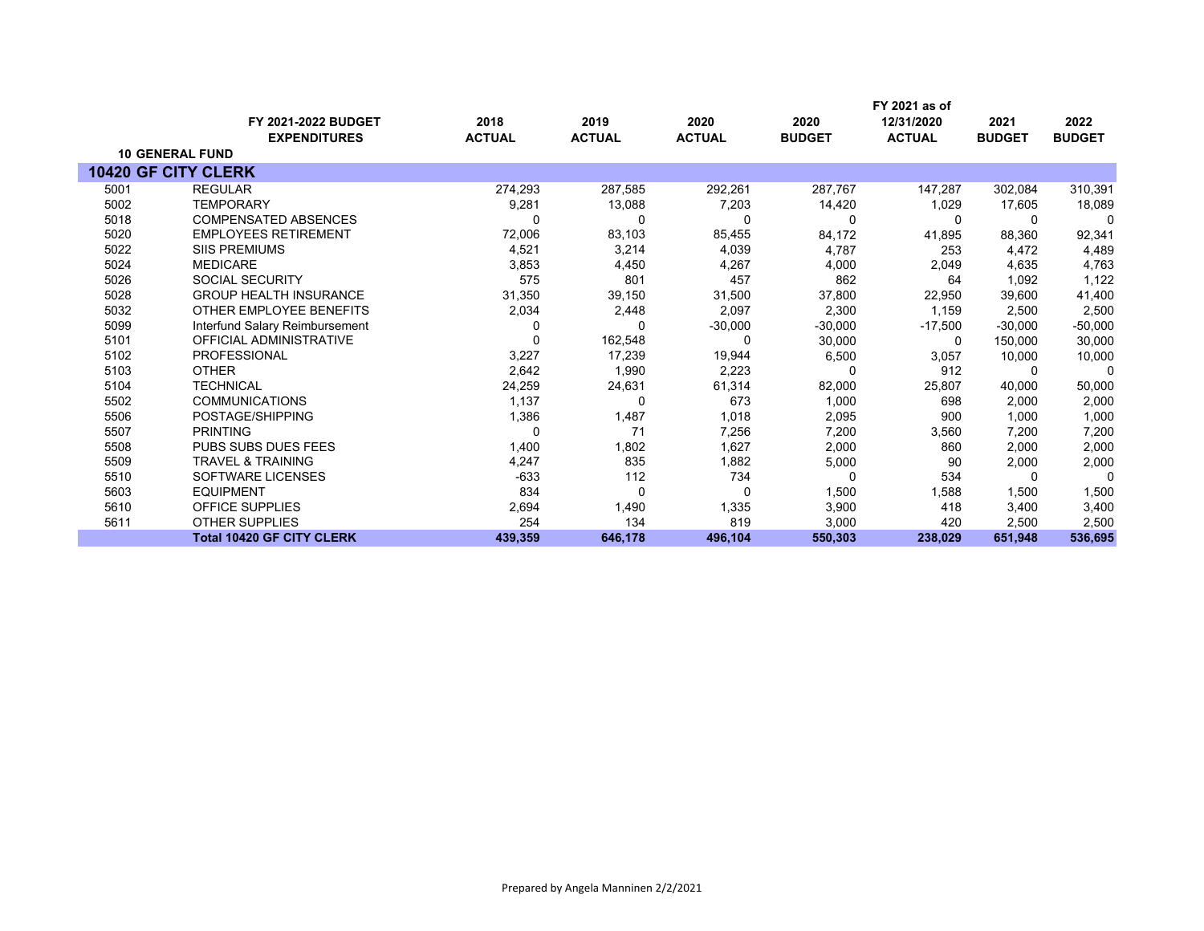| | FY 2021-2022 BUDGET EXPENDITURES | 2018 ACTUAL | 2019 ACTUAL | 2020 ACTUAL | 2020 BUDGET | FY 2021 as of 12/31/2020 ACTUAL | 2021 BUDGET | 2022 BUDGET |
|---|---|---|---|---|---|---|---|---|
| **10 GENERAL FUND** | | | | | | | | |
| **10420 GF CITY CLERK** | | | | | | | | |
| 5001 | REGULAR | 274,293 | 287,585 | 292,261 | 287,767 | 147,287 | 302,084 | 310,391 |
| 5002 | TEMPORARY | 9,281 | 13,088 | 7,203 | 14,420 | 1,029 | 17,605 | 18,089 |
| 5018 | COMPENSATED ABSENCES | 0 | 0 | 0 | 0 | 0 | 0 | 0 |
| 5020 | EMPLOYEES RETIREMENT | 72,006 | 83,103 | 85,455 | 84,172 | 41,895 | 88,360 | 92,341 |
| 5022 | SIIS PREMIUMS | 4,521 | 3,214 | 4,039 | 4,787 | 253 | 4,472 | 4,489 |
| 5024 | MEDICARE | 3,853 | 4,450 | 4,267 | 4,000 | 2,049 | 4,635 | 4,763 |
| 5026 | SOCIAL SECURITY | 575 | 801 | 457 | 862 | 64 | 1,092 | 1,122 |
| 5028 | GROUP HEALTH INSURANCE | 31,350 | 39,150 | 31,500 | 37,800 | 22,950 | 39,600 | 41,400 |
| 5032 | OTHER EMPLOYEE BENEFITS | 2,034 | 2,448 | 2,097 | 2,300 | 1,159 | 2,500 | 2,500 |
| 5099 | Interfund Salary Reimbursement | 0 | 0 | -30,000 | -30,000 | -17,500 | -30,000 | -50,000 |
| 5101 | OFFICIAL ADMINISTRATIVE | 0 | 162,548 | 0 | 30,000 | 0 | 150,000 | 30,000 |
| 5102 | PROFESSIONAL | 3,227 | 17,239 | 19,944 | 6,500 | 3,057 | 10,000 | 10,000 |
| 5103 | OTHER | 2,642 | 1,990 | 2,223 | 0 | 912 | 0 | 0 |
| 5104 | TECHNICAL | 24,259 | 24,631 | 61,314 | 82,000 | 25,807 | 40,000 | 50,000 |
| 5502 | COMMUNICATIONS | 1,137 | 0 | 673 | 1,000 | 698 | 2,000 | 2,000 |
| 5506 | POSTAGE/SHIPPING | 1,386 | 1,487 | 1,018 | 2,095 | 900 | 1,000 | 1,000 |
| 5507 | PRINTING | 0 | 71 | 7,256 | 7,200 | 3,560 | 7,200 | 7,200 |
| 5508 | PUBS SUBS DUES FEES | 1,400 | 1,802 | 1,627 | 2,000 | 860 | 2,000 | 2,000 |
| 5509 | TRAVEL & TRAINING | 4,247 | 835 | 1,882 | 5,000 | 90 | 2,000 | 2,000 |
| 5510 | SOFTWARE LICENSES | -633 | 112 | 734 | 0 | 534 | 0 | 0 |
| 5603 | EQUIPMENT | 834 | 0 | 0 | 1,500 | 1,588 | 1,500 | 1,500 |
| 5610 | OFFICE SUPPLIES | 2,694 | 1,490 | 1,335 | 3,900 | 418 | 3,400 | 3,400 |
| 5611 | OTHER SUPPLIES | 254 | 134 | 819 | 3,000 | 420 | 2,500 | 2,500 |
| | **Total 10420 GF CITY CLERK** | **439,359** | **646,178** | **496,104** | **550,303** | **238,029** | **651,948** | **536,695** |

Prepared by Angela Manninen 2/2/2021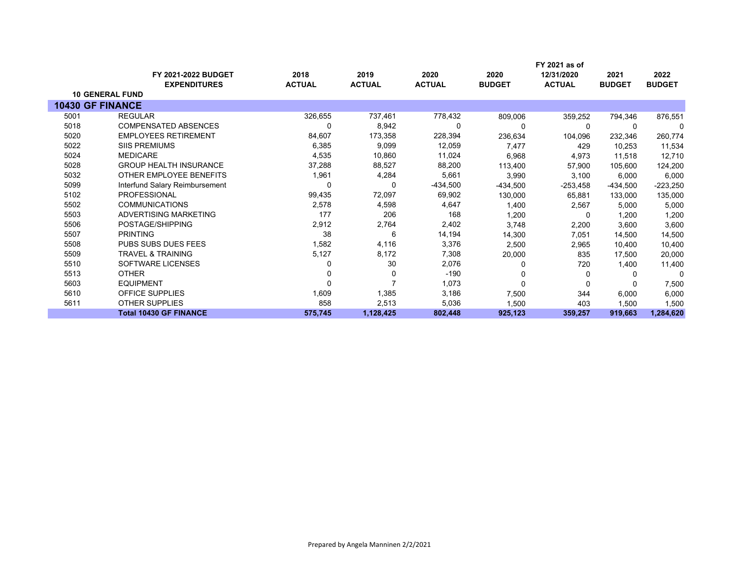| | FY 2021-2022 BUDGET EXPENDITURES | 2018 ACTUAL | 2019 ACTUAL | 2020 ACTUAL | 2020 BUDGET | FY 2021 as of 12/31/2020 ACTUAL | 2021 BUDGET | 2022 BUDGET |
|---|---|---|---|---|---|---|---|---|
| **10 GENERAL FUND** | | | | | | | | |
| **10430 GF FINANCE** | | | | | | | | |
| 5001 | REGULAR | 326,655 | 737,461 | 778,432 | 809,006 | 359,252 | 794,346 | 876,551 |
| 5018 | COMPENSATED ABSENCES | 0 | 8,942 | 0 | 0 | 0 | 0 | 0 |
| 5020 | EMPLOYEES RETIREMENT | 84,607 | 173,358 | 228,394 | 236,634 | 104,096 | 232,346 | 260,774 |
| 5022 | SIIS PREMIUMS | 6,385 | 9,099 | 12,059 | 7,477 | 429 | 10,253 | 11,534 |
| 5024 | MEDICARE | 4,535 | 10,860 | 11,024 | 6,968 | 4,973 | 11,518 | 12,710 |
| 5028 | GROUP HEALTH INSURANCE | 37,288 | 88,527 | 88,200 | 113,400 | 57,900 | 105,600 | 124,200 |
| 5032 | OTHER EMPLOYEE BENEFITS | 1,961 | 4,284 | 5,661 | 3,990 | 3,100 | 6,000 | 6,000 |
| 5099 | Interfund Salary Reimbursement | 0 | 0 | -434,500 | -434,500 | -253,458 | -434,500 | -223,250 |
| 5102 | PROFESSIONAL | 99,435 | 72,097 | 69,902 | 130,000 | 65,881 | 133,000 | 135,000 |
| 5502 | COMMUNICATIONS | 2,578 | 4,598 | 4,647 | 1,400 | 2,567 | 5,000 | 5,000 |
| 5503 | ADVERTISING MARKETING | 177 | 206 | 168 | 1,200 | 0 | 1,200 | 1,200 |
| 5506 | POSTAGE/SHIPPING | 2,912 | 2,764 | 2,402 | 3,748 | 2,200 | 3,600 | 3,600 |
| 5507 | PRINTING | 38 | 6 | 14,194 | 14,300 | 7,051 | 14,500 | 14,500 |
| 5508 | PUBS SUBS DUES FEES | 1,582 | 4,116 | 3,376 | 2,500 | 2,965 | 10,400 | 10,400 |
| 5509 | TRAVEL & TRAINING | 5,127 | 8,172 | 7,308 | 20,000 | 835 | 17,500 | 20,000 |
| 5510 | SOFTWARE LICENSES | 0 | 30 | 2,076 | 0 | 720 | 1,400 | 11,400 |
| 5513 | OTHER | 0 | 0 | -190 | 0 | 0 | 0 | 0 |
| 5603 | EQUIPMENT | 0 | 7 | 1,073 | 0 | 0 | 0 | 7,500 |
| 5610 | OFFICE SUPPLIES | 1,609 | 1,385 | 3,186 | 7,500 | 344 | 6,000 | 6,000 |
| 5611 | OTHER SUPPLIES | 858 | 2,513 | 5,036 | 1,500 | 403 | 1,500 | 1,500 |
| | **Total 10430 GF FINANCE** | **575,745** | **1,128,425** | **802,448** | **925,123** | **359,257** | **919,663** | **1,284,620** |

Prepared by Angela Manninen 2/2/2021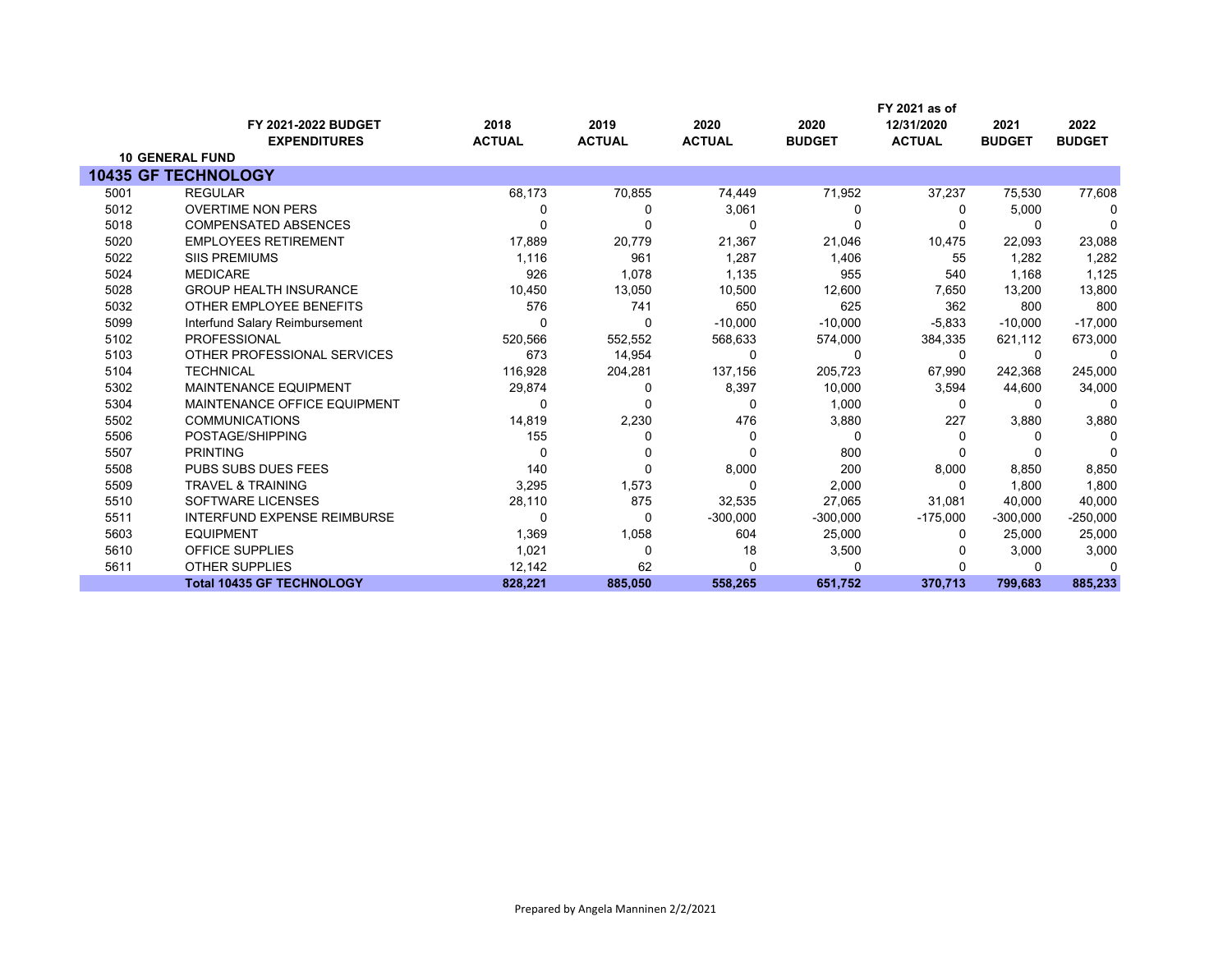| | FY 2021-2022 BUDGET EXPENDITURES | 2018 ACTUAL | 2019 ACTUAL | 2020 ACTUAL | 2020 BUDGET | FY 2021 as of 12/31/2020 ACTUAL | 2021 BUDGET | 2022 BUDGET |
|---|---|---|---|---|---|---|---|---|
| **10 GENERAL FUND** | | | | | | | | |
| **10435 GF TECHNOLOGY** | | | | | | | | |
| 5001 | REGULAR | 68,173 | 70,855 | 74,449 | 71,952 | 37,237 | 75,530 | 77,608 |
| 5012 | OVERTIME NON PERS | 0 | 0 | 3,061 | 0 | 0 | 5,000 | 0 |
| 5018 | COMPENSATED ABSENCES | 0 | 0 | 0 | 0 | 0 | 0 | 0 |
| 5020 | EMPLOYEES RETIREMENT | 17,889 | 20,779 | 21,367 | 21,046 | 10,475 | 22,093 | 23,088 |
| 5022 | SIIS PREMIUMS | 1,116 | 961 | 1,287 | 1,406 | 55 | 1,282 | 1,282 |
| 5024 | MEDICARE | 926 | 1,078 | 1,135 | 955 | 540 | 1,168 | 1,125 |
| 5028 | GROUP HEALTH INSURANCE | 10,450 | 13,050 | 10,500 | 12,600 | 7,650 | 13,200 | 13,800 |
| 5032 | OTHER EMPLOYEE BENEFITS | 576 | 741 | 650 | 625 | 362 | 800 | 800 |
| 5099 | Interfund Salary Reimbursement | 0 | 0 | -10,000 | -10,000 | -5,833 | -10,000 | -17,000 |
| 5102 | PROFESSIONAL | 520,566 | 552,552 | 568,633 | 574,000 | 384,335 | 621,112 | 673,000 |
| 5103 | OTHER PROFESSIONAL SERVICES | 673 | 14,954 | 0 | 0 | 0 | 0 | 0 |
| 5104 | TECHNICAL | 116,928 | 204,281 | 137,156 | 205,723 | 67,990 | 242,368 | 245,000 |
| 5302 | MAINTENANCE EQUIPMENT | 29,874 | 0 | 8,397 | 10,000 | 3,594 | 44,600 | 34,000 |
| 5304 | MAINTENANCE OFFICE EQUIPMENT | 0 | 0 | 0 | 1,000 | 0 | 0 | 0 |
| 5502 | COMMUNICATIONS | 14,819 | 2,230 | 476 | 3,880 | 227 | 3,880 | 3,880 |
| 5506 | POSTAGE/SHIPPING | 155 | 0 | 0 | 0 | 0 | 0 | 0 |
| 5507 | PRINTING | 0 | 0 | 0 | 800 | 0 | 0 | 0 |
| 5508 | PUBS SUBS DUES FEES | 140 | 0 | 8,000 | 200 | 8,000 | 8,850 | 8,850 |
| 5509 | TRAVEL & TRAINING | 3,295 | 1,573 | 0 | 2,000 | 0 | 1,800 | 1,800 |
| 5510 | SOFTWARE LICENSES | 28,110 | 875 | 32,535 | 27,065 | 31,081 | 40,000 | 40,000 |
| 5511 | INTERFUND EXPENSE REIMBURSE | 0 | 0 | -300,000 | -300,000 | -175,000 | -300,000 | -250,000 |
| 5603 | EQUIPMENT | 1,369 | 1,058 | 604 | 25,000 | 0 | 25,000 | 25,000 |
| 5610 | OFFICE SUPPLIES | 1,021 | 0 | 18 | 3,500 | 0 | 3,000 | 3,000 |
| 5611 | OTHER SUPPLIES | 12,142 | 62 | 0 | 0 | 0 | 0 | 0 |
| | **Total 10435 GF TECHNOLOGY** | **828,221** | **885,050** | **558,265** | **651,752** | **370,713** | **799,683** | **885,233** |

Prepared by Angela Manninen 2/2/2021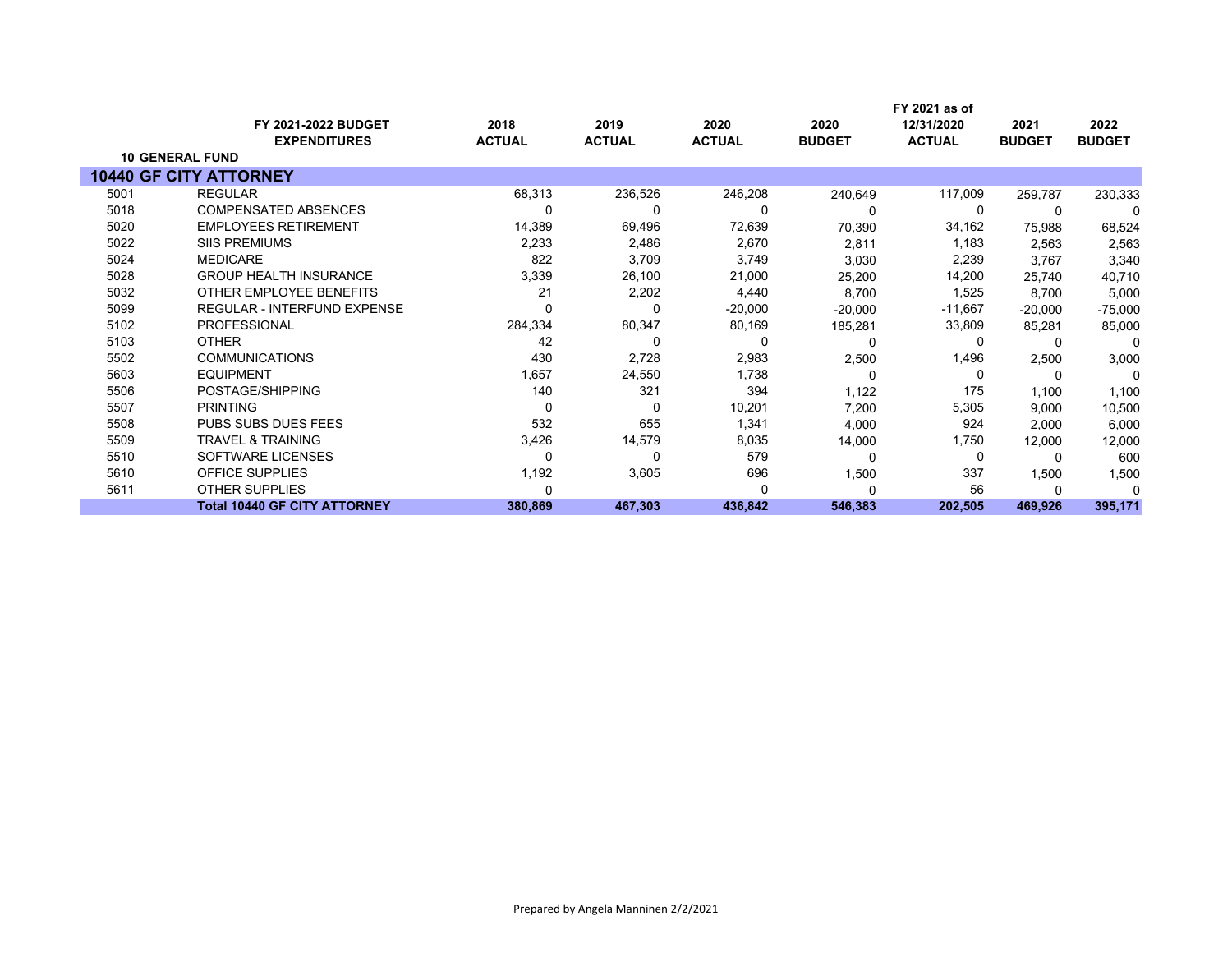| | FY 2021-2022 BUDGET EXPENDITURES | 2018 ACTUAL | 2019 ACTUAL | 2020 ACTUAL | 2020 BUDGET | FY 2021 as of 12/31/2020 ACTUAL | 2021 BUDGET | 2022 BUDGET |
|---|---|---|---|---|---|---|---|---|
| **10 GENERAL FUND** | | | | | | | | |
| **10440 GF CITY ATTORNEY** | | | | | | | | |
| 5001 | REGULAR | 68,313 | 236,526 | 246,208 | 240,649 | 117,009 | 259,787 | 230,333 |
| 5018 | COMPENSATED ABSENCES | 0 | 0 | 0 | 0 | 0 | 0 | 0 |
| 5020 | EMPLOYEES RETIREMENT | 14,389 | 69,496 | 72,639 | 70,390 | 34,162 | 75,988 | 68,524 |
| 5022 | SIIS PREMIUMS | 2,233 | 2,486 | 2,670 | 2,811 | 1,183 | 2,563 | 2,563 |
| 5024 | MEDICARE | 822 | 3,709 | 3,749 | 3,030 | 2,239 | 3,767 | 3,340 |
| 5028 | GROUP HEALTH INSURANCE | 3,339 | 26,100 | 21,000 | 25,200 | 14,200 | 25,740 | 40,710 |
| 5032 | OTHER EMPLOYEE BENEFITS | 21 | 2,202 | 4,440 | 8,700 | 1,525 | 8,700 | 5,000 |
| 5099 | REGULAR - INTERFUND EXPENSE | 0 | 0 | -20,000 | -20,000 | -11,667 | -20,000 | -75,000 |
| 5102 | PROFESSIONAL | 284,334 | 80,347 | 80,169 | 185,281 | 33,809 | 85,281 | 85,000 |
| 5103 | OTHER | 42 | 0 | 0 | 0 | 0 | 0 | 0 |
| 5502 | COMMUNICATIONS | 430 | 2,728 | 2,983 | 2,500 | 1,496 | 2,500 | 3,000 |
| 5603 | EQUIPMENT | 1,657 | 24,550 | 1,738 | 0 | 0 | 0 | 0 |
| 5506 | POSTAGE/SHIPPING | 140 | 321 | 394 | 1,122 | 175 | 1,100 | 1,100 |
| 5507 | PRINTING | 0 | 0 | 10,201 | 7,200 | 5,305 | 9,000 | 10,500 |
| 5508 | PUBS SUBS DUES FEES | 532 | 655 | 1,341 | 4,000 | 924 | 2,000 | 6,000 |
| 5509 | TRAVEL & TRAINING | 3,426 | 14,579 | 8,035 | 14,000 | 1,750 | 12,000 | 12,000 |
| 5510 | SOFTWARE LICENSES | 0 | 0 | 579 | 0 | 0 | 0 | 600 |
| 5610 | OFFICE SUPPLIES | 1,192 | 3,605 | 696 | 1,500 | 337 | 1,500 | 1,500 |
| 5611 | OTHER SUPPLIES | 0 | | 0 | 0 | 56 | 0 | 0 |
| | **Total 10440 GF CITY ATTORNEY** | **380,869** | **467,303** | **436,842** | **546,383** | **202,505** | **469,926** | **395,171** |

Prepared by Angela Manninen 2/2/2021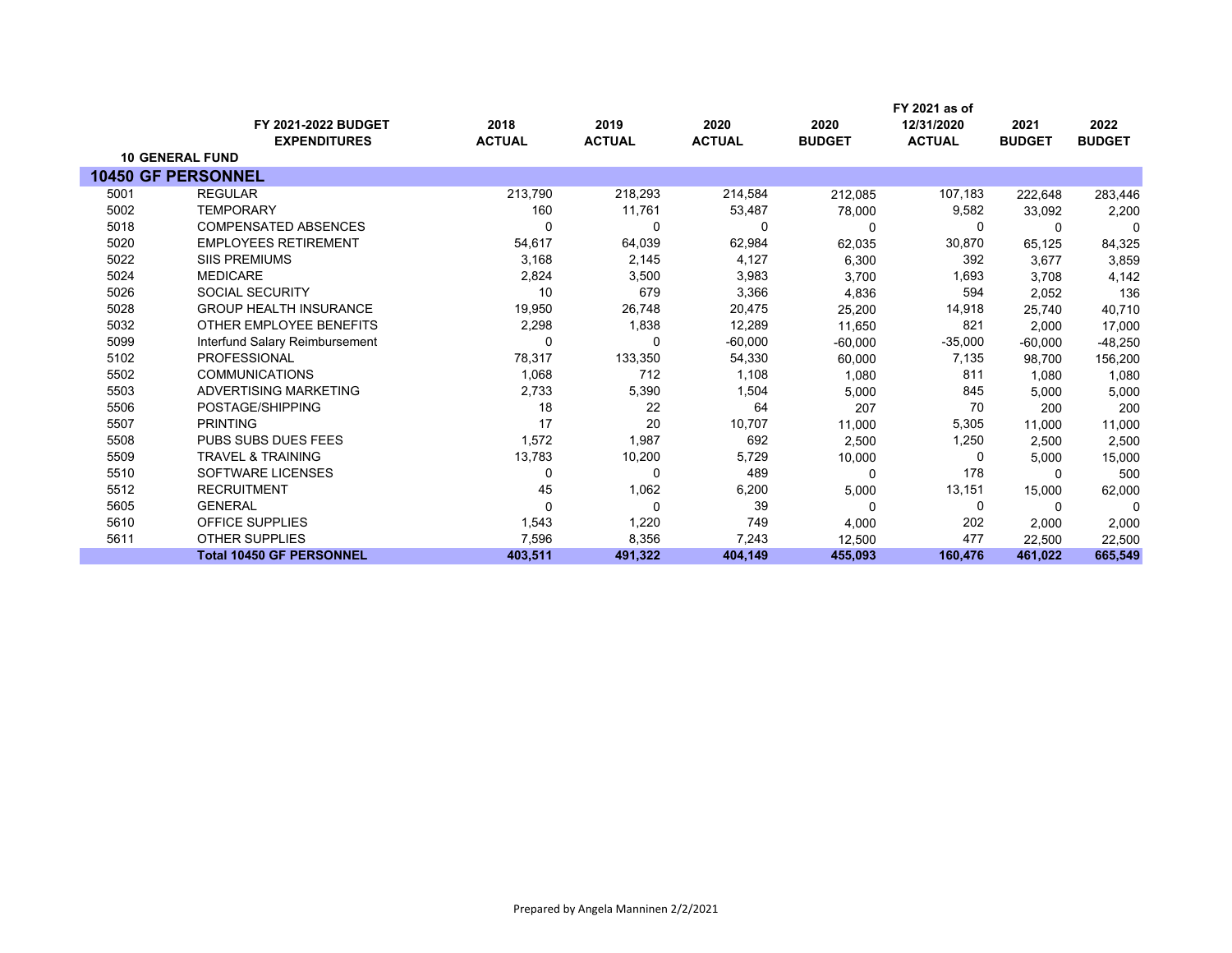| | FY 2021-2022 BUDGET EXPENDITURES | 2018 ACTUAL | 2019 ACTUAL | 2020 ACTUAL | 2020 BUDGET | FY 2021 as of 12/31/2020 ACTUAL | 2021 BUDGET | 2022 BUDGET |
|---|---|---|---|---|---|---|---|---|
| **10 GENERAL FUND** | | | | | | | | |
| **10450 GF PERSONNEL** | | | | | | | | |
| 5001 | REGULAR | 213,790 | 218,293 | 214,584 | 212,085 | 107,183 | 222,648 | 283,446 |
| 5002 | TEMPORARY | 160 | 11,761 | 53,487 | 78,000 | 9,582 | 33,092 | 2,200 |
| 5018 | COMPENSATED ABSENCES | 0 | 0 | 0 | 0 | 0 | 0 | 0 |
| 5020 | EMPLOYEES RETIREMENT | 54,617 | 64,039 | 62,984 | 62,035 | 30,870 | 65,125 | 84,325 |
| 5022 | SIIS PREMIUMS | 3,168 | 2,145 | 4,127 | 6,300 | 392 | 3,677 | 3,859 |
| 5024 | MEDICARE | 2,824 | 3,500 | 3,983 | 3,700 | 1,693 | 3,708 | 4,142 |
| 5026 | SOCIAL SECURITY | 10 | 679 | 3,366 | 4,836 | 594 | 2,052 | 136 |
| 5028 | GROUP HEALTH INSURANCE | 19,950 | 26,748 | 20,475 | 25,200 | 14,918 | 25,740 | 40,710 |
| 5032 | OTHER EMPLOYEE BENEFITS | 2,298 | 1,838 | 12,289 | 11,650 | 821 | 2,000 | 17,000 |
| 5099 | Interfund Salary Reimbursement | 0 | 0 | -60,000 | -60,000 | -35,000 | -60,000 | -48,250 |
| 5102 | PROFESSIONAL | 78,317 | 133,350 | 54,330 | 60,000 | 7,135 | 98,700 | 156,200 |
| 5502 | COMMUNICATIONS | 1,068 | 712 | 1,108 | 1,080 | 811 | 1,080 | 1,080 |
| 5503 | ADVERTISING MARKETING | 2,733 | 5,390 | 1,504 | 5,000 | 845 | 5,000 | 5,000 |
| 5506 | POSTAGE/SHIPPING | 18 | 22 | 64 | 207 | 70 | 200 | 200 |
| 5507 | PRINTING | 17 | 20 | 10,707 | 11,000 | 5,305 | 11,000 | 11,000 |
| 5508 | PUBS SUBS DUES FEES | 1,572 | 1,987 | 692 | 2,500 | 1,250 | 2,500 | 2,500 |
| 5509 | TRAVEL & TRAINING | 13,783 | 10,200 | 5,729 | 10,000 | 0 | 5,000 | 15,000 |
| 5510 | SOFTWARE LICENSES | 0 | 0 | 489 | 0 | 178 | 0 | 500 |
| 5512 | RECRUITMENT | 45 | 1,062 | 6,200 | 5,000 | 13,151 | 15,000 | 62,000 |
| 5605 | GENERAL | 0 | 0 | 39 | 0 | 0 | 0 | 0 |
| 5610 | OFFICE SUPPLIES | 1,543 | 1,220 | 749 | 4,000 | 202 | 2,000 | 2,000 |
| 5611 | OTHER SUPPLIES | 7,596 | 8,356 | 7,243 | 12,500 | 477 | 22,500 | 22,500 |
| | **Total 10450 GF PERSONNEL** | **403,511** | **491,322** | **404,149** | **455,093** | **160,476** | **461,022** | **665,549** |

Prepared by Angela Manninen 2/2/2021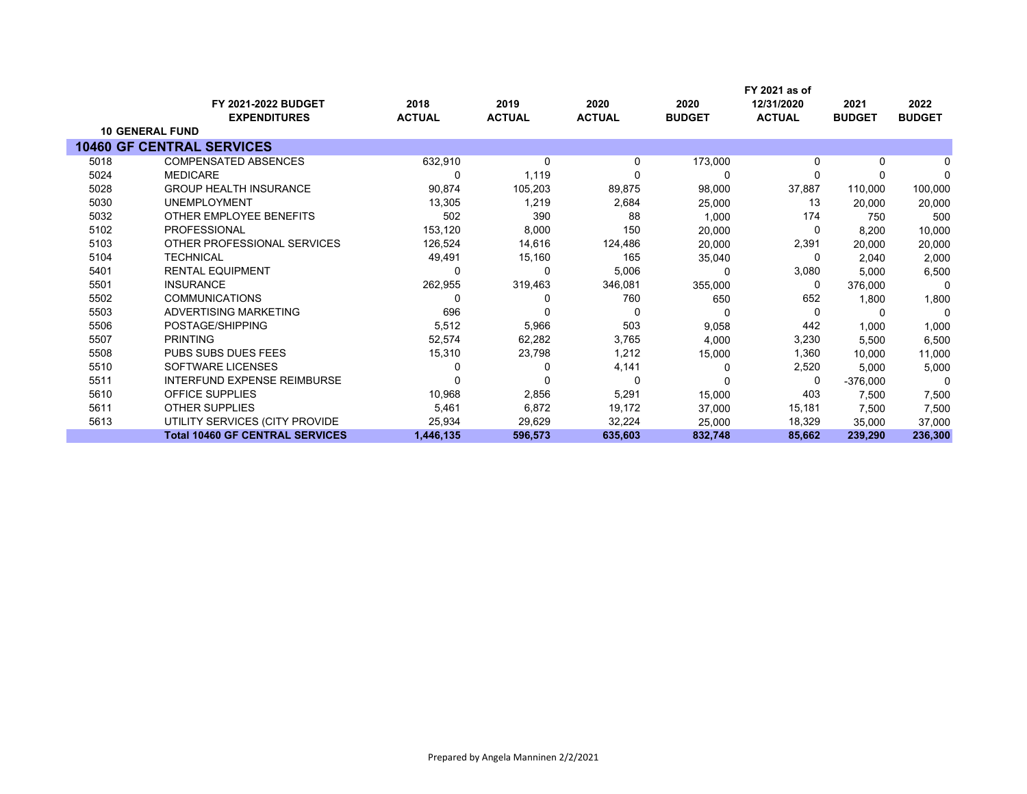| | FY 2021-2022 BUDGET EXPENDITURES | 2018 ACTUAL | 2019 ACTUAL | 2020 ACTUAL | 2020 BUDGET | FY 2021 as of 12/31/2020 ACTUAL | 2021 BUDGET | 2022 BUDGET |
|---|---|---|---|---|---|---|---|---|
| **10 GENERAL FUND** | | | | | | | | |
| **10460 GF CENTRAL SERVICES** | | | | | | | | |
| 5018 | COMPENSATED ABSENCES | 632,910 | 0 | 0 | 173,000 | 0 | 0 | 0 |
| 5024 | MEDICARE | 0 | 1,119 | 0 | 0 | 0 | 0 | 0 |
| 5028 | GROUP HEALTH INSURANCE | 90,874 | 105,203 | 89,875 | 98,000 | 37,887 | 110,000 | 100,000 |
| 5030 | UNEMPLOYMENT | 13,305 | 1,219 | 2,684 | 25,000 | 13 | 20,000 | 20,000 |
| 5032 | OTHER EMPLOYEE BENEFITS | 502 | 390 | 88 | 1,000 | 174 | 750 | 500 |
| 5102 | PROFESSIONAL | 153,120 | 8,000 | 150 | 20,000 | 0 | 8,200 | 10,000 |
| 5103 | OTHER PROFESSIONAL SERVICES | 126,524 | 14,616 | 124,486 | 20,000 | 2,391 | 20,000 | 20,000 |
| 5104 | TECHNICAL | 49,491 | 15,160 | 165 | 35,040 | 0 | 2,040 | 2,000 |
| 5401 | RENTAL EQUIPMENT | 0 | 0 | 5,006 | 0 | 3,080 | 5,000 | 6,500 |
| 5501 | INSURANCE | 262,955 | 319,463 | 346,081 | 355,000 | 0 | 376,000 | 0 |
| 5502 | COMMUNICATIONS | 0 | 0 | 760 | 650 | 652 | 1,800 | 1,800 |
| 5503 | ADVERTISING MARKETING | 696 | 0 | 0 | 0 | 0 | 0 | 0 |
| 5506 | POSTAGE/SHIPPING | 5,512 | 5,966 | 503 | 9,058 | 442 | 1,000 | 1,000 |
| 5507 | PRINTING | 52,574 | 62,282 | 3,765 | 4,000 | 3,230 | 5,500 | 6,500 |
| 5508 | PUBS SUBS DUES FEES | 15,310 | 23,798 | 1,212 | 15,000 | 1,360 | 10,000 | 11,000 |
| 5510 | SOFTWARE LICENSES | 0 | 0 | 4,141 | 0 | 2,520 | 5,000 | 5,000 |
| 5511 | INTERFUND EXPENSE REIMBURSE | 0 | 0 | 0 | 0 | 0 | -376,000 | 0 |
| 5610 | OFFICE SUPPLIES | 10,968 | 2,856 | 5,291 | 15,000 | 403 | 7,500 | 7,500 |
| 5611 | OTHER SUPPLIES | 5,461 | 6,872 | 19,172 | 37,000 | 15,181 | 7,500 | 7,500 |
| 5613 | UTILITY SERVICES (CITY PROVIDE | 25,934 | 29,629 | 32,224 | 25,000 | 18,329 | 35,000 | 37,000 |
| | **Total 10460 GF CENTRAL SERVICES** | **1,446,135** | **596,573** | **635,603** | **832,748** | **85,662** | **239,290** | **236,300** |

Prepared by Angela Manninen 2/2/2021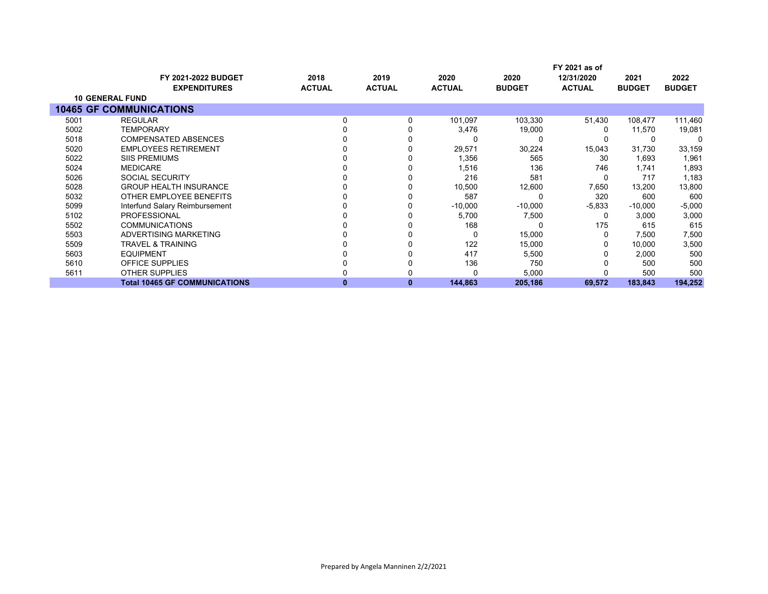| | FY 2021-2022 BUDGET EXPENDITURES | 2018 ACTUAL | 2019 ACTUAL | 2020 ACTUAL | 2020 BUDGET | FY 2021 as of 12/31/2020 ACTUAL | 2021 BUDGET | 2022 BUDGET |
|---|---|---|---|---|---|---|---|---|
| **10 GENERAL FUND** | | | | | | | | |
| **10465 GF COMMUNICATIONS** | | | | | | | | |
| 5001 | REGULAR | 0 | 0 | 101,097 | 103,330 | 51,430 | 108,477 | 111,460 |
| 5002 | TEMPORARY | 0 | 0 | 3,476 | 19,000 | 0 | 11,570 | 19,081 |
| 5018 | COMPENSATED ABSENCES | 0 | 0 | 0 | 0 | 0 | 0 | 0 |
| 5020 | EMPLOYEES RETIREMENT | 0 | 0 | 29,571 | 30,224 | 15,043 | 31,730 | 33,159 |
| 5022 | SIIS PREMIUMS | 0 | 0 | 1,356 | 565 | 30 | 1,693 | 1,961 |
| 5024 | MEDICARE | 0 | 0 | 1,516 | 136 | 746 | 1,741 | 1,893 |
| 5026 | SOCIAL SECURITY | 0 | 0 | 216 | 581 | 0 | 717 | 1,183 |
| 5028 | GROUP HEALTH INSURANCE | 0 | 0 | 10,500 | 12,600 | 7,650 | 13,200 | 13,800 |
| 5032 | OTHER EMPLOYEE BENEFITS | 0 | 0 | 587 | 0 | 320 | 600 | 600 |
| 5099 | Interfund Salary Reimbursement | 0 | 0 | -10,000 | -10,000 | -5,833 | -10,000 | -5,000 |
| 5102 | PROFESSIONAL | 0 | 0 | 5,700 | 7,500 | 0 | 3,000 | 3,000 |
| 5502 | COMMUNICATIONS | 0 | 0 | 168 | 0 | 175 | 615 | 615 |
| 5503 | ADVERTISING MARKETING | 0 | 0 | 0 | 15,000 | 0 | 7,500 | 7,500 |
| 5509 | TRAVEL & TRAINING | 0 | 0 | 122 | 15,000 | 0 | 10,000 | 3,500 |
| 5603 | EQUIPMENT | 0 | 0 | 417 | 5,500 | 0 | 2,000 | 500 |
| 5610 | OFFICE SUPPLIES | 0 | 0 | 136 | 750 | 0 | 500 | 500 |
| 5611 | OTHER SUPPLIES | 0 | 0 | 0 | 5,000 | 0 | 500 | 500 |
| | **Total 10465 GF COMMUNICATIONS** | **0** | **0** | **144,863** | **205,186** | **69,572** | **183,843** | **194,252** |

Prepared by Angela Manninen 2/2/2021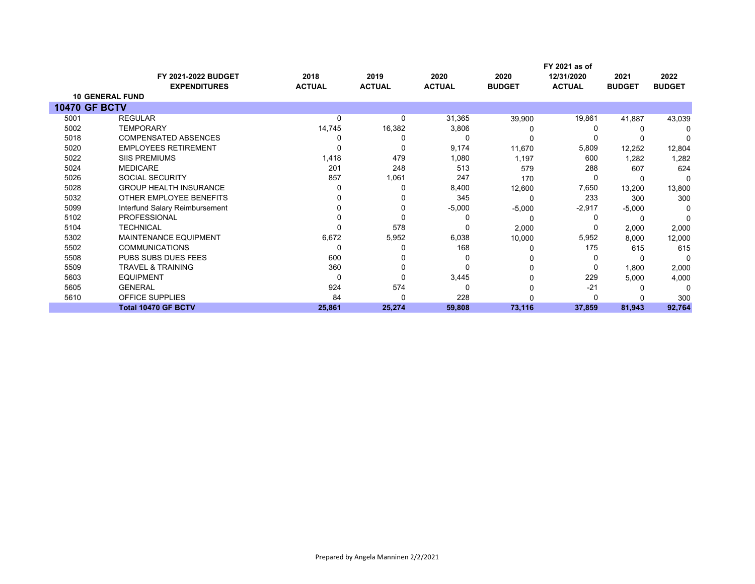| | FY 2021-2022 BUDGET EXPENDITURES | 2018 ACTUAL | 2019 ACTUAL | 2020 ACTUAL | 2020 BUDGET | FY 2021 as of 12/31/2020 ACTUAL | 2021 BUDGET | 2022 BUDGET |
|---|---|---|---|---|---|---|---|---|
| **10 GENERAL FUND** | | | | | | | | |
| **10470 GF BCTV** | | | | | | | | |
| 5001 | REGULAR | 0 | 0 | 31,365 | 39,900 | 19,861 | 41,887 | 43,039 |
| 5002 | TEMPORARY | 14,745 | 16,382 | 3,806 | 0 | 0 | 0 | 0 |
| 5018 | COMPENSATED ABSENCES | 0 | 0 | 0 | 0 | 0 | 0 | 0 |
| 5020 | EMPLOYEES RETIREMENT | 0 | 0 | 9,174 | 11,670 | 5,809 | 12,252 | 12,804 |
| 5022 | SIIS PREMIUMS | 1,418 | 479 | 1,080 | 1,197 | 600 | 1,282 | 1,282 |
| 5024 | MEDICARE | 201 | 248 | 513 | 579 | 288 | 607 | 624 |
| 5026 | SOCIAL SECURITY | 857 | 1,061 | 247 | 170 | 0 | 0 | 0 |
| 5028 | GROUP HEALTH INSURANCE | 0 | 0 | 8,400 | 12,600 | 7,650 | 13,200 | 13,800 |
| 5032 | OTHER EMPLOYEE BENEFITS | 0 | 0 | 345 | 0 | 233 | 300 | 300 |
| 5099 | Interfund Salary Reimbursement | 0 | 0 | -5,000 | -5,000 | -2,917 | -5,000 | 0 |
| 5102 | PROFESSIONAL | 0 | 0 | 0 | 0 | 0 | 0 | 0 |
| 5104 | TECHNICAL | 0 | 578 | 0 | 2,000 | 0 | 2,000 | 2,000 |
| 5302 | MAINTENANCE EQUIPMENT | 6,672 | 5,952 | 6,038 | 10,000 | 5,952 | 8,000 | 12,000 |
| 5502 | COMMUNICATIONS | 0 | 0 | 168 | 0 | 175 | 615 | 615 |
| 5508 | PUBS SUBS DUES FEES | 600 | 0 | 0 | 0 | 0 | 0 | 0 |
| 5509 | TRAVEL & TRAINING | 360 | 0 | 0 | 0 | 0 | 1,800 | 2,000 |
| 5603 | EQUIPMENT | 0 | 0 | 3,445 | 0 | 229 | 5,000 | 4,000 |
| 5605 | GENERAL | 924 | 574 | 0 | 0 | -21 | 0 | 0 |
| 5610 | OFFICE SUPPLIES | 84 | 0 | 228 | 0 | 0 | 0 | 300 |
| | **Total 10470 GF BCTV** | **25,861** | **25,274** | **59,808** | **73,116** | **37,859** | **81,943** | **92,764** |

Prepared by Angela Manninen 2/2/2021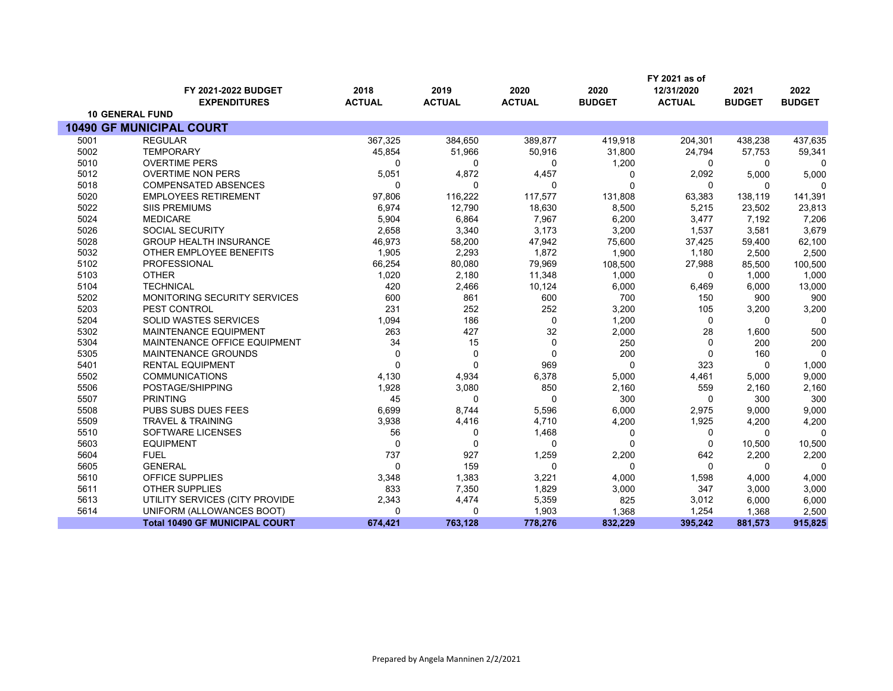| | FY 2021-2022 BUDGET EXPENDITURES | 2018 ACTUAL | 2019 ACTUAL | 2020 ACTUAL | 2020 BUDGET | FY 2021 as of 12/31/2020 ACTUAL | 2021 BUDGET | 2022 BUDGET |
|---|---|---|---|---|---|---|---|---|
| **10 GENERAL FUND** | | | | | | | | |
| **10490 GF MUNICIPAL COURT** | | | | | | | | |
| 5001 | REGULAR | 367,325 | 384,650 | 389,877 | 419,918 | 204,301 | 438,238 | 437,635 |
| 5002 | TEMPORARY | 45,854 | 51,966 | 50,916 | 31,800 | 24,794 | 57,753 | 59,341 |
| 5010 | OVERTIME PERS | 0 | 0 | 0 | 1,200 | 0 | 0 | 0 |
| 5012 | OVERTIME NON PERS | 5,051 | 4,872 | 4,457 | 0 | 2,092 | 5,000 | 5,000 |
| 5018 | COMPENSATED ABSENCES | 0 | 0 | 0 | 0 | 0 | 0 | 0 |
| 5020 | EMPLOYEES RETIREMENT | 97,806 | 116,222 | 117,577 | 131,808 | 63,383 | 138,119 | 141,391 |
| 5022 | SIIS PREMIUMS | 6,974 | 12,790 | 18,630 | 8,500 | 5,215 | 23,502 | 23,813 |
| 5024 | MEDICARE | 5,904 | 6,864 | 7,967 | 6,200 | 3,477 | 7,192 | 7,206 |
| 5026 | SOCIAL SECURITY | 2,658 | 3,340 | 3,173 | 3,200 | 1,537 | 3,581 | 3,679 |
| 5028 | GROUP HEALTH INSURANCE | 46,973 | 58,200 | 47,942 | 75,600 | 37,425 | 59,400 | 62,100 |
| 5032 | OTHER EMPLOYEE BENEFITS | 1,905 | 2,293 | 1,872 | 1,900 | 1,180 | 2,500 | 2,500 |
| 5102 | PROFESSIONAL | 66,254 | 80,080 | 79,969 | 108,500 | 27,988 | 85,500 | 100,500 |
| 5103 | OTHER | 1,020 | 2,180 | 11,348 | 1,000 | 0 | 1,000 | 1,000 |
| 5104 | TECHNICAL | 420 | 2,466 | 10,124 | 6,000 | 6,469 | 6,000 | 13,000 |
| 5202 | MONITORING SECURITY SERVICES | 600 | 861 | 600 | 700 | 150 | 900 | 900 |
| 5203 | PEST CONTROL | 231 | 252 | 252 | 3,200 | 105 | 3,200 | 3,200 |
| 5204 | SOLID WASTES SERVICES | 1,094 | 186 | 0 | 1,200 | 0 | 0 | 0 |
| 5302 | MAINTENANCE EQUIPMENT | 263 | 427 | 32 | 2,000 | 28 | 1,600 | 500 |
| 5304 | MAINTENANCE OFFICE EQUIPMENT | 34 | 15 | 0 | 250 | 0 | 200 | 200 |
| 5305 | MAINTENANCE GROUNDS | 0 | 0 | 0 | 200 | 0 | 160 | 0 |
| 5401 | RENTAL EQUIPMENT | 0 | 0 | 969 | 0 | 323 | 0 | 1,000 |
| 5502 | COMMUNICATIONS | 4,130 | 4,934 | 6,378 | 5,000 | 4,461 | 5,000 | 9,000 |
| 5506 | POSTAGE/SHIPPING | 1,928 | 3,080 | 850 | 2,160 | 559 | 2,160 | 2,160 |
| 5507 | PRINTING | 45 | 0 | 0 | 300 | 0 | 300 | 300 |
| 5508 | PUBS SUBS DUES FEES | 6,699 | 8,744 | 5,596 | 6,000 | 2,975 | 9,000 | 9,000 |
| 5509 | TRAVEL & TRAINING | 3,938 | 4,416 | 4,710 | 4,200 | 1,925 | 4,200 | 4,200 |
| 5510 | SOFTWARE LICENSES | 56 | 0 | 1,468 | 0 | 0 | 0 | 0 |
| 5603 | EQUIPMENT | 0 | 0 | 0 | 0 | 0 | 10,500 | 10,500 |
| 5604 | FUEL | 737 | 927 | 1,259 | 2,200 | 642 | 2,200 | 2,200 |
| 5605 | GENERAL | 0 | 159 | 0 | 0 | 0 | 0 | 0 |
| 5610 | OFFICE SUPPLIES | 3,348 | 1,383 | 3,221 | 4,000 | 1,598 | 4,000 | 4,000 |
| 5611 | OTHER SUPPLIES | 833 | 7,350 | 1,829 | 3,000 | 347 | 3,000 | 3,000 |
| 5613 | UTILITY SERVICES (CITY PROVIDE | 2,343 | 4,474 | 5,359 | 825 | 3,012 | 6,000 | 6,000 |
| 5614 | UNIFORM (ALLOWANCES BOOT) | 0 | 0 | 1,903 | 1,368 | 1,254 | 1,368 | 2,500 |
| | **Total 10490 GF MUNICIPAL COURT** | **674,421** | **763,128** | **778,276** | **832,229** | **395,242** | **881,573** | **915,825** |

Prepared by Angela Manninen 2/2/2021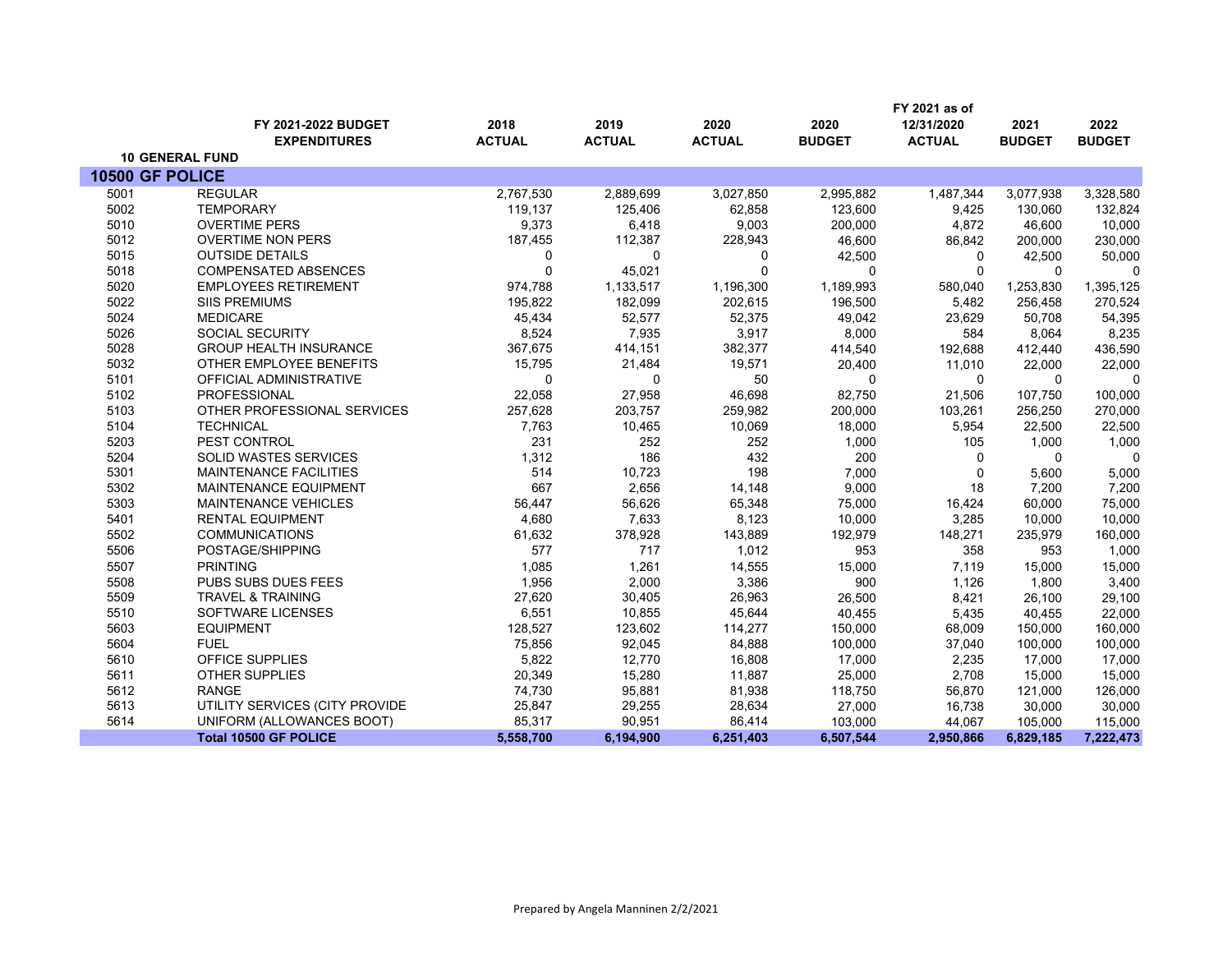| | FY 2021-2022 BUDGET EXPENDITURES | 2018 ACTUAL | 2019 ACTUAL | 2020 ACTUAL | 2020 BUDGET | FY 2021 as of 12/31/2020 ACTUAL | 2021 BUDGET | 2022 BUDGET |
|---|---|---|---|---|---|---|---|---|
| **10 GENERAL FUND** | | | | | | | | |
| **10500 GF POLICE** | | | | | | | | |
| 5001 | REGULAR | 2,767,530 | 2,889,699 | 3,027,850 | 2,995,882 | 1,487,344 | 3,077,938 | 3,328,580 |
| 5002 | TEMPORARY | 119,137 | 125,406 | 62,858 | 123,600 | 9,425 | 130,060 | 132,824 |
| 5010 | OVERTIME PERS | 9,373 | 6,418 | 9,003 | 200,000 | 4,872 | 46,600 | 10,000 |
| 5012 | OVERTIME NON PERS | 187,455 | 112,387 | 228,943 | 46,600 | 86,842 | 200,000 | 230,000 |
| 5015 | OUTSIDE DETAILS | 0 | 0 | 0 | 42,500 | 0 | 42,500 | 50,000 |
| 5018 | COMPENSATED ABSENCES | 0 | 45,021 | 0 | 0 | 0 | 0 | 0 |
| 5020 | EMPLOYEES RETIREMENT | 974,788 | 1,133,517 | 1,196,300 | 1,189,993 | 580,040 | 1,253,830 | 1,395,125 |
| 5022 | SIIS PREMIUMS | 195,822 | 182,099 | 202,615 | 196,500 | 5,482 | 256,458 | 270,524 |
| 5024 | MEDICARE | 45,434 | 52,577 | 52,375 | 49,042 | 23,629 | 50,708 | 54,395 |
| 5026 | SOCIAL SECURITY | 8,524 | 7,935 | 3,917 | 8,000 | 584 | 8,064 | 8,235 |
| 5028 | GROUP HEALTH INSURANCE | 367,675 | 414,151 | 382,377 | 414,540 | 192,688 | 412,440 | 436,590 |
| 5032 | OTHER EMPLOYEE BENEFITS | 15,795 | 21,484 | 19,571 | 20,400 | 11,010 | 22,000 | 22,000 |
| 5101 | OFFICIAL ADMINISTRATIVE | 0 | 0 | 50 | 0 | 0 | 0 | 0 |
| 5102 | PROFESSIONAL | 22,058 | 27,958 | 46,698 | 82,750 | 21,506 | 107,750 | 100,000 |
| 5103 | OTHER PROFESSIONAL SERVICES | 257,628 | 203,757 | 259,982 | 200,000 | 103,261 | 256,250 | 270,000 |
| 5104 | TECHNICAL | 7,763 | 10,465 | 10,069 | 18,000 | 5,954 | 22,500 | 22,500 |
| 5203 | PEST CONTROL | 231 | 252 | 252 | 1,000 | 105 | 1,000 | 1,000 |
| 5204 | SOLID WASTES SERVICES | 1,312 | 186 | 432 | 200 | 0 | 0 | 0 |
| 5301 | MAINTENANCE FACILITIES | 514 | 10,723 | 198 | 7,000 | 0 | 5,600 | 5,000 |
| 5302 | MAINTENANCE EQUIPMENT | 667 | 2,656 | 14,148 | 9,000 | 18 | 7,200 | 7,200 |
| 5303 | MAINTENANCE VEHICLES | 56,447 | 56,626 | 65,348 | 75,000 | 16,424 | 60,000 | 75,000 |
| 5401 | RENTAL EQUIPMENT | 4,680 | 7,633 | 8,123 | 10,000 | 3,285 | 10,000 | 10,000 |
| 5502 | COMMUNICATIONS | 61,632 | 378,928 | 143,889 | 192,979 | 148,271 | 235,979 | 160,000 |
| 5506 | POSTAGE/SHIPPING | 577 | 717 | 1,012 | 953 | 358 | 953 | 1,000 |
| 5507 | PRINTING | 1,085 | 1,261 | 14,555 | 15,000 | 7,119 | 15,000 | 15,000 |
| 5508 | PUBS SUBS DUES FEES | 1,956 | 2,000 | 3,386 | 900 | 1,126 | 1,800 | 3,400 |
| 5509 | TRAVEL & TRAINING | 27,620 | 30,405 | 26,963 | 26,500 | 8,421 | 26,100 | 29,100 |
| 5510 | SOFTWARE LICENSES | 6,551 | 10,855 | 45,644 | 40,455 | 5,435 | 40,455 | 22,000 |
| 5603 | EQUIPMENT | 128,527 | 123,602 | 114,277 | 150,000 | 68,009 | 150,000 | 160,000 |
| 5604 | FUEL | 75,856 | 92,045 | 84,888 | 100,000 | 37,040 | 100,000 | 100,000 |
| 5610 | OFFICE SUPPLIES | 5,822 | 12,770 | 16,808 | 17,000 | 2,235 | 17,000 | 17,000 |
| 5611 | OTHER SUPPLIES | 20,349 | 15,280 | 11,887 | 25,000 | 2,708 | 15,000 | 15,000 |
| 5612 | RANGE | 74,730 | 95,881 | 81,938 | 118,750 | 56,870 | 121,000 | 126,000 |
| 5613 | UTILITY SERVICES (CITY PROVIDE | 25,847 | 29,255 | 28,634 | 27,000 | 16,738 | 30,000 | 30,000 |
| 5614 | UNIFORM (ALLOWANCES BOOT) | 85,317 | 90,951 | 86,414 | 103,000 | 44,067 | 105,000 | 115,000 |
| | **Total 10500 GF POLICE** | **5,558,700** | **6,194,900** | **6,251,403** | **6,507,544** | **2,950,866** | **6,829,185** | **7,222,473** |

Prepared by Angela Manninen 2/2/2021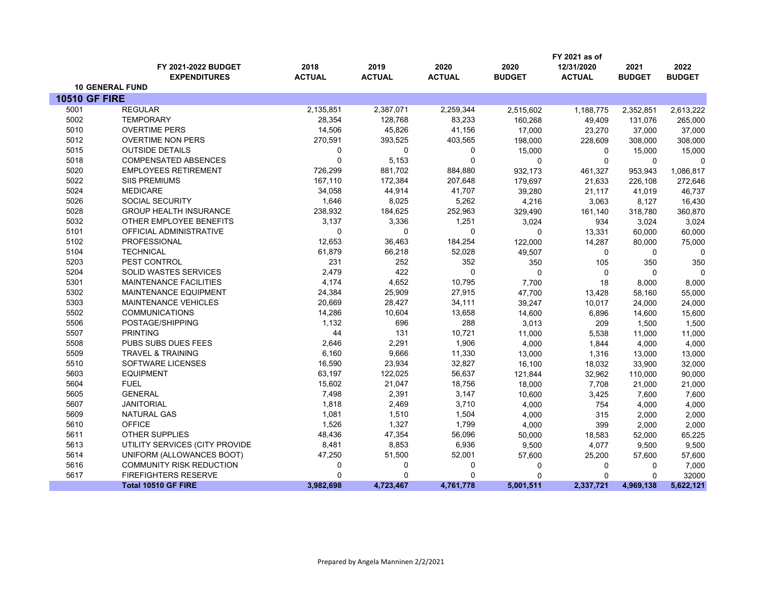| | FY 2021-2022 BUDGET EXPENDITURES | 2018 ACTUAL | 2019 ACTUAL | 2020 ACTUAL | 2020 BUDGET | FY 2021 as of 12/31/2020 ACTUAL | 2021 BUDGET | 2022 BUDGET |
|---|---|---|---|---|---|---|---|---|
| **10 GENERAL FUND** | | | | | | | | |
| **10510 GF FIRE** | | | | | | | | |
| 5001 | REGULAR | 2,135,851 | 2,387,071 | 2,259,344 | 2,515,602 | 1,188,775 | 2,352,851 | 2,613,222 |
| 5002 | TEMPORARY | 28,354 | 128,768 | 83,233 | 160,268 | 49,409 | 131,076 | 265,000 |
| 5010 | OVERTIME PERS | 14,506 | 45,826 | 41,156 | 17,000 | 23,270 | 37,000 | 37,000 |
| 5012 | OVERTIME NON PERS | 270,591 | 393,525 | 403,565 | 198,000 | 228,609 | 308,000 | 308,000 |
| 5015 | OUTSIDE DETAILS | 0 | 0 | 0 | 15,000 | 0 | 15,000 | 15,000 |
| 5018 | COMPENSATED ABSENCES | 0 | 5,153 | 0 | 0 | 0 | 0 | 0 |
| 5020 | EMPLOYEES RETIREMENT | 726,299 | 881,702 | 884,880 | 932,173 | 461,327 | 953,943 | 1,086,817 |
| 5022 | SIIS PREMIUMS | 167,110 | 172,384 | 207,648 | 179,697 | 21,633 | 226,108 | 272,646 |
| 5024 | MEDICARE | 34,058 | 44,914 | 41,707 | 39,280 | 21,117 | 41,019 | 46,737 |
| 5026 | SOCIAL SECURITY | 1,646 | 8,025 | 5,262 | 4,216 | 3,063 | 8,127 | 16,430 |
| 5028 | GROUP HEALTH INSURANCE | 238,932 | 184,625 | 252,963 | 329,490 | 161,140 | 318,780 | 360,870 |
| 5032 | OTHER EMPLOYEE BENEFITS | 3,137 | 3,336 | 1,251 | 3,024 | 934 | 3,024 | 3,024 |
| 5101 | OFFICIAL ADMINISTRATIVE | 0 | 0 | 0 | 0 | 13,331 | 60,000 | 60,000 |
| 5102 | PROFESSIONAL | 12,653 | 36,463 | 184,254 | 122,000 | 14,287 | 80,000 | 75,000 |
| 5104 | TECHNICAL | 61,879 | 66,218 | 52,028 | 49,507 | 0 | 0 | 0 |
| 5203 | PEST CONTROL | 231 | 252 | 352 | 350 | 105 | 350 | 350 |
| 5204 | SOLID WASTES SERVICES | 2,479 | 422 | 0 | 0 | 0 | 0 | 0 |
| 5301 | MAINTENANCE FACILITIES | 4,174 | 4,652 | 10,795 | 7,700 | 18 | 8,000 | 8,000 |
| 5302 | MAINTENANCE EQUIPMENT | 24,384 | 25,909 | 27,915 | 47,700 | 13,428 | 58,160 | 55,000 |
| 5303 | MAINTENANCE VEHICLES | 20,669 | 28,427 | 34,111 | 39,247 | 10,017 | 24,000 | 24,000 |
| 5502 | COMMUNICATIONS | 14,286 | 10,604 | 13,658 | 14,600 | 6,896 | 14,600 | 15,600 |
| 5506 | POSTAGE/SHIPPING | 1,132 | 696 | 288 | 3,013 | 209 | 1,500 | 1,500 |
| 5507 | PRINTING | 44 | 131 | 10,721 | 11,000 | 5,538 | 11,000 | 11,000 |
| 5508 | PUBS SUBS DUES FEES | 2,646 | 2,291 | 1,906 | 4,000 | 1,844 | 4,000 | 4,000 |
| 5509 | TRAVEL & TRAINING | 6,160 | 9,666 | 11,330 | 13,000 | 1,316 | 13,000 | 13,000 |
| 5510 | SOFTWARE LICENSES | 16,590 | 23,934 | 32,827 | 16,100 | 18,032 | 33,900 | 32,000 |
| 5603 | EQUIPMENT | 63,197 | 122,025 | 56,637 | 121,844 | 32,962 | 110,000 | 90,000 |
| 5604 | FUEL | 15,602 | 21,047 | 18,756 | 18,000 | 7,708 | 21,000 | 21,000 |
| 5605 | GENERAL | 7,498 | 2,391 | 3,147 | 10,600 | 3,425 | 7,600 | 7,600 |
| 5607 | JANITORIAL | 1,818 | 2,469 | 3,710 | 4,000 | 754 | 4,000 | 4,000 |
| 5609 | NATURAL GAS | 1,081 | 1,510 | 1,504 | 4,000 | 315 | 2,000 | 2,000 |
| 5610 | OFFICE | 1,526 | 1,327 | 1,799 | 4,000 | 399 | 2,000 | 2,000 |
| 5611 | OTHER SUPPLIES | 48,436 | 47,354 | 56,096 | 50,000 | 18,583 | 52,000 | 65,225 |
| 5613 | UTILITY SERVICES (CITY PROVIDE | 8,481 | 8,853 | 6,936 | 9,500 | 4,077 | 9,500 | 9,500 |
| 5614 | UNIFORM (ALLOWANCES BOOT) | 47,250 | 51,500 | 52,001 | 57,600 | 25,200 | 57,600 | 57,600 |
| 5616 | COMMUNITY RISK REDUCTION | 0 | 0 | 0 | 0 | 0 | 0 | 7,000 |
| 5617 | FIREFIGHTERS RESERVE | 0 | 0 | 0 | 0 | 0 | 0 | 32000 |
| | **Total 10510 GF FIRE** | **3,982,698** | **4,723,467** | **4,761,778** | **5,001,511** | **2,337,721** | **4,969,138** | **5,622,121** |

Prepared by Angela Manninen 2/2/2021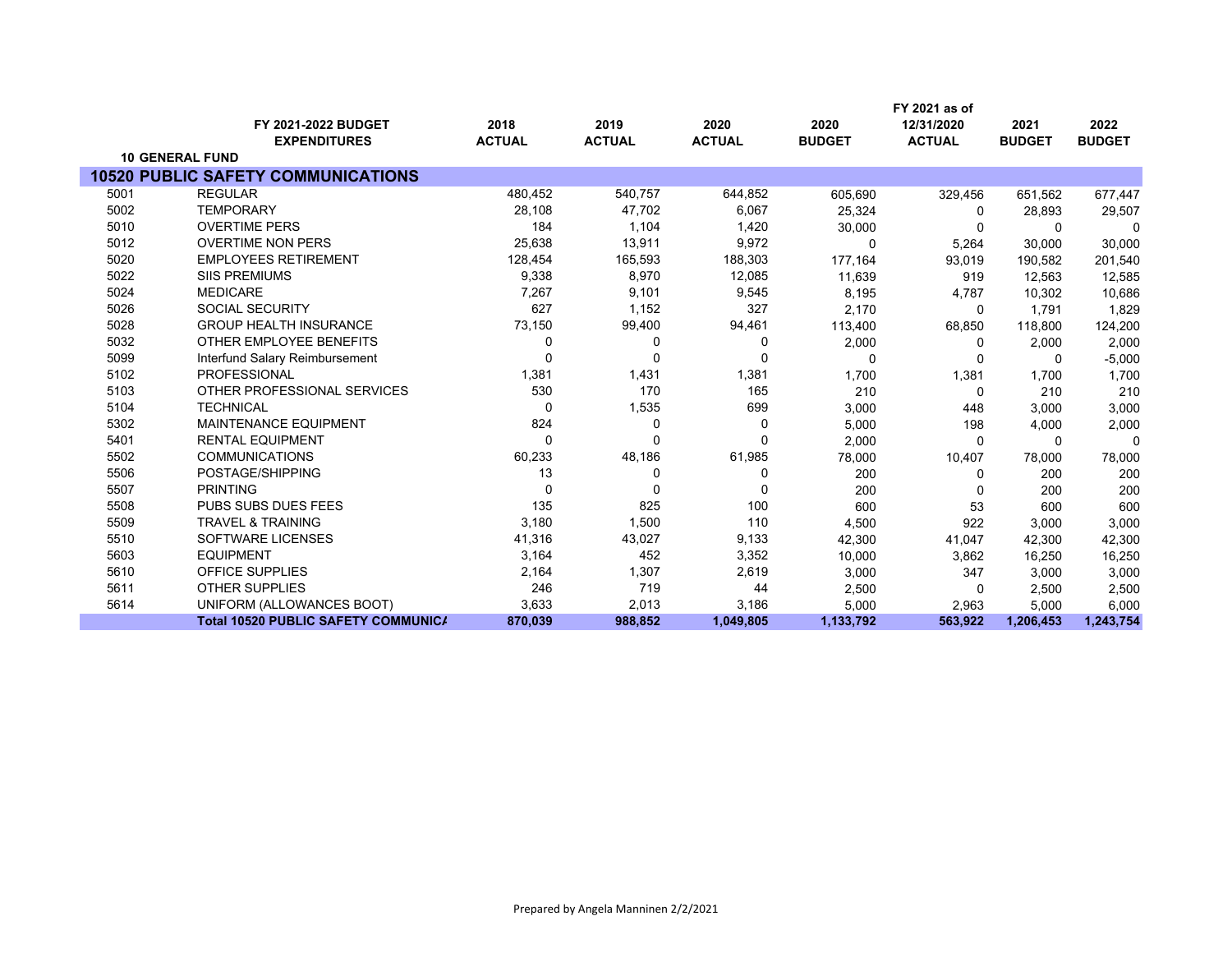| | FY 2021-2022 BUDGET EXPENDITURES | 2018 ACTUAL | 2019 ACTUAL | 2020 ACTUAL | 2020 BUDGET | FY 2021 as of 12/31/2020 ACTUAL | 2021 BUDGET | 2022 BUDGET |
|---|---|---|---|---|---|---|---|---|
| **10 GENERAL FUND** | | | | | | | | |
| **10520 PUBLIC SAFETY COMMUNICATIONS** | | | | | | | | |
| 5001 | REGULAR | 480,452 | 540,757 | 644,852 | 605,690 | 329,456 | 651,562 | 677,447 |
| 5002 | TEMPORARY | 28,108 | 47,702 | 6,067 | 25,324 | 0 | 28,893 | 29,507 |
| 5010 | OVERTIME PERS | 184 | 1,104 | 1,420 | 30,000 | 0 | 0 | 0 |
| 5012 | OVERTIME NON PERS | 25,638 | 13,911 | 9,972 | 0 | 5,264 | 30,000 | 30,000 |
| 5020 | EMPLOYEES RETIREMENT | 128,454 | 165,593 | 188,303 | 177,164 | 93,019 | 190,582 | 201,540 |
| 5022 | SIIS PREMIUMS | 9,338 | 8,970 | 12,085 | 11,639 | 919 | 12,563 | 12,585 |
| 5024 | MEDICARE | 7,267 | 9,101 | 9,545 | 8,195 | 4,787 | 10,302 | 10,686 |
| 5026 | SOCIAL SECURITY | 627 | 1,152 | 327 | 2,170 | 0 | 1,791 | 1,829 |
| 5028 | GROUP HEALTH INSURANCE | 73,150 | 99,400 | 94,461 | 113,400 | 68,850 | 118,800 | 124,200 |
| 5032 | OTHER EMPLOYEE BENEFITS | 0 | 0 | 0 | 2,000 | 0 | 2,000 | 2,000 |
| 5099 | Interfund Salary Reimbursement | 0 | 0 | 0 | 0 | 0 | 0 | -5,000 |
| 5102 | PROFESSIONAL | 1,381 | 1,431 | 1,381 | 1,700 | 1,381 | 1,700 | 1,700 |
| 5103 | OTHER PROFESSIONAL SERVICES | 530 | 170 | 165 | 210 | 0 | 210 | 210 |
| 5104 | TECHNICAL | 0 | 1,535 | 699 | 3,000 | 448 | 3,000 | 3,000 |
| 5302 | MAINTENANCE EQUIPMENT | 824 | 0 | 0 | 5,000 | 198 | 4,000 | 2,000 |
| 5401 | RENTAL EQUIPMENT | 0 | 0 | 0 | 2,000 | 0 | 0 | 0 |
| 5502 | COMMUNICATIONS | 60,233 | 48,186 | 61,985 | 78,000 | 10,407 | 78,000 | 78,000 |
| 5506 | POSTAGE/SHIPPING | 13 | 0 | 0 | 200 | 0 | 200 | 200 |
| 5507 | PRINTING | 0 | 0 | 0 | 200 | 0 | 200 | 200 |
| 5508 | PUBS SUBS DUES FEES | 135 | 825 | 100 | 600 | 53 | 600 | 600 |
| 5509 | TRAVEL & TRAINING | 3,180 | 1,500 | 110 | 4,500 | 922 | 3,000 | 3,000 |
| 5510 | SOFTWARE LICENSES | 41,316 | 43,027 | 9,133 | 42,300 | 41,047 | 42,300 | 42,300 |
| 5603 | EQUIPMENT | 3,164 | 452 | 3,352 | 10,000 | 3,862 | 16,250 | 16,250 |
| 5610 | OFFICE SUPPLIES | 2,164 | 1,307 | 2,619 | 3,000 | 347 | 3,000 | 3,000 |
| 5611 | OTHER SUPPLIES | 246 | 719 | 44 | 2,500 | 0 | 2,500 | 2,500 |
| 5614 | UNIFORM (ALLOWANCES BOOT) | 3,633 | 2,013 | 3,186 | 5,000 | 2,963 | 5,000 | 6,000 |
| | **Total 10520 PUBLIC SAFETY COMMUNICA** | **870,039** | **988,852** | **1,049,805** | **1,133,792** | **563,922** | **1,206,453** | **1,243,754** |

Prepared by Angela Manninen 2/2/2021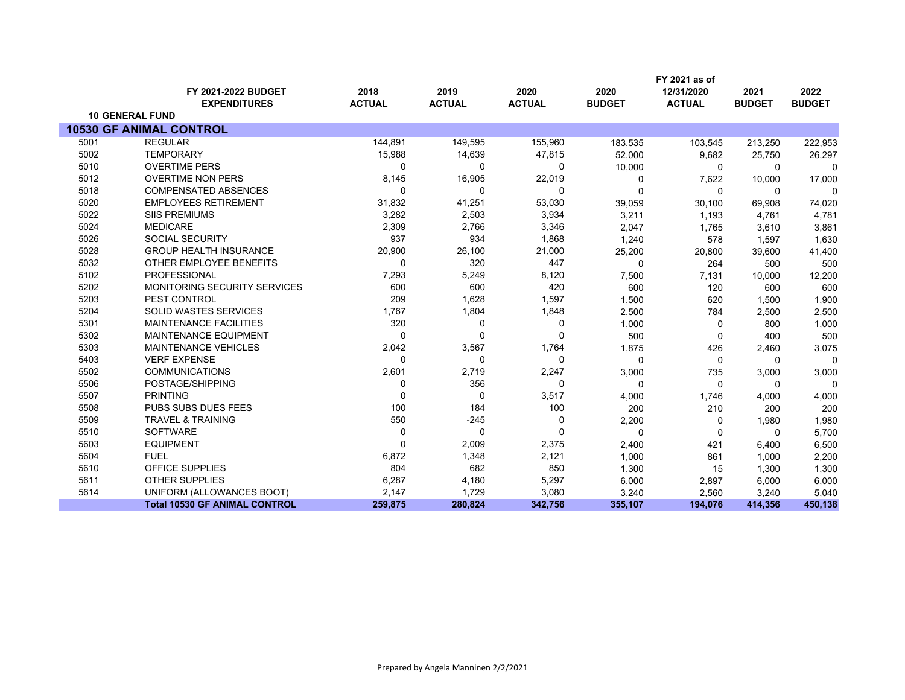| | FY 2021-2022 BUDGET EXPENDITURES | 2018 ACTUAL | 2019 ACTUAL | 2020 ACTUAL | 2020 BUDGET | FY 2021 as of 12/31/2020 ACTUAL | 2021 BUDGET | 2022 BUDGET |
|---|---|---|---|---|---|---|---|---|
| **10 GENERAL FUND** | | | | | | | | |
| **10530 GF ANIMAL CONTROL** | | | | | | | | |
| 5001 | REGULAR | 144,891 | 149,595 | 155,960 | 183,535 | 103,545 | 213,250 | 222,953 |
| 5002 | TEMPORARY | 15,988 | 14,639 | 47,815 | 52,000 | 9,682 | 25,750 | 26,297 |
| 5010 | OVERTIME PERS | 0 | 0 | 0 | 10,000 | 0 | 0 | 0 |
| 5012 | OVERTIME NON PERS | 8,145 | 16,905 | 22,019 | 0 | 7,622 | 10,000 | 17,000 |
| 5018 | COMPENSATED ABSENCES | 0 | 0 | 0 | 0 | 0 | 0 | 0 |
| 5020 | EMPLOYEES RETIREMENT | 31,832 | 41,251 | 53,030 | 39,059 | 30,100 | 69,908 | 74,020 |
| 5022 | SIIS PREMIUMS | 3,282 | 2,503 | 3,934 | 3,211 | 1,193 | 4,761 | 4,781 |
| 5024 | MEDICARE | 2,309 | 2,766 | 3,346 | 2,047 | 1,765 | 3,610 | 3,861 |
| 5026 | SOCIAL SECURITY | 937 | 934 | 1,868 | 1,240 | 578 | 1,597 | 1,630 |
| 5028 | GROUP HEALTH INSURANCE | 20,900 | 26,100 | 21,000 | 25,200 | 20,800 | 39,600 | 41,400 |
| 5032 | OTHER EMPLOYEE BENEFITS | 0 | 320 | 447 | 0 | 264 | 500 | 500 |
| 5102 | PROFESSIONAL | 7,293 | 5,249 | 8,120 | 7,500 | 7,131 | 10,000 | 12,200 |
| 5202 | MONITORING SECURITY SERVICES | 600 | 600 | 420 | 600 | 120 | 600 | 600 |
| 5203 | PEST CONTROL | 209 | 1,628 | 1,597 | 1,500 | 620 | 1,500 | 1,900 |
| 5204 | SOLID WASTES SERVICES | 1,767 | 1,804 | 1,848 | 2,500 | 784 | 2,500 | 2,500 |
| 5301 | MAINTENANCE FACILITIES | 320 | 0 | 0 | 1,000 | 0 | 800 | 1,000 |
| 5302 | MAINTENANCE EQUIPMENT | 0 | 0 | 0 | 500 | 0 | 400 | 500 |
| 5303 | MAINTENANCE VEHICLES | 2,042 | 3,567 | 1,764 | 1,875 | 426 | 2,460 | 3,075 |
| 5403 | VERF EXPENSE | 0 | 0 | 0 | 0 | 0 | 0 | 0 |
| 5502 | COMMUNICATIONS | 2,601 | 2,719 | 2,247 | 3,000 | 735 | 3,000 | 3,000 |
| 5506 | POSTAGE/SHIPPING | 0 | 356 | 0 | 0 | 0 | 0 | 0 |
| 5507 | PRINTING | 0 | 0 | 3,517 | 4,000 | 1,746 | 4,000 | 4,000 |
| 5508 | PUBS SUBS DUES FEES | 100 | 184 | 100 | 200 | 210 | 200 | 200 |
| 5509 | TRAVEL & TRAINING | 550 | -245 | 0 | 2,200 | 0 | 1,980 | 1,980 |
| 5510 | SOFTWARE | 0 | 0 | 0 | 0 | 0 | 0 | 5,700 |
| 5603 | EQUIPMENT | 0 | 2,009 | 2,375 | 2,400 | 421 | 6,400 | 6,500 |
| 5604 | FUEL | 6,872 | 1,348 | 2,121 | 1,000 | 861 | 1,000 | 2,200 |
| 5610 | OFFICE SUPPLIES | 804 | 682 | 850 | 1,300 | 15 | 1,300 | 1,300 |
| 5611 | OTHER SUPPLIES | 6,287 | 4,180 | 5,297 | 6,000 | 2,897 | 6,000 | 6,000 |
| 5614 | UNIFORM (ALLOWANCES BOOT) | 2,147 | 1,729 | 3,080 | 3,240 | 2,560 | 3,240 | 5,040 |
| | **Total 10530 GF ANIMAL CONTROL** | **259,875** | **280,824** | **342,756** | **355,107** | **194,076** | **414,356** | **450,138** |

Prepared by Angela Manninen 2/2/2021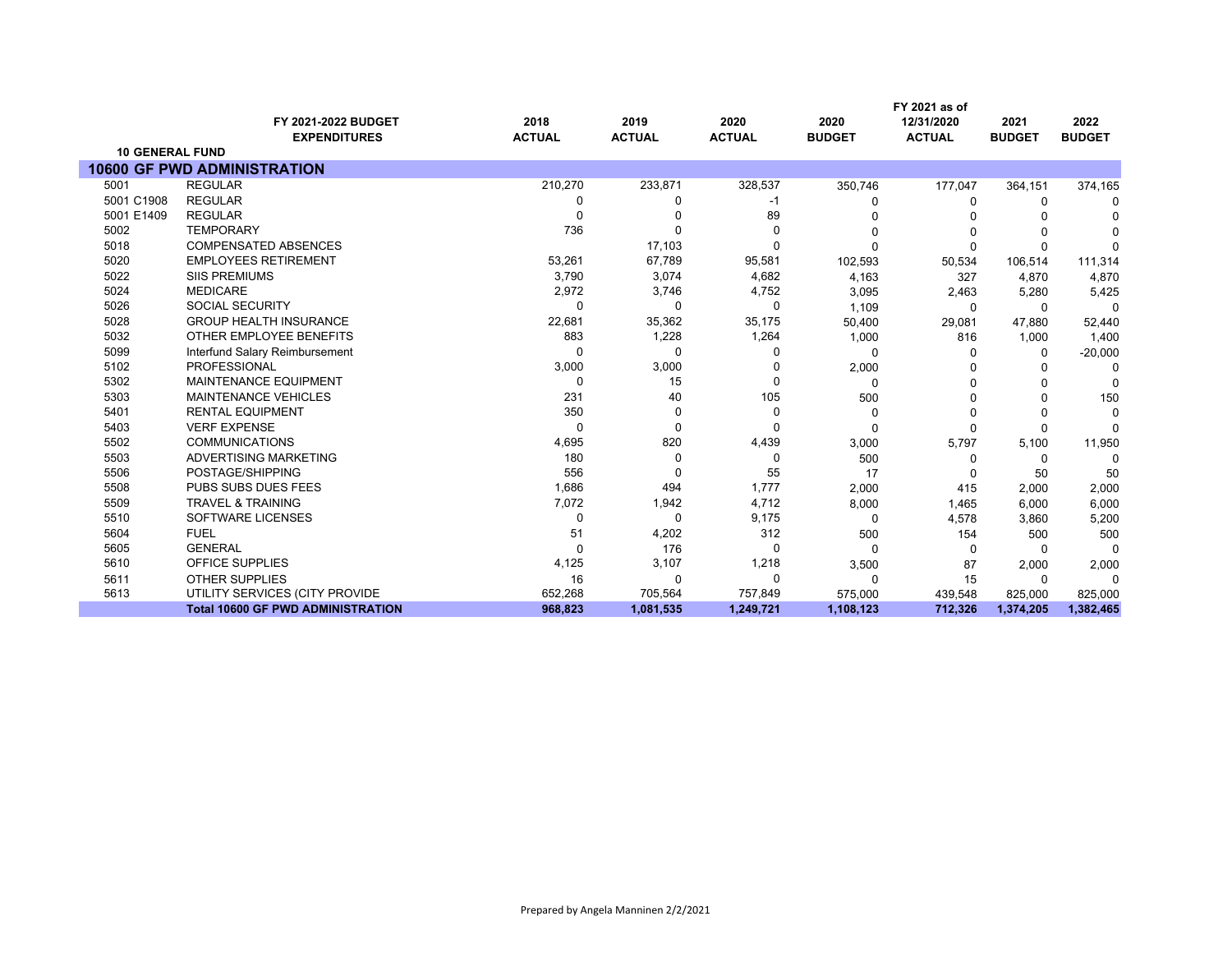| | FY 2021-2022 BUDGET EXPENDITURES | 2018 ACTUAL | 2019 ACTUAL | 2020 ACTUAL | 2020 BUDGET | FY 2021 as of 12/31/2020 ACTUAL | 2021 BUDGET | 2022 BUDGET |
|---|---|---|---|---|---|---|---|---|
| **10 GENERAL FUND** | | | | | | | | |
| **10600 GF PWD ADMINISTRATION** | | | | | | | | |
| 5001 | REGULAR | 210,270 | 233,871 | 328,537 | 350,746 | 177,047 | 364,151 | 374,165 |
| 5001 C1908 | REGULAR | 0 | 0 | -1 | 0 | 0 | 0 | 0 |
| 5001 E1409 | REGULAR | 0 | 0 | 89 | 0 | 0 | 0 | 0 |
| 5002 | TEMPORARY | 736 | 0 | 0 | 0 | 0 | 0 | 0 |
| 5018 | COMPENSATED ABSENCES | | 17,103 | 0 | 0 | 0 | 0 | 0 |
| 5020 | EMPLOYEES RETIREMENT | 53,261 | 67,789 | 95,581 | 102,593 | 50,534 | 106,514 | 111,314 |
| 5022 | SIIS PREMIUMS | 3,790 | 3,074 | 4,682 | 4,163 | 327 | 4,870 | 4,870 |
| 5024 | MEDICARE | 2,972 | 3,746 | 4,752 | 3,095 | 2,463 | 5,280 | 5,425 |
| 5026 | SOCIAL SECURITY | 0 | 0 | 0 | 1,109 | 0 | 0 | 0 |
| 5028 | GROUP HEALTH INSURANCE | 22,681 | 35,362 | 35,175 | 50,400 | 29,081 | 47,880 | 52,440 |
| 5032 | OTHER EMPLOYEE BENEFITS | 883 | 1,228 | 1,264 | 1,000 | 816 | 1,000 | 1,400 |
| 5099 | Interfund Salary Reimbursement | 0 | 0 | 0 | 0 | 0 | 0 | -20,000 |
| 5102 | PROFESSIONAL | 3,000 | 3,000 | 0 | 2,000 | 0 | 0 | 0 |
| 5302 | MAINTENANCE EQUIPMENT | 0 | 15 | 0 | 0 | 0 | 0 | 0 |
| 5303 | MAINTENANCE VEHICLES | 231 | 40 | 105 | 500 | 0 | 0 | 150 |
| 5401 | RENTAL EQUIPMENT | 350 | 0 | 0 | 0 | 0 | 0 | 0 |
| 5403 | VERF EXPENSE | 0 | 0 | 0 | 0 | 0 | 0 | 0 |
| 5502 | COMMUNICATIONS | 4,695 | 820 | 4,439 | 3,000 | 5,797 | 5,100 | 11,950 |
| 5503 | ADVERTISING MARKETING | 180 | 0 | 0 | 500 | 0 | 0 | 0 |
| 5506 | POSTAGE/SHIPPING | 556 | 0 | 55 | 17 | 0 | 50 | 50 |
| 5508 | PUBS SUBS DUES FEES | 1,686 | 494 | 1,777 | 2,000 | 415 | 2,000 | 2,000 |
| 5509 | TRAVEL & TRAINING | 7,072 | 1,942 | 4,712 | 8,000 | 1,465 | 6,000 | 6,000 |
| 5510 | SOFTWARE LICENSES | 0 | 0 | 9,175 | 0 | 4,578 | 3,860 | 5,200 |
| 5604 | FUEL | 51 | 4,202 | 312 | 500 | 154 | 500 | 500 |
| 5605 | GENERAL | 0 | 176 | 0 | 0 | 0 | 0 | 0 |
| 5610 | OFFICE SUPPLIES | 4,125 | 3,107 | 1,218 | 3,500 | 87 | 2,000 | 2,000 |
| 5611 | OTHER SUPPLIES | 16 | 0 | 0 | 0 | 15 | 0 | 0 |
| 5613 | UTILITY SERVICES (CITY PROVIDE | 652,268 | 705,564 | 757,849 | 575,000 | 439,548 | 825,000 | 825,000 |
| | **Total 10600 GF PWD ADMINISTRATION** | **968,823** | **1,081,535** | **1,249,721** | **1,108,123** | **712,326** | **1,374,205** | **1,382,465** |

Prepared by Angela Manninen 2/2/2021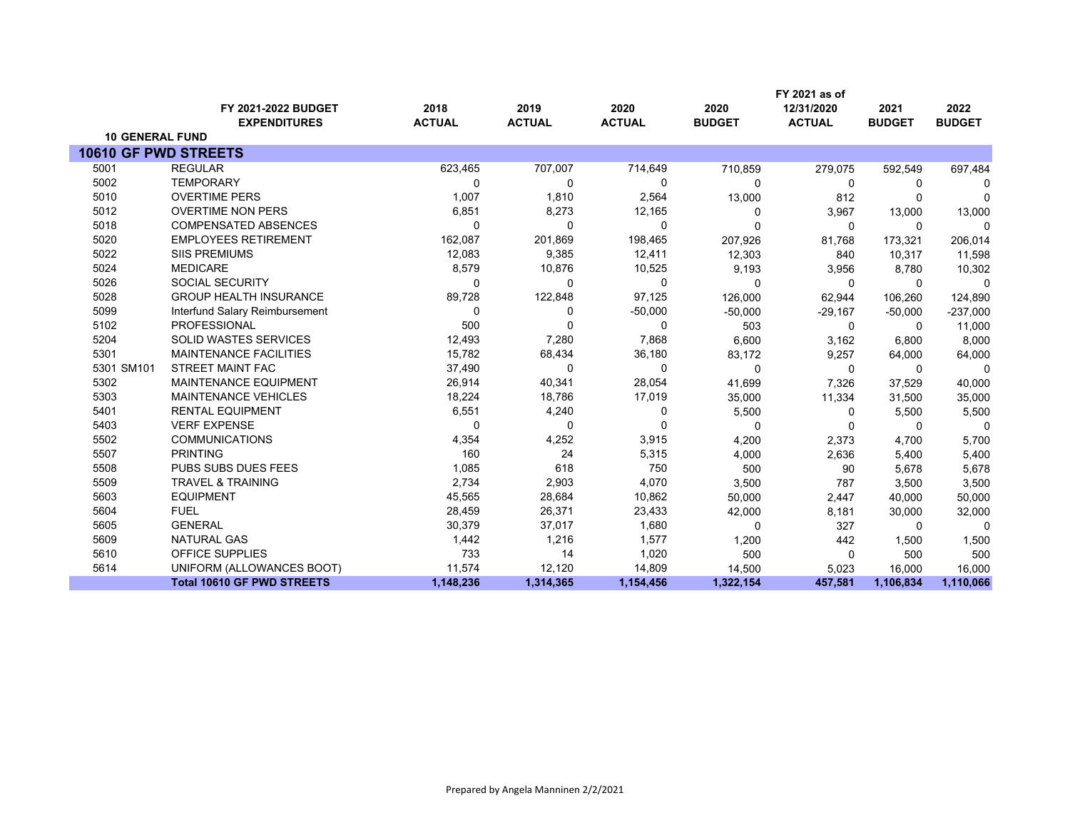| | FY 2021-2022 BUDGET EXPENDITURES | 2018 ACTUAL | 2019 ACTUAL | 2020 ACTUAL | 2020 BUDGET | FY 2021 as of 12/31/2020 ACTUAL | 2021 BUDGET | 2022 BUDGET |
|---|---|---|---|---|---|---|---|---|
| **10 GENERAL FUND** | | | | | | | | |
| **10610 GF PWD STREETS** | | | | | | | | |
| 5001 | REGULAR | 623,465 | 707,007 | 714,649 | 710,859 | 279,075 | 592,549 | 697,484 |
| 5002 | TEMPORARY | 0 | 0 | 0 | 0 | 0 | 0 | 0 |
| 5010 | OVERTIME PERS | 1,007 | 1,810 | 2,564 | 13,000 | 812 | 0 | 0 |
| 5012 | OVERTIME NON PERS | 6,851 | 8,273 | 12,165 | 0 | 3,967 | 13,000 | 13,000 |
| 5018 | COMPENSATED ABSENCES | 0 | 0 | 0 | 0 | 0 | 0 | 0 |
| 5020 | EMPLOYEES RETIREMENT | 162,087 | 201,869 | 198,465 | 207,926 | 81,768 | 173,321 | 206,014 |
| 5022 | SIIS PREMIUMS | 12,083 | 9,385 | 12,411 | 12,303 | 840 | 10,317 | 11,598 |
| 5024 | MEDICARE | 8,579 | 10,876 | 10,525 | 9,193 | 3,956 | 8,780 | 10,302 |
| 5026 | SOCIAL SECURITY | 0 | 0 | 0 | 0 | 0 | 0 | 0 |
| 5028 | GROUP HEALTH INSURANCE | 89,728 | 122,848 | 97,125 | 126,000 | 62,944 | 106,260 | 124,890 |
| 5099 | Interfund Salary Reimbursement | 0 | 0 | -50,000 | -50,000 | -29,167 | -50,000 | -237,000 |
| 5102 | PROFESSIONAL | 500 | 0 | 0 | 503 | 0 | 0 | 11,000 |
| 5204 | SOLID WASTES SERVICES | 12,493 | 7,280 | 7,868 | 6,600 | 3,162 | 6,800 | 8,000 |
| 5301 | MAINTENANCE FACILITIES | 15,782 | 68,434 | 36,180 | 83,172 | 9,257 | 64,000 | 64,000 |
| 5301 SM101 | STREET MAINT FAC | 37,490 | 0 | 0 | 0 | 0 | 0 | 0 |
| 5302 | MAINTENANCE EQUIPMENT | 26,914 | 40,341 | 28,054 | 41,699 | 7,326 | 37,529 | 40,000 |
| 5303 | MAINTENANCE VEHICLES | 18,224 | 18,786 | 17,019 | 35,000 | 11,334 | 31,500 | 35,000 |
| 5401 | RENTAL EQUIPMENT | 6,551 | 4,240 | 0 | 5,500 | 0 | 5,500 | 5,500 |
| 5403 | VERF EXPENSE | 0 | 0 | 0 | 0 | 0 | 0 | 0 |
| 5502 | COMMUNICATIONS | 4,354 | 4,252 | 3,915 | 4,200 | 2,373 | 4,700 | 5,700 |
| 5507 | PRINTING | 160 | 24 | 5,315 | 4,000 | 2,636 | 5,400 | 5,400 |
| 5508 | PUBS SUBS DUES FEES | 1,085 | 618 | 750 | 500 | 90 | 5,678 | 5,678 |
| 5509 | TRAVEL & TRAINING | 2,734 | 2,903 | 4,070 | 3,500 | 787 | 3,500 | 3,500 |
| 5603 | EQUIPMENT | 45,565 | 28,684 | 10,862 | 50,000 | 2,447 | 40,000 | 50,000 |
| 5604 | FUEL | 28,459 | 26,371 | 23,433 | 42,000 | 8,181 | 30,000 | 32,000 |
| 5605 | GENERAL | 30,379 | 37,017 | 1,680 | 0 | 327 | 0 | 0 |
| 5609 | NATURAL GAS | 1,442 | 1,216 | 1,577 | 1,200 | 442 | 1,500 | 1,500 |
| 5610 | OFFICE SUPPLIES | 733 | 14 | 1,020 | 500 | 0 | 500 | 500 |
| 5614 | UNIFORM (ALLOWANCES BOOT) | 11,574 | 12,120 | 14,809 | 14,500 | 5,023 | 16,000 | 16,000 |
| | **Total 10610 GF PWD STREETS** | **1,148,236** | **1,314,365** | **1,154,456** | **1,322,154** | **457,581** | **1,106,834** | **1,110,066** |

Prepared by Angela Manninen 2/2/2021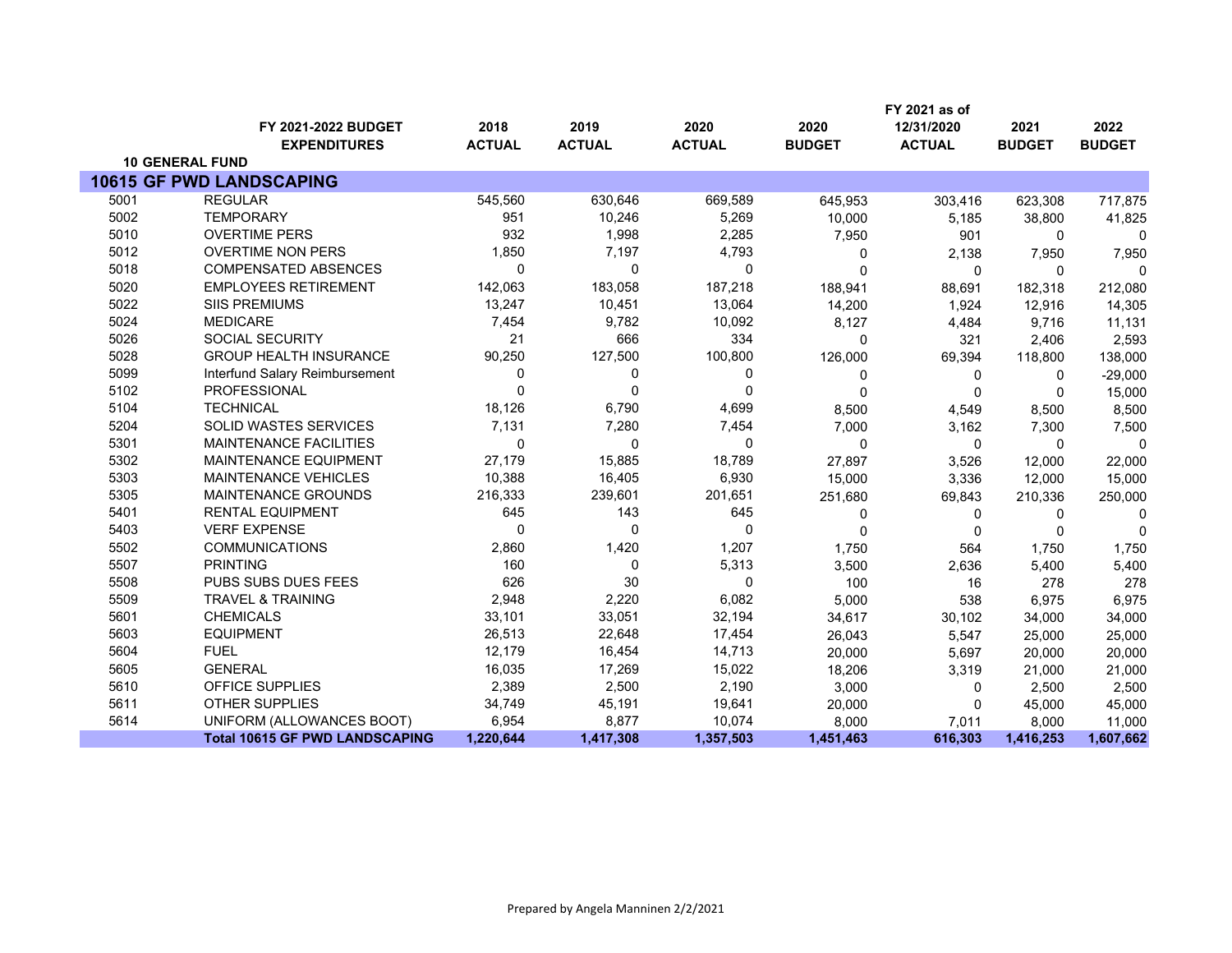| | FY 2021-2022 BUDGET EXPENDITURES | 2018 ACTUAL | 2019 ACTUAL | 2020 ACTUAL | 2020 BUDGET | FY 2021 as of 12/31/2020 ACTUAL | 2021 BUDGET | 2022 BUDGET |
|---|---|---|---|---|---|---|---|---|
| **10 GENERAL FUND** | | | | | | | | |
| **10615 GF PWD LANDSCAPING** | | | | | | | | |
| 5001 | REGULAR | 545,560 | 630,646 | 669,589 | 645,953 | 303,416 | 623,308 | 717,875 |
| 5002 | TEMPORARY | 951 | 10,246 | 5,269 | 10,000 | 5,185 | 38,800 | 41,825 |
| 5010 | OVERTIME PERS | 932 | 1,998 | 2,285 | 7,950 | 901 | 0 | 0 |
| 5012 | OVERTIME NON PERS | 1,850 | 7,197 | 4,793 | 0 | 2,138 | 7,950 | 7,950 |
| 5018 | COMPENSATED ABSENCES | 0 | 0 | 0 | 0 | 0 | 0 | 0 |
| 5020 | EMPLOYEES RETIREMENT | 142,063 | 183,058 | 187,218 | 188,941 | 88,691 | 182,318 | 212,080 |
| 5022 | SIIS PREMIUMS | 13,247 | 10,451 | 13,064 | 14,200 | 1,924 | 12,916 | 14,305 |
| 5024 | MEDICARE | 7,454 | 9,782 | 10,092 | 8,127 | 4,484 | 9,716 | 11,131 |
| 5026 | SOCIAL SECURITY | 21 | 666 | 334 | 0 | 321 | 2,406 | 2,593 |
| 5028 | GROUP HEALTH INSURANCE | 90,250 | 127,500 | 100,800 | 126,000 | 69,394 | 118,800 | 138,000 |
| 5099 | Interfund Salary Reimbursement | 0 | 0 | 0 | 0 | 0 | 0 | -29,000 |
| 5102 | PROFESSIONAL | 0 | 0 | 0 | 0 | 0 | 0 | 15,000 |
| 5104 | TECHNICAL | 18,126 | 6,790 | 4,699 | 8,500 | 4,549 | 8,500 | 8,500 |
| 5204 | SOLID WASTES SERVICES | 7,131 | 7,280 | 7,454 | 7,000 | 3,162 | 7,300 | 7,500 |
| 5301 | MAINTENANCE FACILITIES | 0 | 0 | 0 | 0 | 0 | 0 | 0 |
| 5302 | MAINTENANCE EQUIPMENT | 27,179 | 15,885 | 18,789 | 27,897 | 3,526 | 12,000 | 22,000 |
| 5303 | MAINTENANCE VEHICLES | 10,388 | 16,405 | 6,930 | 15,000 | 3,336 | 12,000 | 15,000 |
| 5305 | MAINTENANCE GROUNDS | 216,333 | 239,601 | 201,651 | 251,680 | 69,843 | 210,336 | 250,000 |
| 5401 | RENTAL EQUIPMENT | 645 | 143 | 645 | 0 | 0 | 0 | 0 |
| 5403 | VERF EXPENSE | 0 | 0 | 0 | 0 | 0 | 0 | 0 |
| 5502 | COMMUNICATIONS | 2,860 | 1,420 | 1,207 | 1,750 | 564 | 1,750 | 1,750 |
| 5507 | PRINTING | 160 | 0 | 5,313 | 3,500 | 2,636 | 5,400 | 5,400 |
| 5508 | PUBS SUBS DUES FEES | 626 | 30 | 0 | 100 | 16 | 278 | 278 |
| 5509 | TRAVEL & TRAINING | 2,948 | 2,220 | 6,082 | 5,000 | 538 | 6,975 | 6,975 |
| 5601 | CHEMICALS | 33,101 | 33,051 | 32,194 | 34,617 | 30,102 | 34,000 | 34,000 |
| 5603 | EQUIPMENT | 26,513 | 22,648 | 17,454 | 26,043 | 5,547 | 25,000 | 25,000 |
| 5604 | FUEL | 12,179 | 16,454 | 14,713 | 20,000 | 5,697 | 20,000 | 20,000 |
| 5605 | GENERAL | 16,035 | 17,269 | 15,022 | 18,206 | 3,319 | 21,000 | 21,000 |
| 5610 | OFFICE SUPPLIES | 2,389 | 2,500 | 2,190 | 3,000 | 0 | 2,500 | 2,500 |
| 5611 | OTHER SUPPLIES | 34,749 | 45,191 | 19,641 | 20,000 | 0 | 45,000 | 45,000 |
| 5614 | UNIFORM (ALLOWANCES BOOT) | 6,954 | 8,877 | 10,074 | 8,000 | 7,011 | 8,000 | 11,000 |
| | **Total 10615 GF PWD LANDSCAPING** | **1,220,644** | **1,417,308** | **1,357,503** | **1,451,463** | **616,303** | **1,416,253** | **1,607,662** |

Prepared by Angela Manninen 2/2/2021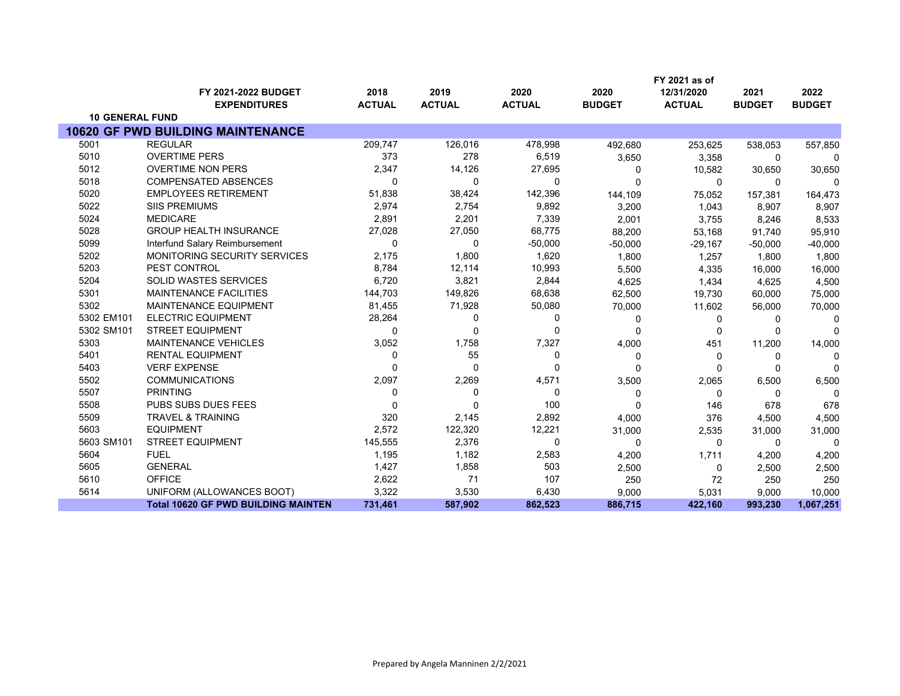| | FY 2021-2022 BUDGET EXPENDITURES | 2018 ACTUAL | 2019 ACTUAL | 2020 ACTUAL | 2020 BUDGET | FY 2021 as of 12/31/2020 ACTUAL | 2021 BUDGET | 2022 BUDGET |
|---|---|---|---|---|---|---|---|---|
| **10 GENERAL FUND** | | | | | | | | |
| **10620 GF PWD BUILDING MAINTENANCE** | | | | | | | | |
| 5001 | REGULAR | 209,747 | 126,016 | 478,998 | 492,680 | 253,625 | 538,053 | 557,850 |
| 5010 | OVERTIME PERS | 373 | 278 | 6,519 | 3,650 | 3,358 | 0 | 0 |
| 5012 | OVERTIME NON PERS | 2,347 | 14,126 | 27,695 | 0 | 10,582 | 30,650 | 30,650 |
| 5018 | COMPENSATED ABSENCES | 0 | 0 | 0 | 0 | 0 | 0 | 0 |
| 5020 | EMPLOYEES RETIREMENT | 51,838 | 38,424 | 142,396 | 144,109 | 75,052 | 157,381 | 164,473 |
| 5022 | SIIS PREMIUMS | 2,974 | 2,754 | 9,892 | 3,200 | 1,043 | 8,907 | 8,907 |
| 5024 | MEDICARE | 2,891 | 2,201 | 7,339 | 2,001 | 3,755 | 8,246 | 8,533 |
| 5028 | GROUP HEALTH INSURANCE | 27,028 | 27,050 | 68,775 | 88,200 | 53,168 | 91,740 | 95,910 |
| 5099 | Interfund Salary Reimbursement | 0 | 0 | -50,000 | -50,000 | -29,167 | -50,000 | -40,000 |
| 5202 | MONITORING SECURITY SERVICES | 2,175 | 1,800 | 1,620 | 1,800 | 1,257 | 1,800 | 1,800 |
| 5203 | PEST CONTROL | 8,784 | 12,114 | 10,993 | 5,500 | 4,335 | 16,000 | 16,000 |
| 5204 | SOLID WASTES SERVICES | 6,720 | 3,821 | 2,844 | 4,625 | 1,434 | 4,625 | 4,500 |
| 5301 | MAINTENANCE FACILITIES | 144,703 | 149,826 | 68,638 | 62,500 | 19,730 | 60,000 | 75,000 |
| 5302 | MAINTENANCE EQUIPMENT | 81,455 | 71,928 | 50,080 | 70,000 | 11,602 | 56,000 | 70,000 |
| 5302 EM101 | ELECTRIC EQUIPMENT | 28,264 | 0 | 0 | 0 | 0 | 0 | 0 |
| 5302 SM101 | STREET EQUIPMENT | 0 | 0 | 0 | 0 | 0 | 0 | 0 |
| 5303 | MAINTENANCE VEHICLES | 3,052 | 1,758 | 7,327 | 4,000 | 451 | 11,200 | 14,000 |
| 5401 | RENTAL EQUIPMENT | 0 | 55 | 0 | 0 | 0 | 0 | 0 |
| 5403 | VERF EXPENSE | 0 | 0 | 0 | 0 | 0 | 0 | 0 |
| 5502 | COMMUNICATIONS | 2,097 | 2,269 | 4,571 | 3,500 | 2,065 | 6,500 | 6,500 |
| 5507 | PRINTING | 0 | 0 | 0 | 0 | 0 | 0 | 0 |
| 5508 | PUBS SUBS DUES FEES | 0 | 0 | 100 | 0 | 146 | 678 | 678 |
| 5509 | TRAVEL & TRAINING | 320 | 2,145 | 2,892 | 4,000 | 376 | 4,500 | 4,500 |
| 5603 | EQUIPMENT | 2,572 | 122,320 | 12,221 | 31,000 | 2,535 | 31,000 | 31,000 |
| 5603 SM101 | STREET EQUIPMENT | 145,555 | 2,376 | 0 | 0 | 0 | 0 | 0 |
| 5604 | FUEL | 1,195 | 1,182 | 2,583 | 4,200 | 1,711 | 4,200 | 4,200 |
| 5605 | GENERAL | 1,427 | 1,858 | 503 | 2,500 | 0 | 2,500 | 2,500 |
| 5610 | OFFICE | 2,622 | 71 | 107 | 250 | 72 | 250 | 250 |
| 5614 | UNIFORM (ALLOWANCES BOOT) | 3,322 | 3,530 | 6,430 | 9,000 | 5,031 | 9,000 | 10,000 |
| | **Total 10620 GF PWD BUILDING MAINTEN** | **731,461** | **587,902** | **862,523** | **886,715** | **422,160** | **993,230** | **1,067,251** |

Prepared by Angela Manninen 2/2/2021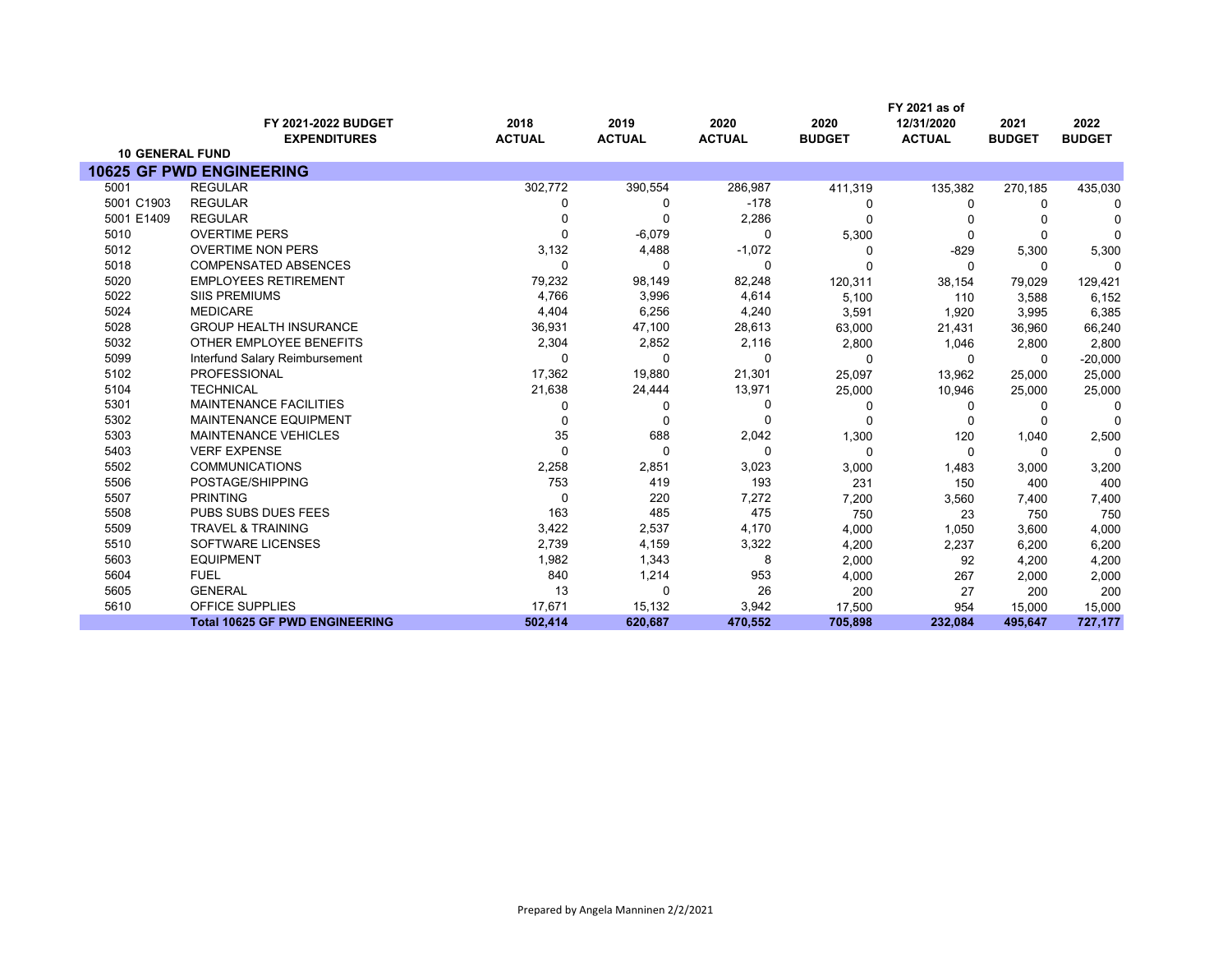| | FY 2021-2022 BUDGET EXPENDITURES | 2018 ACTUAL | 2019 ACTUAL | 2020 ACTUAL | 2020 BUDGET | FY 2021 as of 12/31/2020 ACTUAL | 2021 BUDGET | 2022 BUDGET |
|---|---|---|---|---|---|---|---|---|
| **10 GENERAL FUND** | | | | | | | | |
| **10625 GF PWD ENGINEERING** | | | | | | | | |
| 5001 | REGULAR | 302,772 | 390,554 | 286,987 | 411,319 | 135,382 | 270,185 | 435,030 |
| 5001 C1903 | REGULAR | 0 | 0 | -178 | 0 | 0 | 0 | 0 |
| 5001 E1409 | REGULAR | 0 | 0 | 2,286 | 0 | 0 | 0 | 0 |
| 5010 | OVERTIME PERS | 0 | -6,079 | 0 | 5,300 | 0 | 0 | 0 |
| 5012 | OVERTIME NON PERS | 3,132 | 4,488 | -1,072 | 0 | -829 | 5,300 | 5,300 |
| 5018 | COMPENSATED ABSENCES | 0 | 0 | 0 | 0 | 0 | 0 | 0 |
| 5020 | EMPLOYEES RETIREMENT | 79,232 | 98,149 | 82,248 | 120,311 | 38,154 | 79,029 | 129,421 |
| 5022 | SIIS PREMIUMS | 4,766 | 3,996 | 4,614 | 5,100 | 110 | 3,588 | 6,152 |
| 5024 | MEDICARE | 4,404 | 6,256 | 4,240 | 3,591 | 1,920 | 3,995 | 6,385 |
| 5028 | GROUP HEALTH INSURANCE | 36,931 | 47,100 | 28,613 | 63,000 | 21,431 | 36,960 | 66,240 |
| 5032 | OTHER EMPLOYEE BENEFITS | 2,304 | 2,852 | 2,116 | 2,800 | 1,046 | 2,800 | 2,800 |
| 5099 | Interfund Salary Reimbursement | 0 | 0 | 0 | 0 | 0 | 0 | -20,000 |
| 5102 | PROFESSIONAL | 17,362 | 19,880 | 21,301 | 25,097 | 13,962 | 25,000 | 25,000 |
| 5104 | TECHNICAL | 21,638 | 24,444 | 13,971 | 25,000 | 10,946 | 25,000 | 25,000 |
| 5301 | MAINTENANCE FACILITIES | 0 | 0 | 0 | 0 | 0 | 0 | 0 |
| 5302 | MAINTENANCE EQUIPMENT | 0 | 0 | 0 | 0 | 0 | 0 | 0 |
| 5303 | MAINTENANCE VEHICLES | 35 | 688 | 2,042 | 1,300 | 120 | 1,040 | 2,500 |
| 5403 | VERF EXPENSE | 0 | 0 | 0 | 0 | 0 | 0 | 0 |
| 5502 | COMMUNICATIONS | 2,258 | 2,851 | 3,023 | 3,000 | 1,483 | 3,000 | 3,200 |
| 5506 | POSTAGE/SHIPPING | 753 | 419 | 193 | 231 | 150 | 400 | 400 |
| 5507 | PRINTING | 0 | 220 | 7,272 | 7,200 | 3,560 | 7,400 | 7,400 |
| 5508 | PUBS SUBS DUES FEES | 163 | 485 | 475 | 750 | 23 | 750 | 750 |
| 5509 | TRAVEL & TRAINING | 3,422 | 2,537 | 4,170 | 4,000 | 1,050 | 3,600 | 4,000 |
| 5510 | SOFTWARE LICENSES | 2,739 | 4,159 | 3,322 | 4,200 | 2,237 | 6,200 | 6,200 |
| 5603 | EQUIPMENT | 1,982 | 1,343 | 8 | 2,000 | 92 | 4,200 | 4,200 |
| 5604 | FUEL | 840 | 1,214 | 953 | 4,000 | 267 | 2,000 | 2,000 |
| 5605 | GENERAL | 13 | 0 | 26 | 200 | 27 | 200 | 200 |
| 5610 | OFFICE SUPPLIES | 17,671 | 15,132 | 3,942 | 17,500 | 954 | 15,000 | 15,000 |
| | **Total 10625 GF PWD ENGINEERING** | **502,414** | **620,687** | **470,552** | **705,898** | **232,084** | **495,647** | **727,177** |

Prepared by Angela Manninen 2/2/2021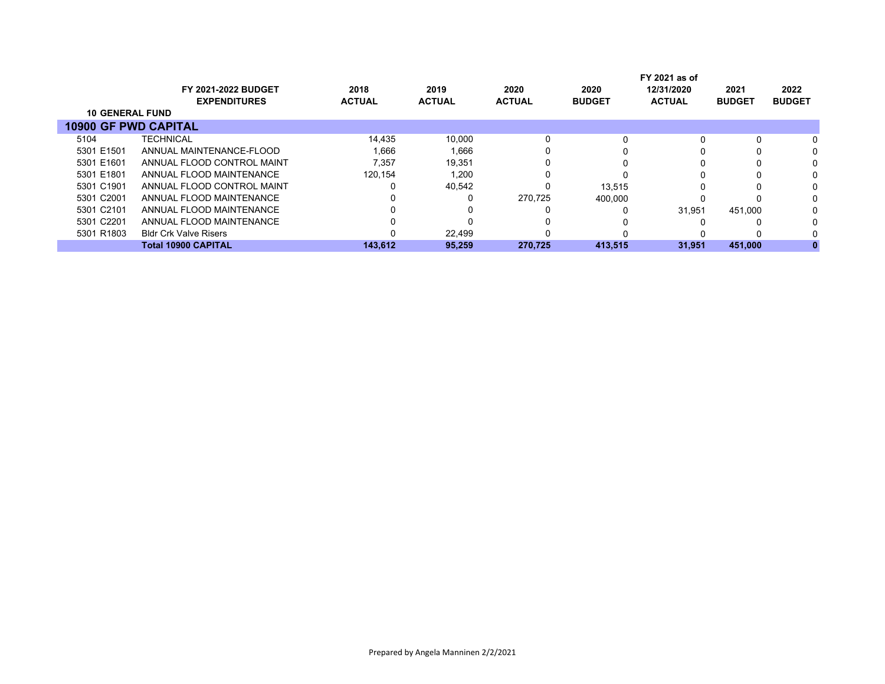| | FY 2021-2022 BUDGET EXPENDITURES | 2018 ACTUAL | 2019 ACTUAL | 2020 ACTUAL | 2020 BUDGET | FY 2021 as of 12/31/2020 ACTUAL | 2021 BUDGET | 2022 BUDGET |
|---|---|---|---|---|---|---|---|---|
| **10 GENERAL FUND** | | | | | | | | |
| **10900 GF PWD CAPITAL** | | | | | | | | |
| 5104 | TECHNICAL | 14,435 | 10,000 | 0 | 0 | 0 | 0 | 0 |
| 5301 E1501 | ANNUAL MAINTENANCE-FLOOD | 1,666 | 1,666 | 0 | 0 | 0 | 0 | 0 |
| 5301 E1601 | ANNUAL FLOOD CONTROL MAINT | 7,357 | 19,351 | 0 | 0 | 0 | 0 | 0 |
| 5301 E1801 | ANNUAL FLOOD MAINTENANCE | 120,154 | 1,200 | 0 | 0 | 0 | 0 | 0 |
| 5301 C1901 | ANNUAL FLOOD CONTROL MAINT | 0 | 40,542 | 0 | 13,515 | 0 | 0 | 0 |
| 5301 C2001 | ANNUAL FLOOD MAINTENANCE | 0 | 0 | 270,725 | 400,000 | 0 | 0 | 0 |
| 5301 C2101 | ANNUAL FLOOD MAINTENANCE | 0 | 0 | 0 | 0 | 31,951 | 451,000 | 0 |
| 5301 C2201 | ANNUAL FLOOD MAINTENANCE | 0 | 0 | 0 | 0 | 0 | 0 | 0 |
| 5301 R1803 | Bldr Crk Valve Risers | 0 | 22,499 | 0 | 0 | 0 | 0 | 0 |
| | **Total 10900 CAPITAL** | **143,612** | **95,259** | **270,725** | **413,515** | **31,951** | **451,000** | **0** |

Prepared by Angela Manninen 2/2/2021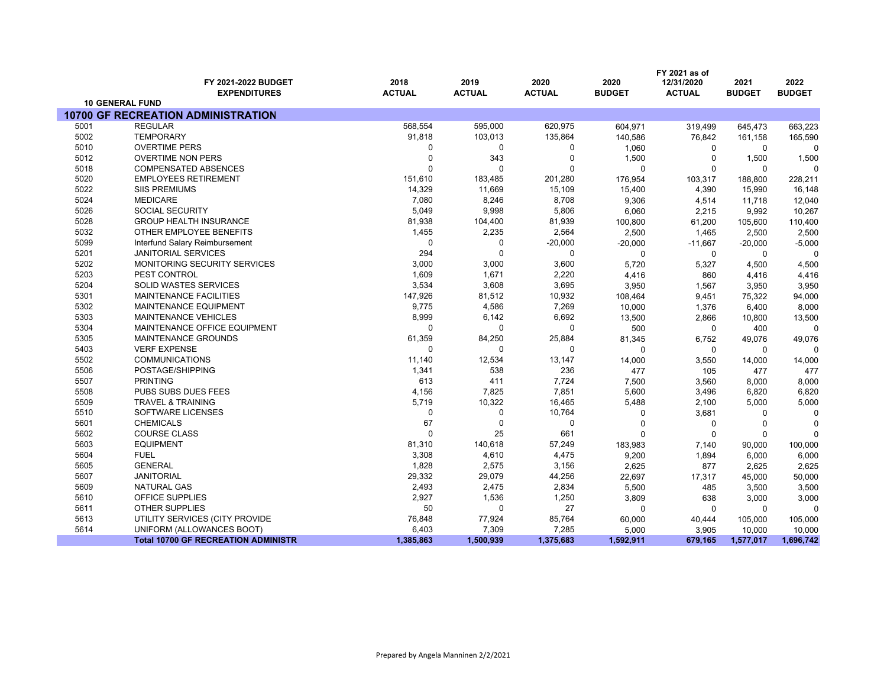| | FY 2021-2022 BUDGET EXPENDITURES | 2018 ACTUAL | 2019 ACTUAL | 2020 ACTUAL | 2020 BUDGET | FY 2021 as of 12/31/2020 ACTUAL | 2021 BUDGET | 2022 BUDGET |
|---|---|---|---|---|---|---|---|---|
| **10 GENERAL FUND** | | | | | | | | |
| **10700 GF RECREATION ADMINISTRATION** | | | | | | | | |
| 5001 | REGULAR | 568,554 | 595,000 | 620,975 | 604,971 | 319,499 | 645,473 | 663,223 |
| 5002 | TEMPORARY | 91,818 | 103,013 | 135,864 | 140,586 | 76,842 | 161,158 | 165,590 |
| 5010 | OVERTIME PERS | 0 | 0 | 0 | 1,060 | 0 | 0 | 0 |
| 5012 | OVERTIME NON PERS | 0 | 343 | 0 | 1,500 | 0 | 1,500 | 1,500 |
| 5018 | COMPENSATED ABSENCES | 0 | 0 | 0 | 0 | 0 | 0 | 0 |
| 5020 | EMPLOYEES RETIREMENT | 151,610 | 183,485 | 201,280 | 176,954 | 103,317 | 188,800 | 228,211 |
| 5022 | SIIS PREMIUMS | 14,329 | 11,669 | 15,109 | 15,400 | 4,390 | 15,990 | 16,148 |
| 5024 | MEDICARE | 7,080 | 8,246 | 8,708 | 9,306 | 4,514 | 11,718 | 12,040 |
| 5026 | SOCIAL SECURITY | 5,049 | 9,998 | 5,806 | 6,060 | 2,215 | 9,992 | 10,267 |
| 5028 | GROUP HEALTH INSURANCE | 81,938 | 104,400 | 81,939 | 100,800 | 61,200 | 105,600 | 110,400 |
| 5032 | OTHER EMPLOYEE BENEFITS | 1,455 | 2,235 | 2,564 | 2,500 | 1,465 | 2,500 | 2,500 |
| 5099 | Interfund Salary Reimbursement | 0 | 0 | -20,000 | -20,000 | -11,667 | -20,000 | -5,000 |
| 5201 | JANITORIAL SERVICES | 294 | 0 | 0 | 0 | 0 | 0 | 0 |
| 5202 | MONITORING SECURITY SERVICES | 3,000 | 3,000 | 3,600 | 5,720 | 5,327 | 4,500 | 4,500 |
| 5203 | PEST CONTROL | 1,609 | 1,671 | 2,220 | 4,416 | 860 | 4,416 | 4,416 |
| 5204 | SOLID WASTES SERVICES | 3,534 | 3,608 | 3,695 | 3,950 | 1,567 | 3,950 | 3,950 |
| 5301 | MAINTENANCE FACILITIES | 147,926 | 81,512 | 10,932 | 108,464 | 9,451 | 75,322 | 94,000 |
| 5302 | MAINTENANCE EQUIPMENT | 9,775 | 4,586 | 7,269 | 10,000 | 1,376 | 6,400 | 8,000 |
| 5303 | MAINTENANCE VEHICLES | 8,999 | 6,142 | 6,692 | 13,500 | 2,866 | 10,800 | 13,500 |
| 5304 | MAINTENANCE OFFICE EQUIPMENT | 0 | 0 | 0 | 500 | 0 | 400 | 0 |
| 5305 | MAINTENANCE GROUNDS | 61,359 | 84,250 | 25,884 | 81,345 | 6,752 | 49,076 | 49,076 |
| 5403 | VERF EXPENSE | 0 | 0 | 0 | 0 | 0 | 0 | 0 |
| 5502 | COMMUNICATIONS | 11,140 | 12,534 | 13,147 | 14,000 | 3,550 | 14,000 | 14,000 |
| 5506 | POSTAGE/SHIPPING | 1,341 | 538 | 236 | 477 | 105 | 477 | 477 |
| 5507 | PRINTING | 613 | 411 | 7,724 | 7,500 | 3,560 | 8,000 | 8,000 |
| 5508 | PUBS SUBS DUES FEES | 4,156 | 7,825 | 7,851 | 5,600 | 3,496 | 6,820 | 6,820 |
| 5509 | TRAVEL & TRAINING | 5,719 | 10,322 | 16,465 | 5,488 | 2,100 | 5,000 | 5,000 |
| 5510 | SOFTWARE LICENSES | 0 | 0 | 10,764 | 0 | 3,681 | 0 | 0 |
| 5601 | CHEMICALS | 67 | 0 | 0 | 0 | 0 | 0 | 0 |
| 5602 | COURSE CLASS | 0 | 25 | 661 | 0 | 0 | 0 | 0 |
| 5603 | EQUIPMENT | 81,310 | 140,618 | 57,249 | 183,983 | 7,140 | 90,000 | 100,000 |
| 5604 | FUEL | 3,308 | 4,610 | 4,475 | 9,200 | 1,894 | 6,000 | 6,000 |
| 5605 | GENERAL | 1,828 | 2,575 | 3,156 | 2,625 | 877 | 2,625 | 2,625 |
| 5607 | JANITORIAL | 29,332 | 29,079 | 44,256 | 22,697 | 17,317 | 45,000 | 50,000 |
| 5609 | NATURAL GAS | 2,493 | 2,475 | 2,834 | 5,500 | 485 | 3,500 | 3,500 |
| 5610 | OFFICE SUPPLIES | 2,927 | 1,536 | 1,250 | 3,809 | 638 | 3,000 | 3,000 |
| 5611 | OTHER SUPPLIES | 50 | 0 | 27 | 0 | 0 | 0 | 0 |
| 5613 | UTILITY SERVICES (CITY PROVIDE | 76,848 | 77,924 | 85,764 | 60,000 | 40,444 | 105,000 | 105,000 |
| 5614 | UNIFORM (ALLOWANCES BOOT) | 6,403 | 7,309 | 7,285 | 5,000 | 3,905 | 10,000 | 10,000 |
| | **Total 10700 GF RECREATION ADMINISTR** | **1,385,863** | **1,500,939** | **1,375,683** | **1,592,911** | **679,165** | **1,577,017** | **1,696,742** |

Prepared by Angela Manninen 2/2/2021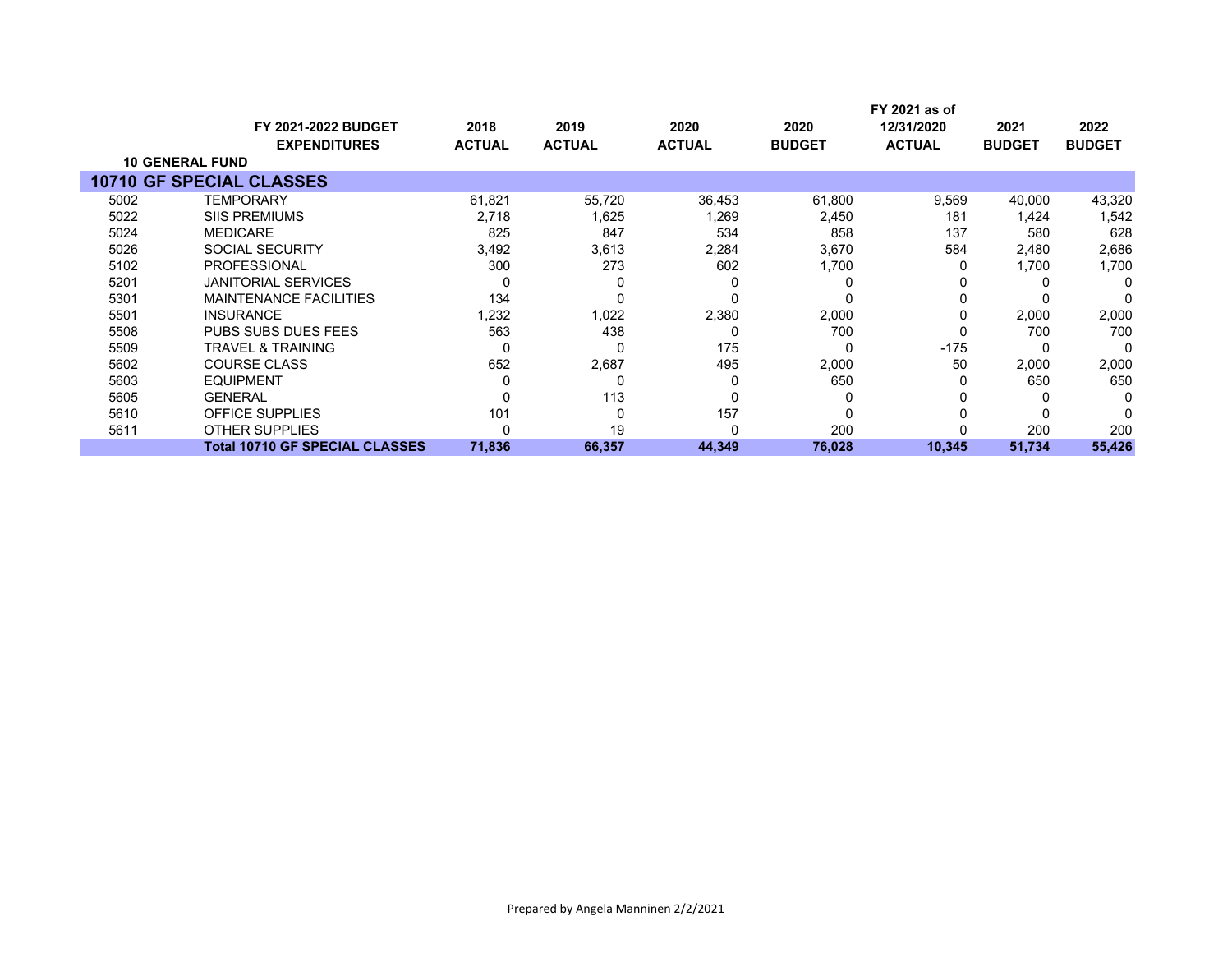| | FY 2021-2022 BUDGET EXPENDITURES | 2018 ACTUAL | 2019 ACTUAL | 2020 ACTUAL | 2020 BUDGET | FY 2021 as of 12/31/2020 ACTUAL | 2021 BUDGET | 2022 BUDGET |
|---|---|---|---|---|---|---|---|---|
| **10 GENERAL FUND** | | | | | | | | |
| **10710 GF SPECIAL CLASSES** | | | | | | | | |
| 5002 | TEMPORARY | 61,821 | 55,720 | 36,453 | 61,800 | 9,569 | 40,000 | 43,320 |
| 5022 | SIIS PREMIUMS | 2,718 | 1,625 | 1,269 | 2,450 | 181 | 1,424 | 1,542 |
| 5024 | MEDICARE | 825 | 847 | 534 | 858 | 137 | 580 | 628 |
| 5026 | SOCIAL SECURITY | 3,492 | 3,613 | 2,284 | 3,670 | 584 | 2,480 | 2,686 |
| 5102 | PROFESSIONAL | 300 | 273 | 602 | 1,700 | 0 | 1,700 | 1,700 |
| 5201 | JANITORIAL SERVICES | 0 | 0 | 0 | 0 | 0 | 0 | 0 |
| 5301 | MAINTENANCE FACILITIES | 134 | 0 | 0 | 0 | 0 | 0 | 0 |
| 5501 | INSURANCE | 1,232 | 1,022 | 2,380 | 2,000 | 0 | 2,000 | 2,000 |
| 5508 | PUBS SUBS DUES FEES | 563 | 438 | 0 | 700 | 0 | 700 | 700 |
| 5509 | TRAVEL & TRAINING | 0 | 0 | 175 | 0 | -175 | 0 | 0 |
| 5602 | COURSE CLASS | 652 | 2,687 | 495 | 2,000 | 50 | 2,000 | 2,000 |
| 5603 | EQUIPMENT | 0 | 0 | 0 | 650 | 0 | 650 | 650 |
| 5605 | GENERAL | 0 | 113 | 0 | 0 | 0 | 0 | 0 |
| 5610 | OFFICE SUPPLIES | 101 | 0 | 157 | 0 | 0 | 0 | 0 |
| 5611 | OTHER SUPPLIES | 0 | 19 | 0 | 200 | 0 | 200 | 200 |
| | **Total 10710 GF SPECIAL CLASSES** | **71,836** | **66,357** | **44,349** | **76,028** | **10,345** | **51,734** | **55,426** |

Prepared by Angela Manninen 2/2/2021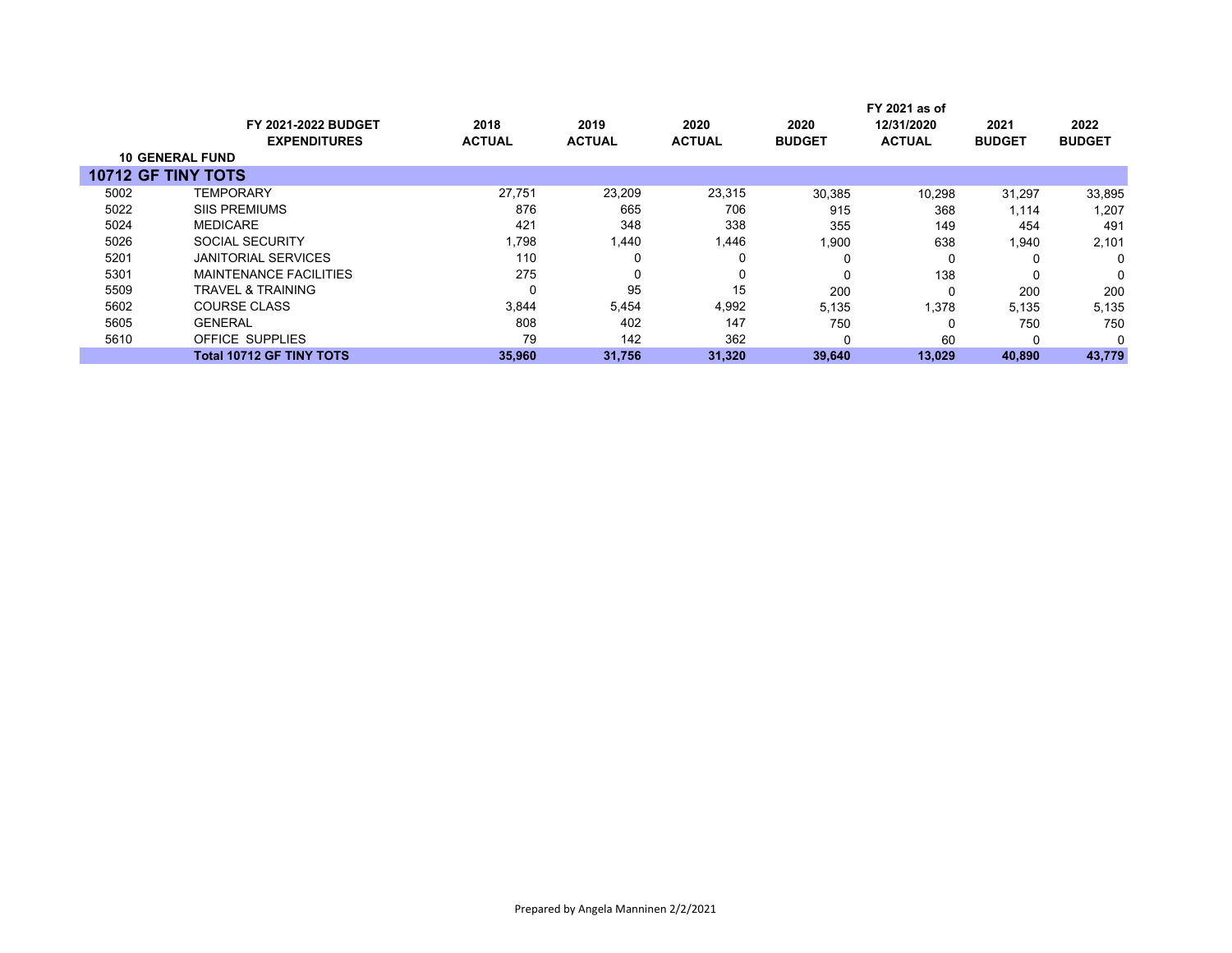| | FY 2021-2022 BUDGET EXPENDITURES | 2018 ACTUAL | 2019 ACTUAL | 2020 ACTUAL | 2020 BUDGET | FY 2021 as of 12/31/2020 ACTUAL | 2021 BUDGET | 2022 BUDGET |
|---|---|---|---|---|---|---|---|---|
| **10 GENERAL FUND** | | | | | | | | |
| **10712 GF TINY TOTS** | | | | | | | | |
| 5002 | TEMPORARY | 27,751 | 23,209 | 23,315 | 30,385 | 10,298 | 31,297 | 33,895 |
| 5022 | SIIS PREMIUMS | 876 | 665 | 706 | 915 | 368 | 1,114 | 1,207 |
| 5024 | MEDICARE | 421 | 348 | 338 | 355 | 149 | 454 | 491 |
| 5026 | SOCIAL SECURITY | 1,798 | 1,440 | 1,446 | 1,900 | 638 | 1,940 | 2,101 |
| 5201 | JANITORIAL SERVICES | 110 | 0 | 0 | 0 | 0 | 0 | 0 |
| 5301 | MAINTENANCE FACILITIES | 275 | 0 | 0 | 0 | 138 | 0 | 0 |
| 5509 | TRAVEL & TRAINING | 0 | 95 | 15 | 200 | 0 | 200 | 200 |
| 5602 | COURSE CLASS | 3,844 | 5,454 | 4,992 | 5,135 | 1,378 | 5,135 | 5,135 |
| 5605 | GENERAL | 808 | 402 | 147 | 750 | 0 | 750 | 750 |
| 5610 | OFFICE SUPPLIES | 79 | 142 | 362 | 0 | 60 | 0 | 0 |
| | **Total 10712 GF TINY TOTS** | **35,960** | **31,756** | **31,320** | **39,640** | **13,029** | **40,890** | **43,779** |

Prepared by Angela Manninen 2/2/2021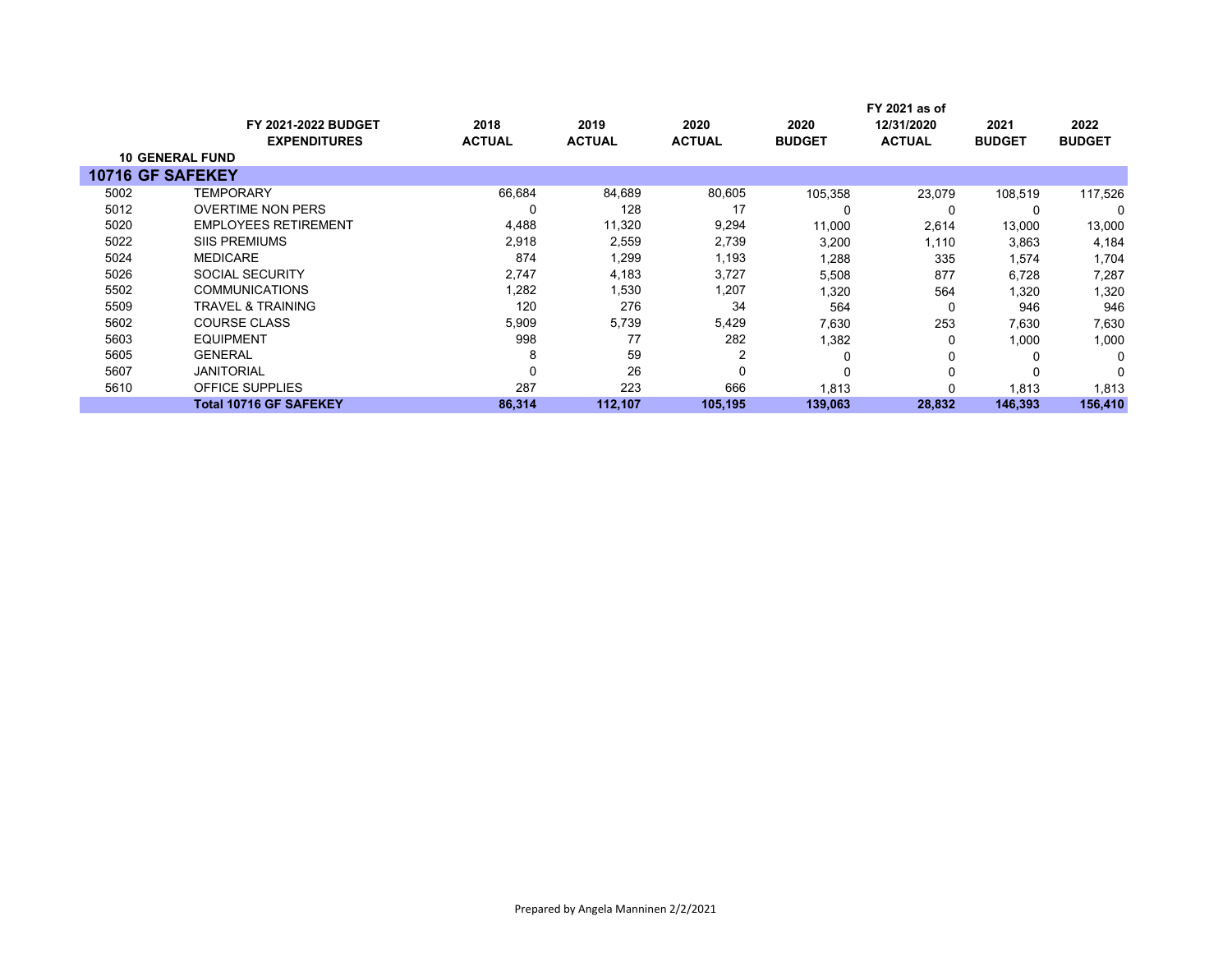| | FY 2021-2022 BUDGET EXPENDITURES | 2018 ACTUAL | 2019 ACTUAL | 2020 ACTUAL | 2020 BUDGET | FY 2021 as of 12/31/2020 ACTUAL | 2021 BUDGET | 2022 BUDGET |
|---|---|---|---|---|---|---|---|---|
| **10 GENERAL FUND** | | | | | | | | |
| **10716 GF SAFEKEY** | | | | | | | | |
| 5002 | TEMPORARY | 66,684 | 84,689 | 80,605 | 105,358 | 23,079 | 108,519 | 117,526 |
| 5012 | OVERTIME NON PERS | 0 | 128 | 17 | 0 | 0 | 0 | 0 |
| 5020 | EMPLOYEES RETIREMENT | 4,488 | 11,320 | 9,294 | 11,000 | 2,614 | 13,000 | 13,000 |
| 5022 | SIIS PREMIUMS | 2,918 | 2,559 | 2,739 | 3,200 | 1,110 | 3,863 | 4,184 |
| 5024 | MEDICARE | 874 | 1,299 | 1,193 | 1,288 | 335 | 1,574 | 1,704 |
| 5026 | SOCIAL SECURITY | 2,747 | 4,183 | 3,727 | 5,508 | 877 | 6,728 | 7,287 |
| 5502 | COMMUNICATIONS | 1,282 | 1,530 | 1,207 | 1,320 | 564 | 1,320 | 1,320 |
| 5509 | TRAVEL & TRAINING | 120 | 276 | 34 | 564 | 0 | 946 | 946 |
| 5602 | COURSE CLASS | 5,909 | 5,739 | 5,429 | 7,630 | 253 | 7,630 | 7,630 |
| 5603 | EQUIPMENT | 998 | 77 | 282 | 1,382 | 0 | 1,000 | 1,000 |
| 5605 | GENERAL | 8 | 59 | 2 | 0 | 0 | 0 | 0 |
| 5607 | JANITORIAL | 0 | 26 | 0 | 0 | 0 | 0 | 0 |
| 5610 | OFFICE SUPPLIES | 287 | 223 | 666 | 1,813 | 0 | 1,813 | 1,813 |
| | **Total 10716 GF SAFEKEY** | **86,314** | **112,107** | **105,195** | **139,063** | **28,832** | **146,393** | **156,410** |

Prepared by Angela Manninen 2/2/2021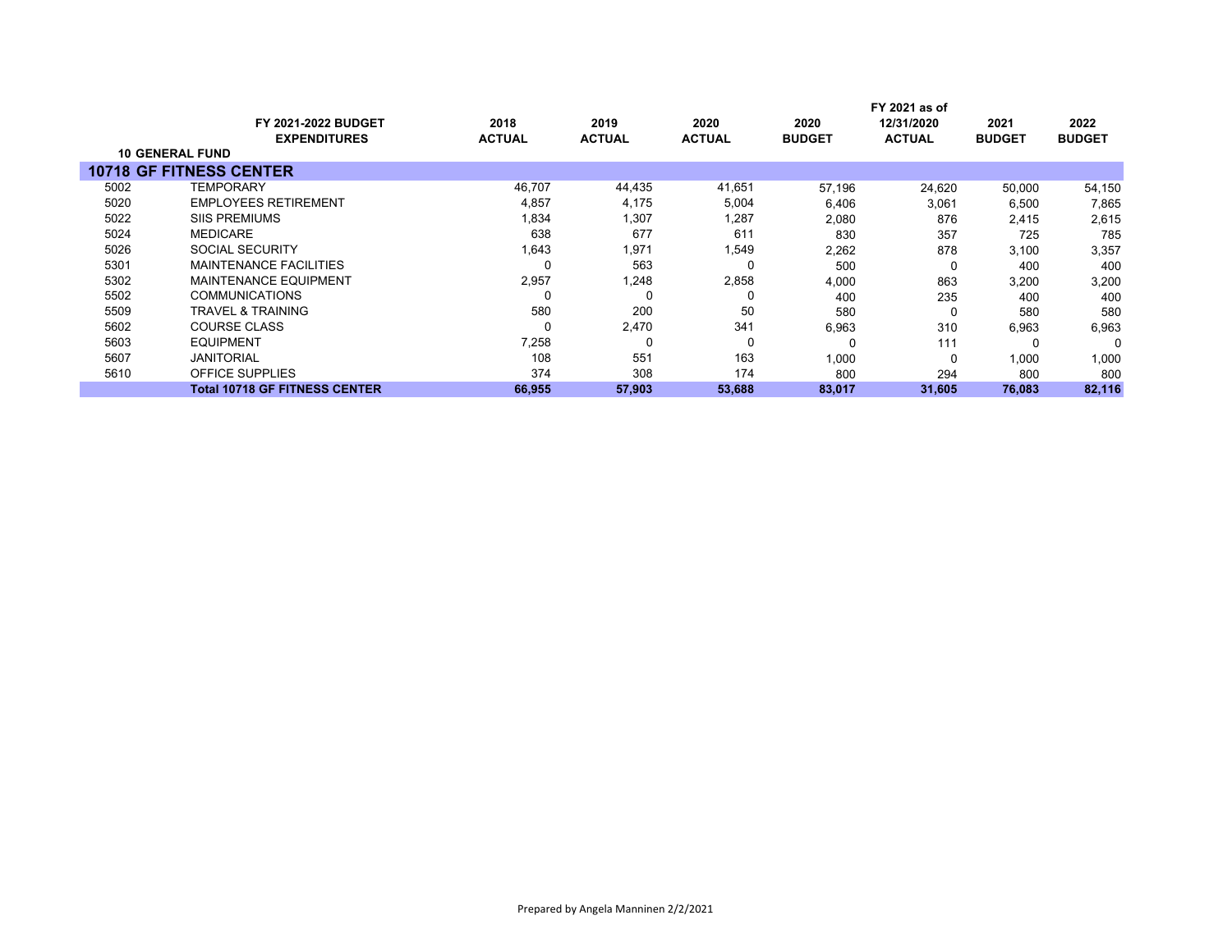| | FY 2021-2022 BUDGET EXPENDITURES | 2018 ACTUAL | 2019 ACTUAL | 2020 ACTUAL | 2020 BUDGET | FY 2021 as of 12/31/2020 ACTUAL | 2021 BUDGET | 2022 BUDGET |
|---|---|---|---|---|---|---|---|---|
| **10 GENERAL FUND** | | | | | | | | |
| **10718 GF FITNESS CENTER** | | | | | | | | |
| 5002 | TEMPORARY | 46,707 | 44,435 | 41,651 | 57,196 | 24,620 | 50,000 | 54,150 |
| 5020 | EMPLOYEES RETIREMENT | 4,857 | 4,175 | 5,004 | 6,406 | 3,061 | 6,500 | 7,865 |
| 5022 | SIIS PREMIUMS | 1,834 | 1,307 | 1,287 | 2,080 | 876 | 2,415 | 2,615 |
| 5024 | MEDICARE | 638 | 677 | 611 | 830 | 357 | 725 | 785 |
| 5026 | SOCIAL SECURITY | 1,643 | 1,971 | 1,549 | 2,262 | 878 | 3,100 | 3,357 |
| 5301 | MAINTENANCE FACILITIES | 0 | 563 | 0 | 500 | 0 | 400 | 400 |
| 5302 | MAINTENANCE EQUIPMENT | 2,957 | 1,248 | 2,858 | 4,000 | 863 | 3,200 | 3,200 |
| 5502 | COMMUNICATIONS | 0 | 0 | 0 | 400 | 235 | 400 | 400 |
| 5509 | TRAVEL & TRAINING | 580 | 200 | 50 | 580 | 0 | 580 | 580 |
| 5602 | COURSE CLASS | 0 | 2,470 | 341 | 6,963 | 310 | 6,963 | 6,963 |
| 5603 | EQUIPMENT | 7,258 | 0 | 0 | 0 | 111 | 0 | 0 |
| 5607 | JANITORIAL | 108 | 551 | 163 | 1,000 | 0 | 1,000 | 1,000 |
| 5610 | OFFICE SUPPLIES | 374 | 308 | 174 | 800 | 294 | 800 | 800 |
| | **Total 10718 GF FITNESS CENTER** | **66,955** | **57,903** | **53,688** | **83,017** | **31,605** | **76,083** | **82,116** |

Prepared by Angela Manninen 2/2/2021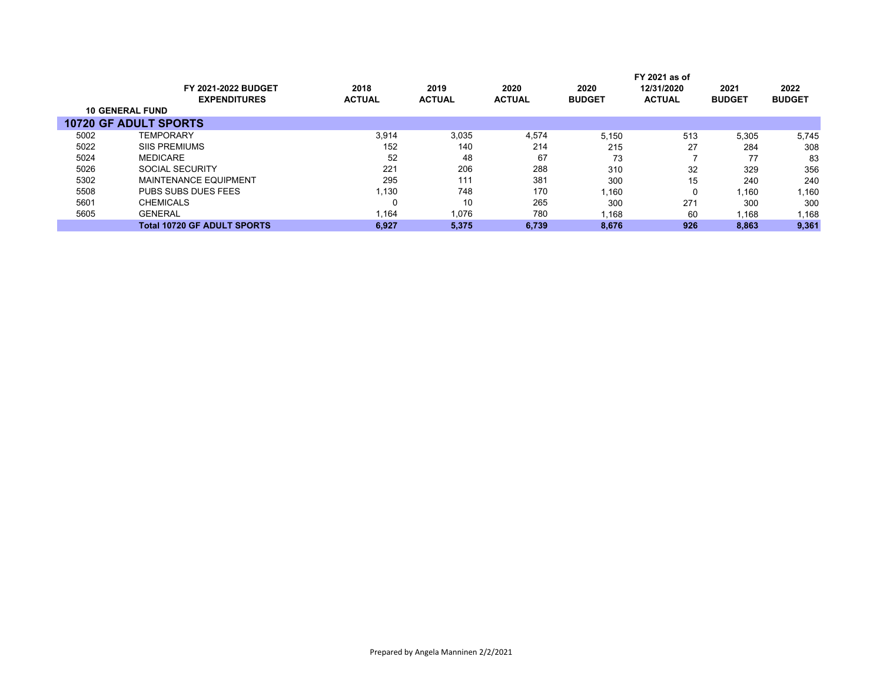| | FY 2021-2022 BUDGET EXPENDITURES | 2018 ACTUAL | 2019 ACTUAL | 2020 ACTUAL | 2020 BUDGET | FY 2021 as of 12/31/2020 ACTUAL | 2021 BUDGET | 2022 BUDGET |
|---|---|---|---|---|---|---|---|---|
| **10 GENERAL FUND** | | | | | | | | |
| **10720 GF ADULT SPORTS** | | | | | | | | |
| 5002 | TEMPORARY | 3,914 | 3,035 | 4,574 | 5,150 | 513 | 5,305 | 5,745 |
| 5022 | SIIS PREMIUMS | 152 | 140 | 214 | 215 | 27 | 284 | 308 |
| 5024 | MEDICARE | 52 | 48 | 67 | 73 | 7 | 77 | 83 |
| 5026 | SOCIAL SECURITY | 221 | 206 | 288 | 310 | 32 | 329 | 356 |
| 5302 | MAINTENANCE EQUIPMENT | 295 | 111 | 381 | 300 | 15 | 240 | 240 |
| 5508 | PUBS SUBS DUES FEES | 1,130 | 748 | 170 | 1,160 | 0 | 1,160 | 1,160 |
| 5601 | CHEMICALS | 0 | 10 | 265 | 300 | 271 | 300 | 300 |
| 5605 | GENERAL | 1,164 | 1,076 | 780 | 1,168 | 60 | 1,168 | 1,168 |
| | **Total 10720 GF ADULT SPORTS** | **6,927** | **5,375** | **6,739** | **8,676** | **926** | **8,863** | **9,361** |

Prepared by Angela Manninen 2/2/2021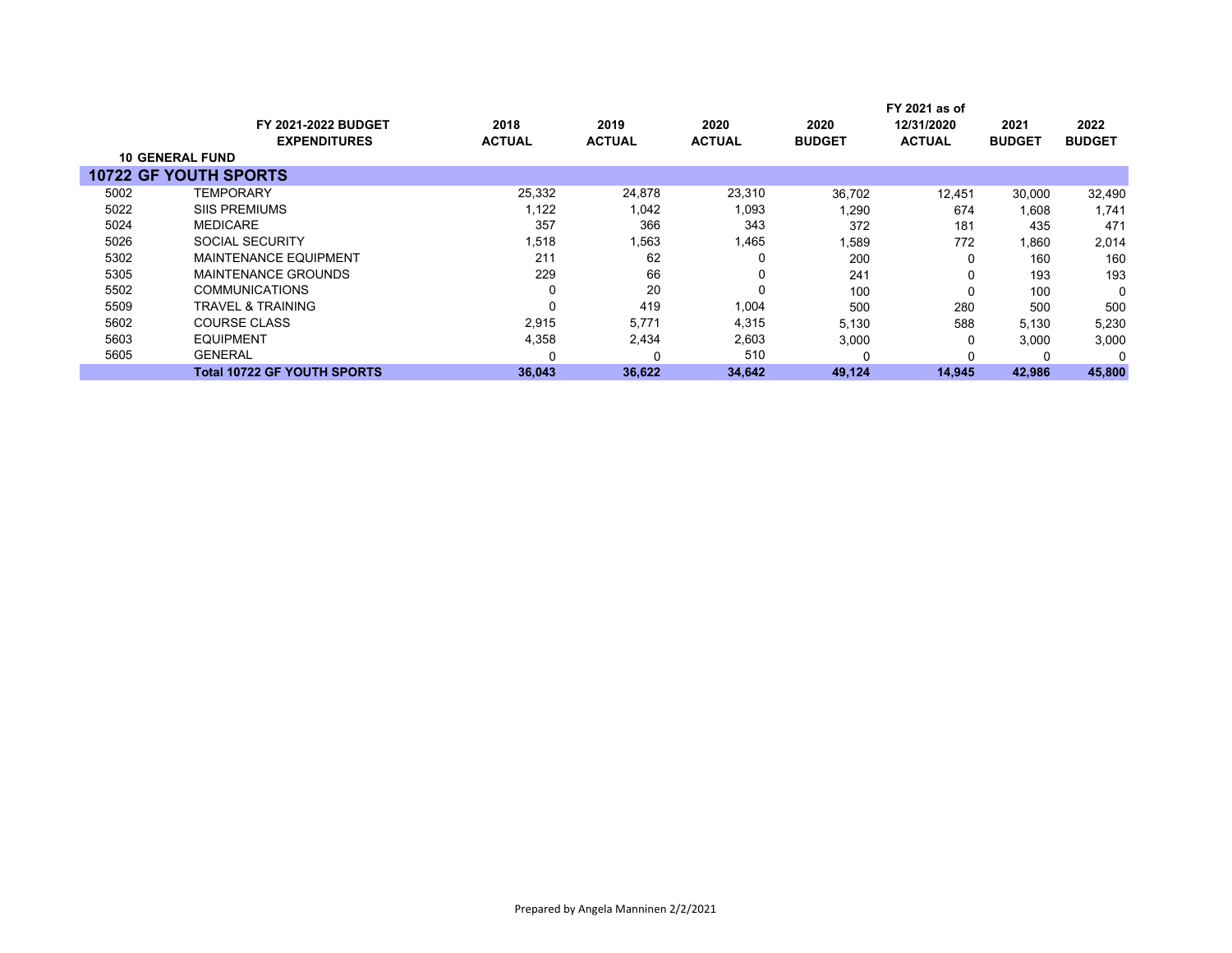| | FY 2021-2022 BUDGET EXPENDITURES | 2018 ACTUAL | 2019 ACTUAL | 2020 ACTUAL | 2020 BUDGET | FY 2021 as of 12/31/2020 ACTUAL | 2021 BUDGET | 2022 BUDGET |
|---|---|---|---|---|---|---|---|---|
| **10 GENERAL FUND** | | | | | | | | |
| **10722 GF YOUTH SPORTS** | | | | | | | | |
| 5002 | TEMPORARY | 25,332 | 24,878 | 23,310 | 36,702 | 12,451 | 30,000 | 32,490 |
| 5022 | SIIS PREMIUMS | 1,122 | 1,042 | 1,093 | 1,290 | 674 | 1,608 | 1,741 |
| 5024 | MEDICARE | 357 | 366 | 343 | 372 | 181 | 435 | 471 |
| 5026 | SOCIAL SECURITY | 1,518 | 1,563 | 1,465 | 1,589 | 772 | 1,860 | 2,014 |
| 5302 | MAINTENANCE EQUIPMENT | 211 | 62 | 0 | 200 | 0 | 160 | 160 |
| 5305 | MAINTENANCE GROUNDS | 229 | 66 | 0 | 241 | 0 | 193 | 193 |
| 5502 | COMMUNICATIONS | 0 | 20 | 0 | 100 | 0 | 100 | 0 |
| 5509 | TRAVEL & TRAINING | 0 | 419 | 1,004 | 500 | 280 | 500 | 500 |
| 5602 | COURSE CLASS | 2,915 | 5,771 | 4,315 | 5,130 | 588 | 5,130 | 5,230 |
| 5603 | EQUIPMENT | 4,358 | 2,434 | 2,603 | 3,000 | 0 | 3,000 | 3,000 |
| 5605 | GENERAL | 0 | 0 | 510 | 0 | 0 | 0 | 0 |
| | **Total 10722 GF YOUTH SPORTS** | **36,043** | **36,622** | **34,642** | **49,124** | **14,945** | **42,986** | **45,800** |

Prepared by Angela Manninen 2/2/2021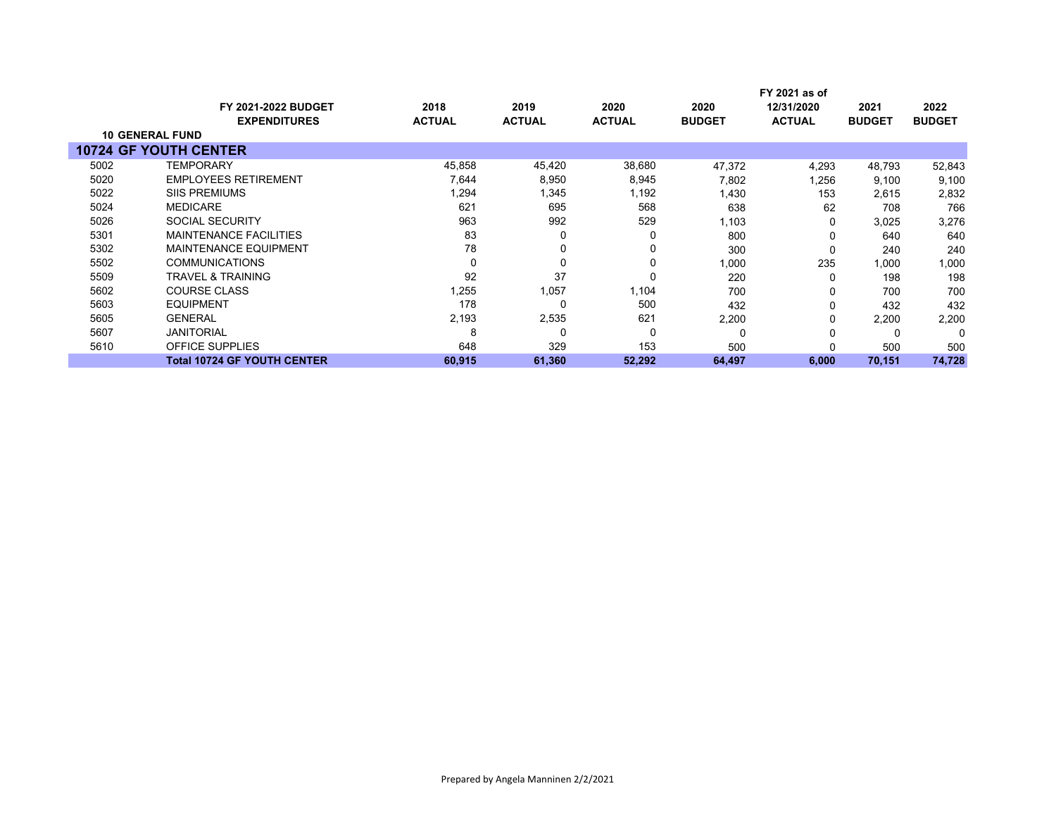| | FY 2021-2022 BUDGET EXPENDITURES | 2018 ACTUAL | 2019 ACTUAL | 2020 ACTUAL | 2020 BUDGET | FY 2021 as of 12/31/2020 ACTUAL | 2021 BUDGET | 2022 BUDGET |
|---|---|---|---|---|---|---|---|---|
| **10 GENERAL FUND** | | | | | | | | |
| **10724 GF YOUTH CENTER** | | | | | | | | |
| 5002 | TEMPORARY | 45,858 | 45,420 | 38,680 | 47,372 | 4,293 | 48,793 | 52,843 |
| 5020 | EMPLOYEES RETIREMENT | 7,644 | 8,950 | 8,945 | 7,802 | 1,256 | 9,100 | 9,100 |
| 5022 | SIIS PREMIUMS | 1,294 | 1,345 | 1,192 | 1,430 | 153 | 2,615 | 2,832 |
| 5024 | MEDICARE | 621 | 695 | 568 | 638 | 62 | 708 | 766 |
| 5026 | SOCIAL SECURITY | 963 | 992 | 529 | 1,103 | 0 | 3,025 | 3,276 |
| 5301 | MAINTENANCE FACILITIES | 83 | 0 | 0 | 800 | 0 | 640 | 640 |
| 5302 | MAINTENANCE EQUIPMENT | 78 | 0 | 0 | 300 | 0 | 240 | 240 |
| 5502 | COMMUNICATIONS | 0 | 0 | 0 | 1,000 | 235 | 1,000 | 1,000 |
| 5509 | TRAVEL & TRAINING | 92 | 37 | 0 | 220 | 0 | 198 | 198 |
| 5602 | COURSE CLASS | 1,255 | 1,057 | 1,104 | 700 | 0 | 700 | 700 |
| 5603 | EQUIPMENT | 178 | 0 | 500 | 432 | 0 | 432 | 432 |
| 5605 | GENERAL | 2,193 | 2,535 | 621 | 2,200 | 0 | 2,200 | 2,200 |
| 5607 | JANITORIAL | 8 | 0 | 0 | 0 | 0 | 0 | 0 |
| 5610 | OFFICE SUPPLIES | 648 | 329 | 153 | 500 | 0 | 500 | 500 |
| | **Total 10724 GF YOUTH CENTER** | **60,915** | **61,360** | **52,292** | **64,497** | **6,000** | **70,151** | **74,728** |

Prepared by Angela Manninen 2/2/2021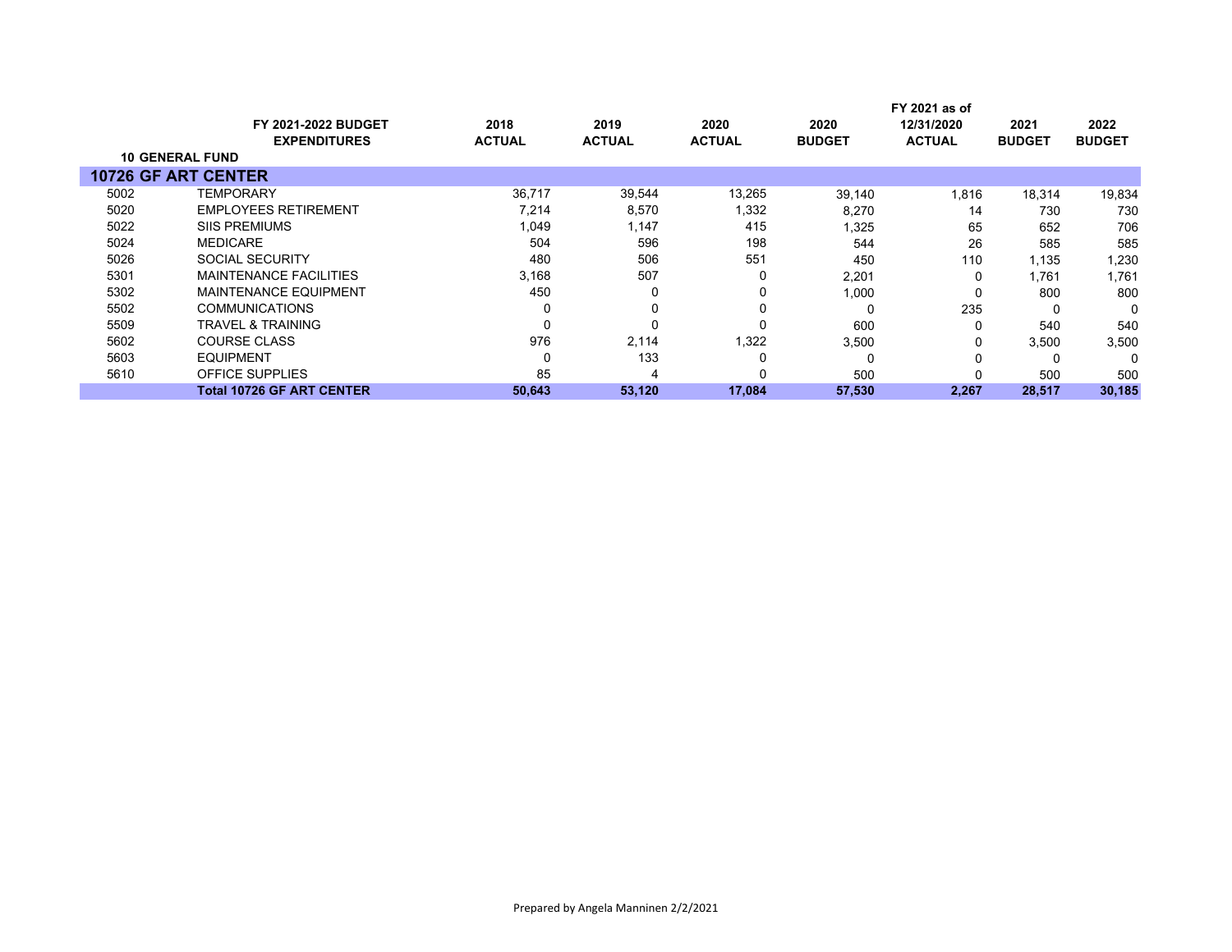| | FY 2021-2022 BUDGET EXPENDITURES | 2018 ACTUAL | 2019 ACTUAL | 2020 ACTUAL | 2020 BUDGET | FY 2021 as of 12/31/2020 ACTUAL | 2021 BUDGET | 2022 BUDGET |
|---|---|---|---|---|---|---|---|---|
| **10 GENERAL FUND** | | | | | | | | |
| **10726 GF ART CENTER** | | | | | | | | |
| 5002 | TEMPORARY | 36,717 | 39,544 | 13,265 | 39,140 | 1,816 | 18,314 | 19,834 |
| 5020 | EMPLOYEES RETIREMENT | 7,214 | 8,570 | 1,332 | 8,270 | 14 | 730 | 730 |
| 5022 | SIIS PREMIUMS | 1,049 | 1,147 | 415 | 1,325 | 65 | 652 | 706 |
| 5024 | MEDICARE | 504 | 596 | 198 | 544 | 26 | 585 | 585 |
| 5026 | SOCIAL SECURITY | 480 | 506 | 551 | 450 | 110 | 1,135 | 1,230 |
| 5301 | MAINTENANCE FACILITIES | 3,168 | 507 | 0 | 2,201 | 0 | 1,761 | 1,761 |
| 5302 | MAINTENANCE EQUIPMENT | 450 | 0 | 0 | 1,000 | 0 | 800 | 800 |
| 5502 | COMMUNICATIONS | 0 | 0 | 0 | 0 | 235 | 0 | 0 |
| 5509 | TRAVEL & TRAINING | 0 | 0 | 0 | 600 | 0 | 540 | 540 |
| 5602 | COURSE CLASS | 976 | 2,114 | 1,322 | 3,500 | 0 | 3,500 | 3,500 |
| 5603 | EQUIPMENT | 0 | 133 | 0 | 0 | 0 | 0 | 0 |
| 5610 | OFFICE SUPPLIES | 85 | 4 | 0 | 500 | 0 | 500 | 500 |
| | **Total 10726 GF ART CENTER** | **50,643** | **53,120** | **17,084** | **57,530** | **2,267** | **28,517** | **30,185** |

Prepared by Angela Manninen 2/2/2021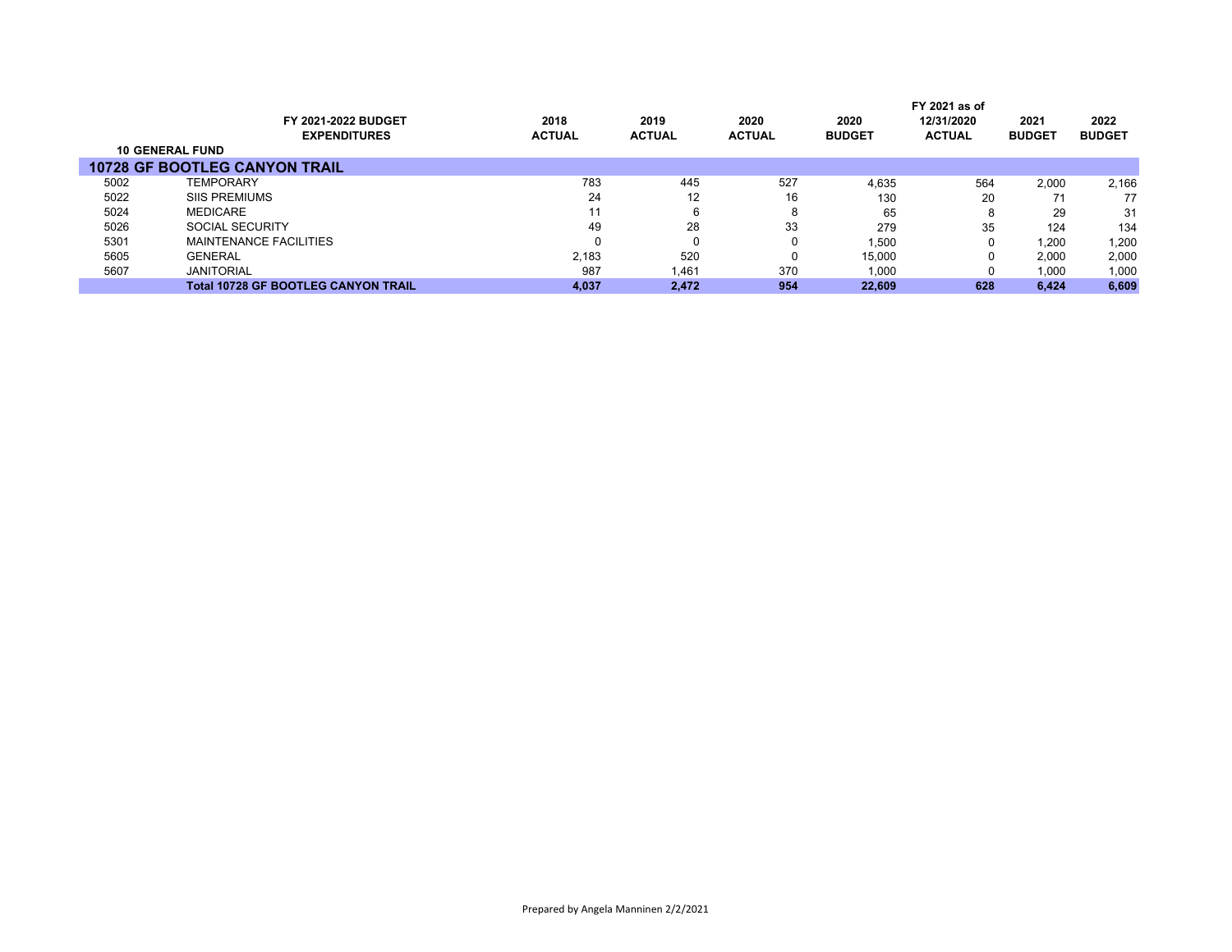| | FY 2021-2022 BUDGET EXPENDITURES | 2018 ACTUAL | 2019 ACTUAL | 2020 ACTUAL | 2020 BUDGET | FY 2021 as of 12/31/2020 ACTUAL | 2021 BUDGET | 2022 BUDGET |
|---|---|---|---|---|---|---|---|---|
| **10 GENERAL FUND** | | | | | | | | |
| **10728 GF BOOTLEG CANYON TRAIL** | | | | | | | | |
| 5002 | TEMPORARY | 783 | 445 | 527 | 4,635 | 564 | 2,000 | 2,166 |
| 5022 | SIIS PREMIUMS | 24 | 12 | 16 | 130 | 20 | 71 | 77 |
| 5024 | MEDICARE | 11 | 6 | 8 | 65 | 8 | 29 | 31 |
| 5026 | SOCIAL SECURITY | 49 | 28 | 33 | 279 | 35 | 124 | 134 |
| 5301 | MAINTENANCE FACILITIES | 0 | 0 | 0 | 1,500 | 0 | 1,200 | 1,200 |
| 5605 | GENERAL | 2,183 | 520 | 0 | 15,000 | 0 | 2,000 | 2,000 |
| 5607 | JANITORIAL | 987 | 1,461 | 370 | 1,000 | 0 | 1,000 | 1,000 |
| | **Total 10728 GF BOOTLEG CANYON TRAIL** | **4,037** | **2,472** | **954** | **22,609** | **628** | **6,424** | **6,609** |

Prepared by Angela Manninen 2/2/2021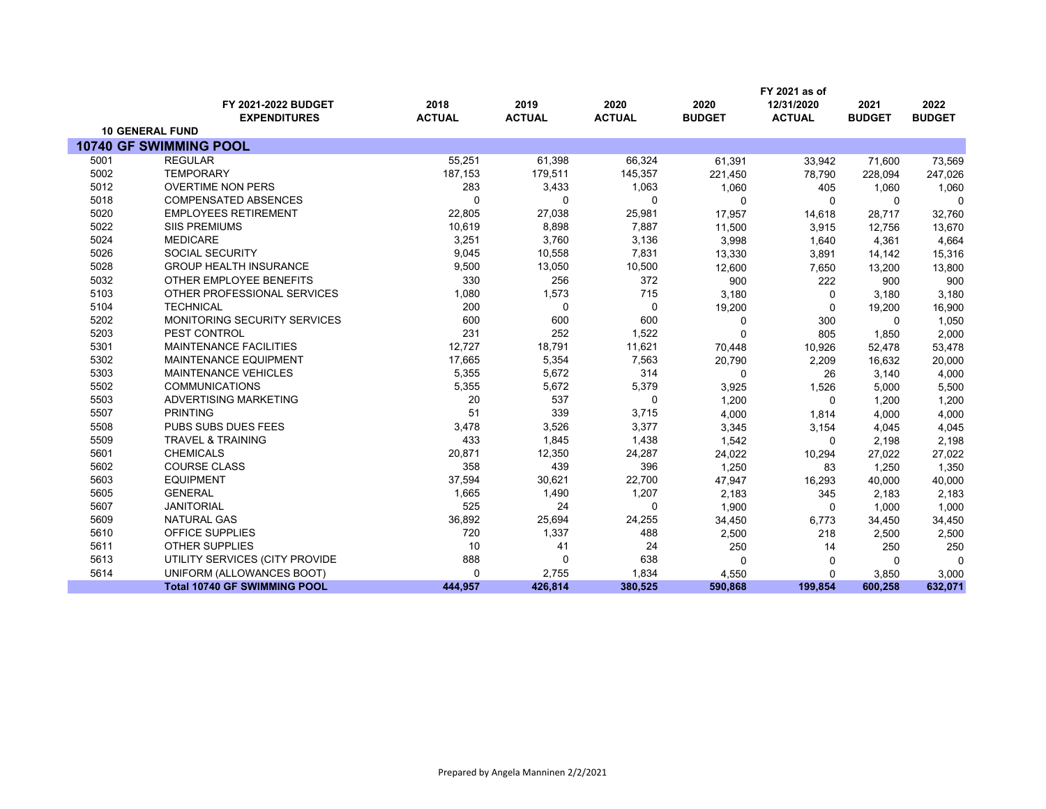| | FY 2021-2022 BUDGET EXPENDITURES | 2018 ACTUAL | 2019 ACTUAL | 2020 ACTUAL | 2020 BUDGET | FY 2021 as of 12/31/2020 ACTUAL | 2021 BUDGET | 2022 BUDGET |
|---|---|---|---|---|---|---|---|---|
| **10 GENERAL FUND** | | | | | | | | |
| **10740 GF SWIMMING POOL** | | | | | | | | |
| 5001 | REGULAR | 55,251 | 61,398 | 66,324 | 61,391 | 33,942 | 71,600 | 73,569 |
| 5002 | TEMPORARY | 187,153 | 179,511 | 145,357 | 221,450 | 78,790 | 228,094 | 247,026 |
| 5012 | OVERTIME NON PERS | 283 | 3,433 | 1,063 | 1,060 | 405 | 1,060 | 1,060 |
| 5018 | COMPENSATED ABSENCES | 0 | 0 | 0 | 0 | 0 | 0 | 0 |
| 5020 | EMPLOYEES RETIREMENT | 22,805 | 27,038 | 25,981 | 17,957 | 14,618 | 28,717 | 32,760 |
| 5022 | SIIS PREMIUMS | 10,619 | 8,898 | 7,887 | 11,500 | 3,915 | 12,756 | 13,670 |
| 5024 | MEDICARE | 3,251 | 3,760 | 3,136 | 3,998 | 1,640 | 4,361 | 4,664 |
| 5026 | SOCIAL SECURITY | 9,045 | 10,558 | 7,831 | 13,330 | 3,891 | 14,142 | 15,316 |
| 5028 | GROUP HEALTH INSURANCE | 9,500 | 13,050 | 10,500 | 12,600 | 7,650 | 13,200 | 13,800 |
| 5032 | OTHER EMPLOYEE BENEFITS | 330 | 256 | 372 | 900 | 222 | 900 | 900 |
| 5103 | OTHER PROFESSIONAL SERVICES | 1,080 | 1,573 | 715 | 3,180 | 0 | 3,180 | 3,180 |
| 5104 | TECHNICAL | 200 | 0 | 0 | 19,200 | 0 | 19,200 | 16,900 |
| 5202 | MONITORING SECURITY SERVICES | 600 | 600 | 600 | 0 | 300 | 0 | 1,050 |
| 5203 | PEST CONTROL | 231 | 252 | 1,522 | 0 | 805 | 1,850 | 2,000 |
| 5301 | MAINTENANCE FACILITIES | 12,727 | 18,791 | 11,621 | 70,448 | 10,926 | 52,478 | 53,478 |
| 5302 | MAINTENANCE EQUIPMENT | 17,665 | 5,354 | 7,563 | 20,790 | 2,209 | 16,632 | 20,000 |
| 5303 | MAINTENANCE VEHICLES | 5,355 | 5,672 | 314 | 0 | 26 | 3,140 | 4,000 |
| 5502 | COMMUNICATIONS | 5,355 | 5,672 | 5,379 | 3,925 | 1,526 | 5,000 | 5,500 |
| 5503 | ADVERTISING MARKETING | 20 | 537 | 0 | 1,200 | 0 | 1,200 | 1,200 |
| 5507 | PRINTING | 51 | 339 | 3,715 | 4,000 | 1,814 | 4,000 | 4,000 |
| 5508 | PUBS SUBS DUES FEES | 3,478 | 3,526 | 3,377 | 3,345 | 3,154 | 4,045 | 4,045 |
| 5509 | TRAVEL & TRAINING | 433 | 1,845 | 1,438 | 1,542 | 0 | 2,198 | 2,198 |
| 5601 | CHEMICALS | 20,871 | 12,350 | 24,287 | 24,022 | 10,294 | 27,022 | 27,022 |
| 5602 | COURSE CLASS | 358 | 439 | 396 | 1,250 | 83 | 1,250 | 1,350 |
| 5603 | EQUIPMENT | 37,594 | 30,621 | 22,700 | 47,947 | 16,293 | 40,000 | 40,000 |
| 5605 | GENERAL | 1,665 | 1,490 | 1,207 | 2,183 | 345 | 2,183 | 2,183 |
| 5607 | JANITORIAL | 525 | 24 | 0 | 1,900 | 0 | 1,000 | 1,000 |
| 5609 | NATURAL GAS | 36,892 | 25,694 | 24,255 | 34,450 | 6,773 | 34,450 | 34,450 |
| 5610 | OFFICE SUPPLIES | 720 | 1,337 | 488 | 2,500 | 218 | 2,500 | 2,500 |
| 5611 | OTHER SUPPLIES | 10 | 41 | 24 | 250 | 14 | 250 | 250 |
| 5613 | UTILITY SERVICES (CITY PROVIDE | 888 | 0 | 638 | 0 | 0 | 0 | 0 |
| 5614 | UNIFORM (ALLOWANCES BOOT) | 0 | 2,755 | 1,834 | 4,550 | 0 | 3,850 | 3,000 |
| | **Total 10740 GF SWIMMING POOL** | **444,957** | **426,814** | **380,525** | **590,868** | **199,854** | **600,258** | **632,071** |

Prepared by Angela Manninen 2/2/2021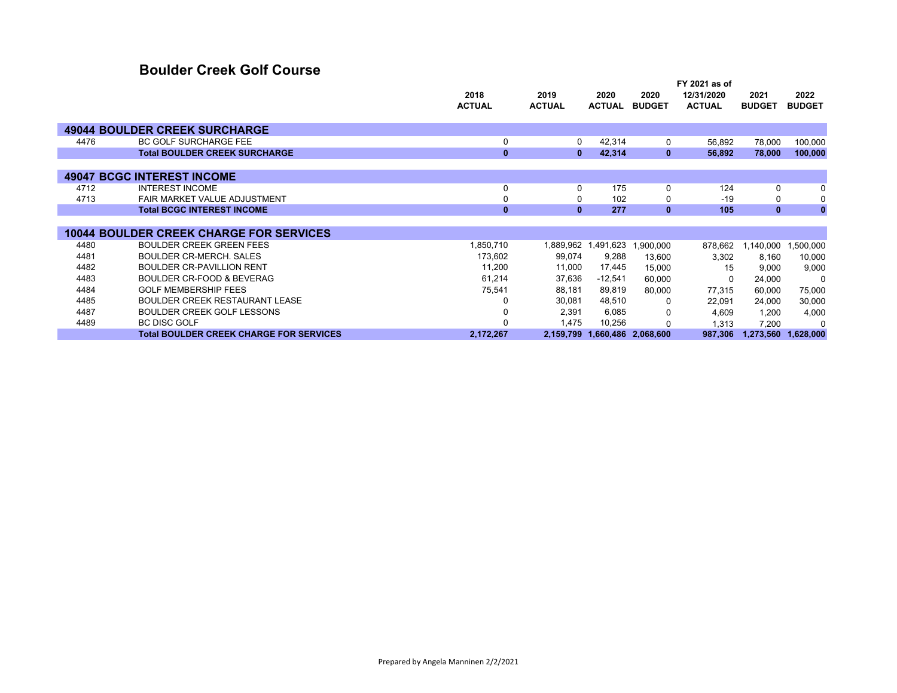# Boulder Creek Golf Course

| | | 2018 ACTUAL | 2019 ACTUAL | 2020 ACTUAL | 2020 BUDGET | FY 2021 as of 12/31/2020 ACTUAL | 2021 BUDGET | 2022 BUDGET |
|---|---|---|---|---|---|---|---|---|
| **49044 BOULDER CREEK SURCHARGE** | | | | | | | | |
| 4476 | BC GOLF SURCHARGE FEE | 0 | 0 | 42,314 | 0 | 56,892 | 78,000 | 100,000 |
| | **Total BOULDER CREEK SURCHARGE** | **0** | **0** | **42,314** | **0** | **56,892** | **78,000** | **100,000** |
| **49047 BCGC INTEREST INCOME** | | | | | | | | |
| 4712 | INTEREST INCOME | 0 | 0 | 175 | 0 | 124 | 0 | 0 |
| 4713 | FAIR MARKET VALUE ADJUSTMENT | 0 | 0 | 102 | 0 | -19 | 0 | 0 |
| | **Total BCGC INTEREST INCOME** | **0** | **0** | **277** | **0** | **105** | **0** | **0** |
| **10044 BOULDER CREEK CHARGE FOR SERVICES** | | | | | | | | |
| 4480 | BOULDER CREEK GREEN FEES | 1,850,710 | 1,889,962 | 1,491,623 | 1,900,000 | 878,662 | 1,140,000 | 1,500,000 |
| 4481 | BOULDER CR-MERCH. SALES | 173,602 | 99,074 | 9,288 | 13,600 | 3,302 | 8,160 | 10,000 |
| 4482 | BOULDER CR-PAVILLION RENT | 11,200 | 11,000 | 17,445 | 15,000 | 15 | 9,000 | 9,000 |
| 4483 | BOULDER CR-FOOD & BEVERAG | 61,214 | 37,636 | -12,541 | 60,000 | 0 | 24,000 | 0 |
| 4484 | GOLF MEMBERSHIP FEES | 75,541 | 88,181 | 89,819 | 80,000 | 77,315 | 60,000 | 75,000 |
| 4485 | BOULDER CREEK RESTAURANT LEASE | 0 | 30,081 | 48,510 | 0 | 22,091 | 24,000 | 30,000 |
| 4487 | BOULDER CREEK GOLF LESSONS | 0 | 2,391 | 6,085 | 0 | 4,609 | 1,200 | 4,000 |
| 4489 | BC DISC GOLF | 0 | 1,475 | 10,256 | 0 | 1,313 | 7,200 | 0 |
| | **Total BOULDER CREEK CHARGE FOR SERVICES** | **2,172,267** | **2,159,799** | **1,660,486** | **2,068,600** | **987,306** | **1,273,560** | **1,628,000** |

Prepared by Angela Manninen 2/2/2021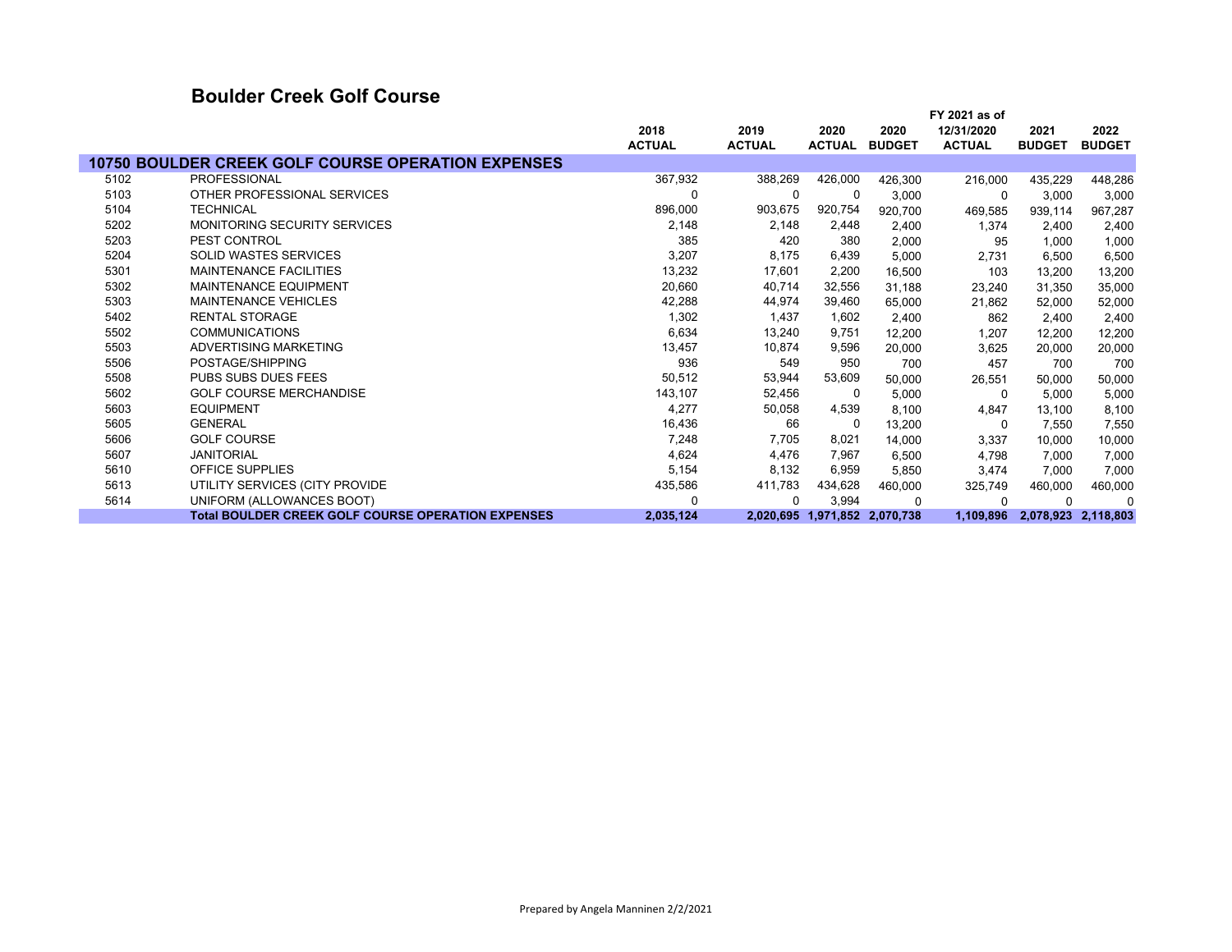# Boulder Creek Golf Course

| | | 2018 ACTUAL | 2019 ACTUAL | 2020 ACTUAL | 2020 BUDGET | FY 2021 as of 12/31/2020 ACTUAL | 2021 BUDGET | 2022 BUDGET |
|---|---|---|---|---|---|---|---|---|
| **10750** | **BOULDER CREEK GOLF COURSE OPERATION EXPENSES** | | | | | | | |
| 5102 | PROFESSIONAL | 367,932 | 388,269 | 426,000 | 426,300 | 216,000 | 435,229 | 448,286 |
| 5103 | OTHER PROFESSIONAL SERVICES | 0 | 0 | 0 | 3,000 | 0 | 3,000 | 3,000 |
| 5104 | TECHNICAL | 896,000 | 903,675 | 920,754 | 920,700 | 469,585 | 939,114 | 967,287 |
| 5202 | MONITORING SECURITY SERVICES | 2,148 | 2,148 | 2,448 | 2,400 | 1,374 | 2,400 | 2,400 |
| 5203 | PEST CONTROL | 385 | 420 | 380 | 2,000 | 95 | 1,000 | 1,000 |
| 5204 | SOLID WASTES SERVICES | 3,207 | 8,175 | 6,439 | 5,000 | 2,731 | 6,500 | 6,500 |
| 5301 | MAINTENANCE FACILITIES | 13,232 | 17,601 | 2,200 | 16,500 | 103 | 13,200 | 13,200 |
| 5302 | MAINTENANCE EQUIPMENT | 20,660 | 40,714 | 32,556 | 31,188 | 23,240 | 31,350 | 35,000 |
| 5303 | MAINTENANCE VEHICLES | 42,288 | 44,974 | 39,460 | 65,000 | 21,862 | 52,000 | 52,000 |
| 5402 | RENTAL STORAGE | 1,302 | 1,437 | 1,602 | 2,400 | 862 | 2,400 | 2,400 |
| 5502 | COMMUNICATIONS | 6,634 | 13,240 | 9,751 | 12,200 | 1,207 | 12,200 | 12,200 |
| 5503 | ADVERTISING MARKETING | 13,457 | 10,874 | 9,596 | 20,000 | 3,625 | 20,000 | 20,000 |
| 5506 | POSTAGE/SHIPPING | 936 | 549 | 950 | 700 | 457 | 700 | 700 |
| 5508 | PUBS SUBS DUES FEES | 50,512 | 53,944 | 53,609 | 50,000 | 26,551 | 50,000 | 50,000 |
| 5602 | GOLF COURSE MERCHANDISE | 143,107 | 52,456 | 0 | 5,000 | 0 | 5,000 | 5,000 |
| 5603 | EQUIPMENT | 4,277 | 50,058 | 4,539 | 8,100 | 4,847 | 13,100 | 8,100 |
| 5605 | GENERAL | 16,436 | 66 | 0 | 13,200 | 0 | 7,550 | 7,550 |
| 5606 | GOLF COURSE | 7,248 | 7,705 | 8,021 | 14,000 | 3,337 | 10,000 | 10,000 |
| 5607 | JANITORIAL | 4,624 | 4,476 | 7,967 | 6,500 | 4,798 | 7,000 | 7,000 |
| 5610 | OFFICE SUPPLIES | 5,154 | 8,132 | 6,959 | 5,850 | 3,474 | 7,000 | 7,000 |
| 5613 | UTILITY SERVICES (CITY PROVIDE | 435,586 | 411,783 | 434,628 | 460,000 | 325,749 | 460,000 | 460,000 |
| 5614 | UNIFORM (ALLOWANCES BOOT) | 0 | 0 | 3,994 | 0 | 0 | 0 | 0 |
| | **Total BOULDER CREEK GOLF COURSE OPERATION EXPENSES** | **2,035,124** | **2,020,695** | **1,971,852** | **2,070,738** | **1,109,896** | **2,078,923** | **2,118,803** |

Prepared by Angela Manninen 2/2/2021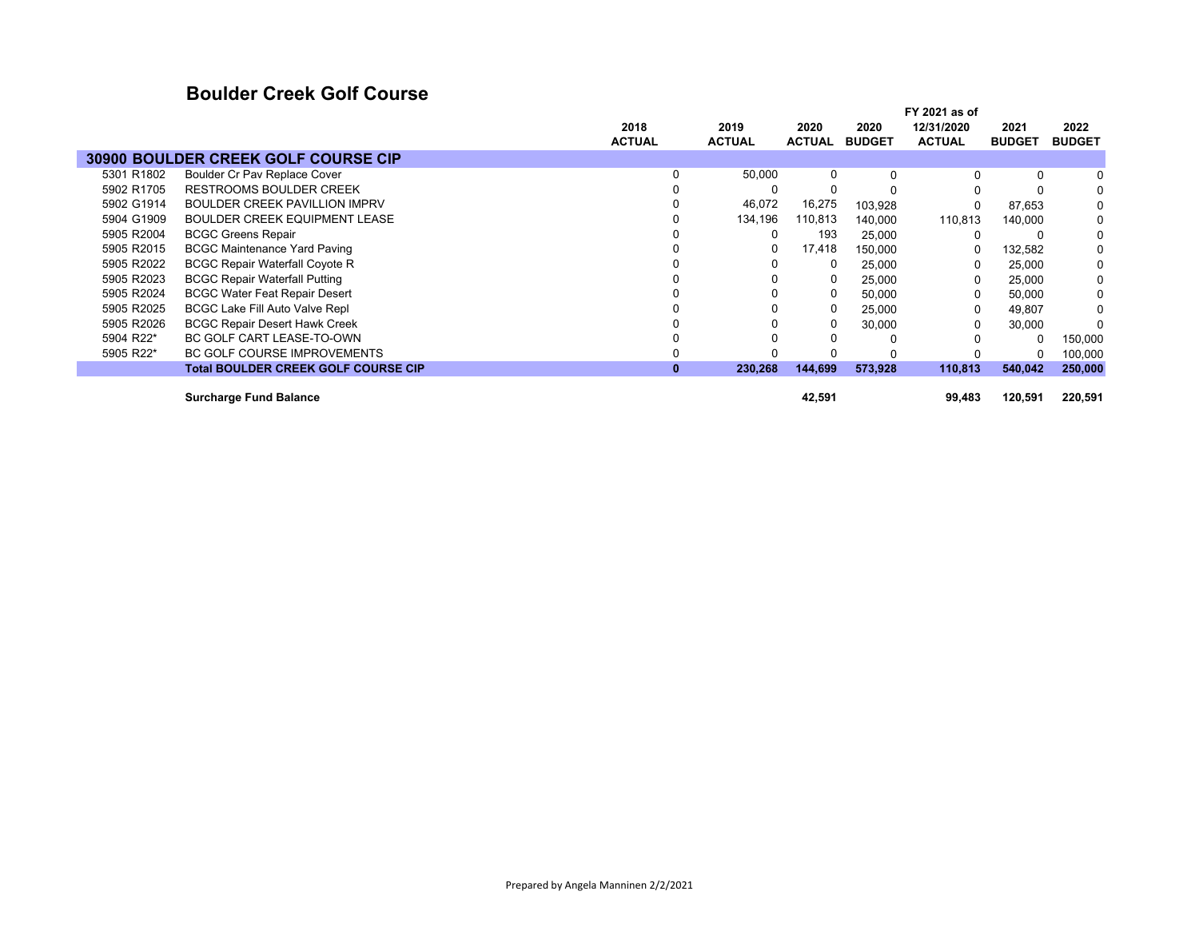## Boulder Creek Golf Course

| | | 2018 ACTUAL | 2019 ACTUAL | 2020 ACTUAL | 2020 BUDGET | FY 2021 as of 12/31/2020 ACTUAL | 2021 BUDGET | 2022 BUDGET |
|---|---|---|---|---|---|---|---|---|
| **30900 BOULDER CREEK GOLF COURSE CIP** | | | | | | | | |
| 5301 R1802 | Boulder Cr Pav Replace Cover | 0 | 50,000 | 0 | 0 | 0 | 0 | 0 |
| 5902 R1705 | RESTROOMS BOULDER CREEK | 0 | 0 | 0 | 0 | 0 | 0 | 0 |
| 5902 G1914 | BOULDER CREEK PAVILLION IMPRV | 0 | 46,072 | 16,275 | 103,928 | 0 | 87,653 | 0 |
| 5904 G1909 | BOULDER CREEK EQUIPMENT LEASE | 0 | 134,196 | 110,813 | 140,000 | 110,813 | 140,000 | 0 |
| 5905 R2004 | BCGC Greens Repair | 0 | 0 | 193 | 25,000 | 0 | 0 | 0 |
| 5905 R2015 | BCGC Maintenance Yard Paving | 0 | 0 | 17,418 | 150,000 | 0 | 132,582 | 0 |
| 5905 R2022 | BCGC Repair Waterfall Coyote R | 0 | 0 | 0 | 25,000 | 0 | 25,000 | 0 |
| 5905 R2023 | BCGC Repair Waterfall Putting | 0 | 0 | 0 | 25,000 | 0 | 25,000 | 0 |
| 5905 R2024 | BCGC Water Feat Repair Desert | 0 | 0 | 0 | 50,000 | 0 | 50,000 | 0 |
| 5905 R2025 | BCGC Lake Fill Auto Valve Repl | 0 | 0 | 0 | 25,000 | 0 | 49,807 | 0 |
| 5905 R2026 | BCGC Repair Desert Hawk Creek | 0 | 0 | 0 | 30,000 | 0 | 30,000 | 0 |
| 5904 R22* | BC GOLF CART LEASE-TO-OWN | 0 | 0 | 0 | 0 | 0 | 0 | 150,000 |
| 5905 R22* | BC GOLF COURSE IMPROVEMENTS | 0 | 0 | 0 | 0 | 0 | 0 | 100,000 |
| | **Total BOULDER CREEK GOLF COURSE CIP** | **0** | **230,268** | **144,699** | **573,928** | **110,813** | **540,042** | **250,000** |
| | **Surcharge Fund Balance** | | | **42,591** | | **99,483** | **120,591** | **220,591** |

Prepared by Angela Manninen 2/2/2021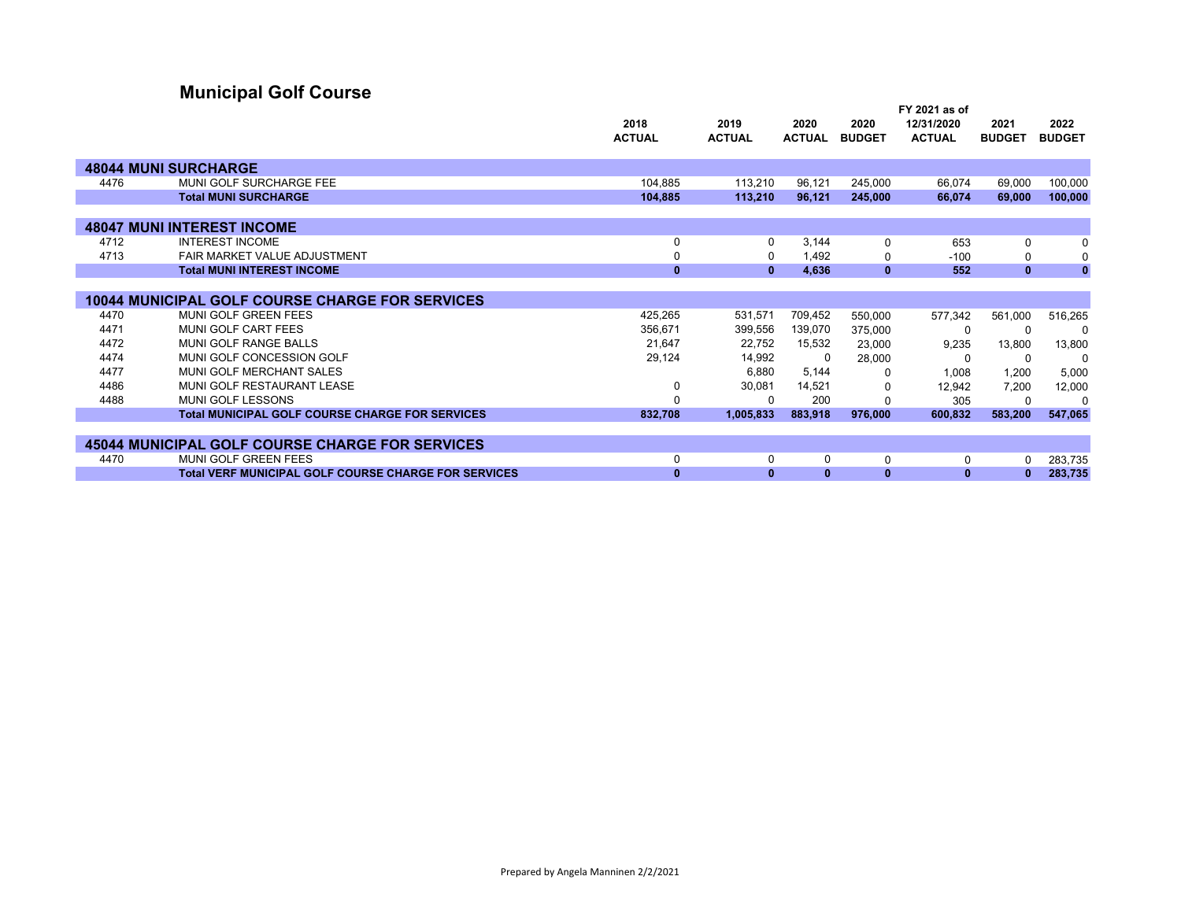# Municipal Golf Course

| | | 2018 ACTUAL | 2019 ACTUAL | 2020 ACTUAL | 2020 BUDGET | FY 2021 as of 12/31/2020 ACTUAL | 2021 BUDGET | 2022 BUDGET |
|---|---|---|---|---|---|---|---|---|
| **48044 MUNI SURCHARGE** | | | | | | | | |
| 4476 | MUNI GOLF SURCHARGE FEE | 104,885 | 113,210 | 96,121 | 245,000 | 66,074 | 69,000 | 100,000 |
| | **Total MUNI SURCHARGE** | **104,885** | **113,210** | **96,121** | **245,000** | **66,074** | **69,000** | **100,000** |
| **48047 MUNI INTEREST INCOME** | | | | | | | | |
| 4712 | INTEREST INCOME | 0 | 0 | 3,144 | 0 | 653 | 0 | 0 |
| 4713 | FAIR MARKET VALUE ADJUSTMENT | 0 | 0 | 1,492 | 0 | -100 | 0 | 0 |
| | **Total MUNI INTEREST INCOME** | **0** | **0** | **4,636** | **0** | **552** | **0** | **0** |
| **10044 MUNICIPAL GOLF COURSE CHARGE FOR SERVICES** | | | | | | | | |
| 4470 | MUNI GOLF GREEN FEES | 425,265 | 531,571 | 709,452 | 550,000 | 577,342 | 561,000 | 516,265 |
| 4471 | MUNI GOLF CART FEES | 356,671 | 399,556 | 139,070 | 375,000 | 0 | 0 | 0 |
| 4472 | MUNI GOLF RANGE BALLS | 21,647 | 22,752 | 15,532 | 23,000 | 9,235 | 13,800 | 13,800 |
| 4474 | MUNI GOLF CONCESSION GOLF | 29,124 | 14,992 | 0 | 28,000 | 0 | 0 | 0 |
| 4477 | MUNI GOLF MERCHANT SALES | | 6,880 | 5,144 | 0 | 1,008 | 1,200 | 5,000 |
| 4486 | MUNI GOLF RESTAURANT LEASE | 0 | 30,081 | 14,521 | 0 | 12,942 | 7,200 | 12,000 |
| 4488 | MUNI GOLF LESSONS | 0 | 0 | 200 | 0 | 305 | 0 | 0 |
| | **Total MUNICIPAL GOLF COURSE CHARGE FOR SERVICES** | **832,708** | **1,005,833** | **883,918** | **976,000** | **600,832** | **583,200** | **547,065** |
| **45044 MUNICIPAL GOLF COURSE CHARGE FOR SERVICES** | | | | | | | | |
| 4470 | MUNI GOLF GREEN FEES | 0 | 0 | 0 | 0 | 0 | 0 | 283,735 |
| | **Total VERF MUNICIPAL GOLF COURSE CHARGE FOR SERVICES** | **0** | **0** | **0** | **0** | **0** | **0** | **283,735** |

Prepared by Angela Manninen 2/2/2021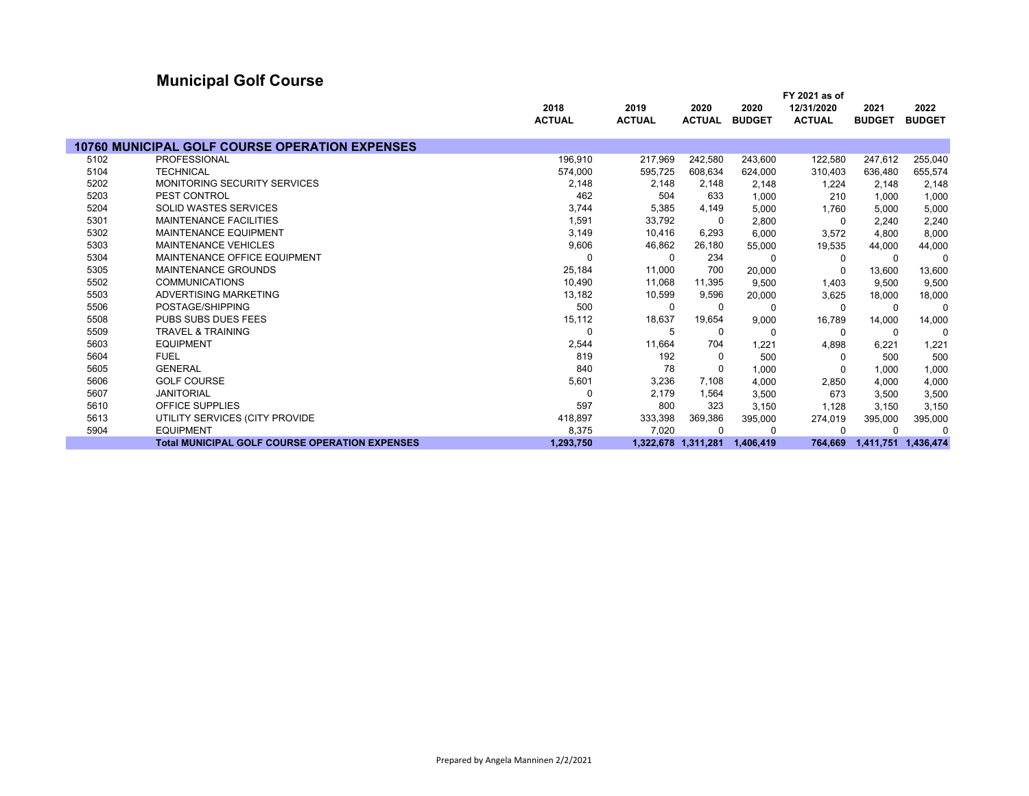# Municipal Golf Course

| | | 2018 ACTUAL | 2019 ACTUAL | 2020 ACTUAL | 2020 BUDGET | FY 2021 as of 12/31/2020 ACTUAL | 2021 BUDGET | 2022 BUDGET |
|---|---|---|---|---|---|---|---|---|
| **10760 MUNICIPAL GOLF COURSE OPERATION EXPENSES** | | | | | | | | |
| 5102 | PROFESSIONAL | 196,910 | 217,969 | 242,580 | 243,600 | 122,580 | 247,612 | 255,040 |
| 5104 | TECHNICAL | 574,000 | 595,725 | 608,634 | 624,000 | 310,403 | 636,480 | 655,574 |
| 5202 | MONITORING SECURITY SERVICES | 2,148 | 2,148 | 2,148 | 2,148 | 1,224 | 2,148 | 2,148 |
| 5203 | PEST CONTROL | 462 | 504 | 633 | 1,000 | 210 | 1,000 | 1,000 |
| 5204 | SOLID WASTES SERVICES | 3,744 | 5,385 | 4,149 | 5,000 | 1,760 | 5,000 | 5,000 |
| 5301 | MAINTENANCE FACILITIES | 1,591 | 33,792 | 0 | 2,800 | 0 | 2,240 | 2,240 |
| 5302 | MAINTENANCE EQUIPMENT | 3,149 | 10,416 | 6,293 | 6,000 | 3,572 | 4,800 | 8,000 |
| 5303 | MAINTENANCE VEHICLES | 9,606 | 46,862 | 26,180 | 55,000 | 19,535 | 44,000 | 44,000 |
| 5304 | MAINTENANCE OFFICE EQUIPMENT | 0 | 0 | 234 | 0 | 0 | 0 | 0 |
| 5305 | MAINTENANCE GROUNDS | 25,184 | 11,000 | 700 | 20,000 | 0 | 13,600 | 13,600 |
| 5502 | COMMUNICATIONS | 10,490 | 11,068 | 11,395 | 9,500 | 1,403 | 9,500 | 9,500 |
| 5503 | ADVERTISING MARKETING | 13,182 | 10,599 | 9,596 | 20,000 | 3,625 | 18,000 | 18,000 |
| 5506 | POSTAGE/SHIPPING | 500 | 0 | 0 | 0 | 0 | 0 | 0 |
| 5508 | PUBS SUBS DUES FEES | 15,112 | 18,637 | 19,654 | 9,000 | 16,789 | 14,000 | 14,000 |
| 5509 | TRAVEL & TRAINING | 0 | 5 | 0 | 0 | 0 | 0 | 0 |
| 5603 | EQUIPMENT | 2,544 | 11,664 | 704 | 1,221 | 4,898 | 6,221 | 1,221 |
| 5604 | FUEL | 819 | 192 | 0 | 500 | 0 | 500 | 500 |
| 5605 | GENERAL | 840 | 78 | 0 | 1,000 | 0 | 1,000 | 1,000 |
| 5606 | GOLF COURSE | 5,601 | 3,236 | 7,108 | 4,000 | 2,850 | 4,000 | 4,000 |
| 5607 | JANITORIAL | 0 | 2,179 | 1,564 | 3,500 | 673 | 3,500 | 3,500 |
| 5610 | OFFICE SUPPLIES | 597 | 800 | 323 | 3,150 | 1,128 | 3,150 | 3,150 |
| 5613 | UTILITY SERVICES (CITY PROVIDE | 418,897 | 333,398 | 369,386 | 395,000 | 274,019 | 395,000 | 395,000 |
| 5904 | EQUIPMENT | 8,375 | 7,020 | 0 | 0 | 0 | 0 | 0 |
| | **Total MUNICIPAL GOLF COURSE OPERATION EXPENSES** | **1,293,750** | **1,322,678** | **1,311,281** | **1,406,419** | **764,669** | **1,411,751** | **1,436,474** |

Prepared by Angela Manninen 2/2/2021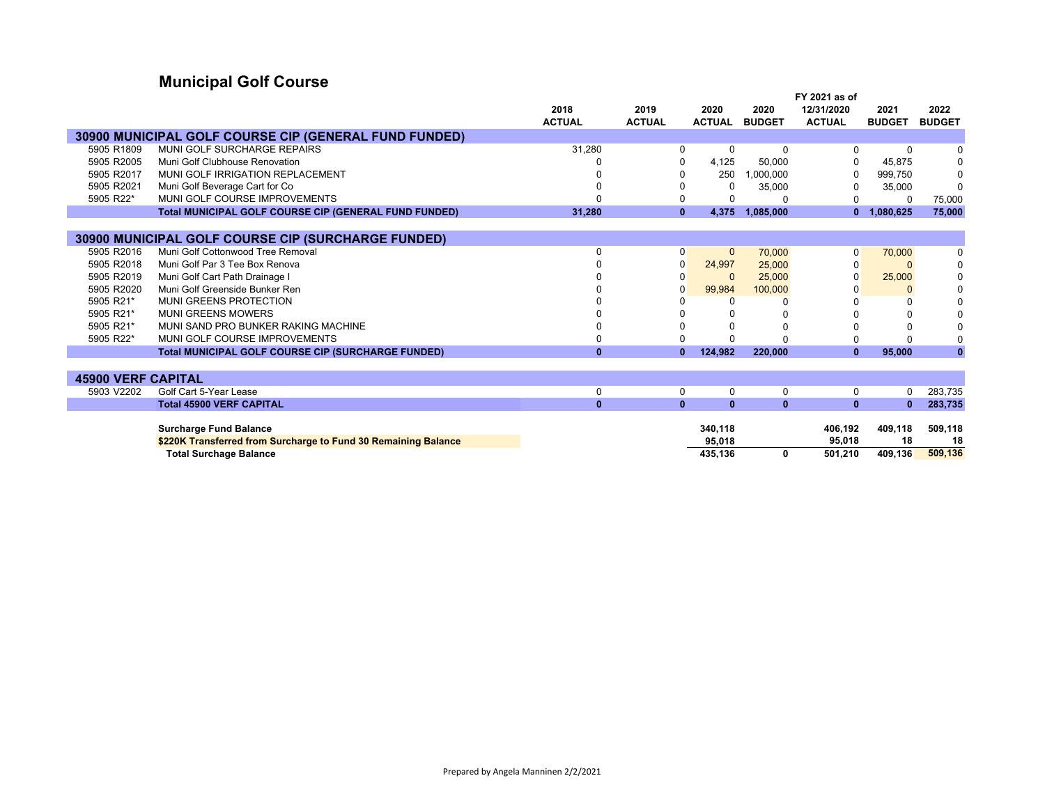# Municipal Golf Course

| | | 2018 ACTUAL | 2019 ACTUAL | 2020 ACTUAL | 2020 BUDGET | FY 2021 as of 12/31/2020 ACTUAL | 2021 BUDGET | 2022 BUDGET |
|---|---|---|---|---|---|---|---|---|
| **30900 MUNICIPAL GOLF COURSE CIP (GENERAL FUND FUNDED)** | | | | | | | | |
| 5905 R1809 | MUNI GOLF SURCHARGE REPAIRS | 31,280 | 0 | 0 | 0 | 0 | 0 | 0 |
| 5905 R2005 | Muni Golf Clubhouse Renovation | 0 | 0 | 4,125 | 50,000 | 0 | 45,875 | 0 |
| 5905 R2017 | MUNI GOLF IRRIGATION REPLACEMENT | 0 | 0 | 250 | 1,000,000 | 0 | 999,750 | 0 |
| 5905 R2021 | Muni Golf Beverage Cart for Co | 0 | 0 | 0 | 35,000 | 0 | 35,000 | 0 |
| 5905 R22* | MUNI GOLF COURSE IMPROVEMENTS | 0 | 0 | 0 | 0 | 0 | 0 | 75,000 |
| | **Total MUNICIPAL GOLF COURSE CIP (GENERAL FUND FUNDED)** | **31,280** | **0** | **4,375** | **1,085,000** | **0** | **1,080,625** | **75,000** |
| **30900 MUNICIPAL GOLF COURSE CIP (SURCHARGE FUNDED)** | | | | | | | | |
| 5905 R2016 | Muni Golf Cottonwood Tree Removal | 0 | 0 | 0 | 70,000 | 0 | 70,000 | 0 |
| 5905 R2018 | Muni Golf Par 3 Tee Box Renova | 0 | 0 | 24,997 | 25,000 | 0 | 0 | 0 |
| 5905 R2019 | Muni Golf Cart Path Drainage I | 0 | 0 | 0 | 25,000 | 0 | 25,000 | 0 |
| 5905 R2020 | Muni Golf Greenside Bunker Ren | 0 | 0 | 99,984 | 100,000 | 0 | 0 | 0 |
| 5905 R21* | MUNI GREENS PROTECTION | 0 | 0 | 0 | 0 | 0 | 0 | 0 |
| 5905 R21* | MUNI GREENS MOWERS | 0 | 0 | 0 | 0 | 0 | 0 | 0 |
| 5905 R21* | MUNI SAND PRO BUNKER RAKING MACHINE | 0 | 0 | 0 | 0 | 0 | 0 | 0 |
| 5905 R22* | MUNI GOLF COURSE IMPROVEMENTS | 0 | 0 | 0 | 0 | 0 | 0 | 0 |
| | **Total MUNICIPAL GOLF COURSE CIP (SURCHARGE FUNDED)** | **0** | **0** | **124,982** | **220,000** | **0** | **95,000** | **0** |
| **45900 VERF CAPITAL** | | | | | | | | |
| 5903 V2202 | Golf Cart 5-Year Lease | 0 | 0 | 0 | 0 | 0 | 0 | 283,735 |
| | **Total 45900 VERF CAPITAL** | **0** | **0** | **0** | **0** | **0** | **0** | **283,735** |
| | **Surcharge Fund Balance** | | | **340,118** | | **406,192** | **409,118** | **509,118** |
| | **$220K Transferred from Surcharge to Fund 30 Remaining Balance** | | | **95,018** | | **95,018** | **18** | **18** |
| | **Total Surchage Balance** | | | **435,136** | **0** | **501,210** | **409,136** | **509,136** |

Prepared by Angela Manninen 2/2/2021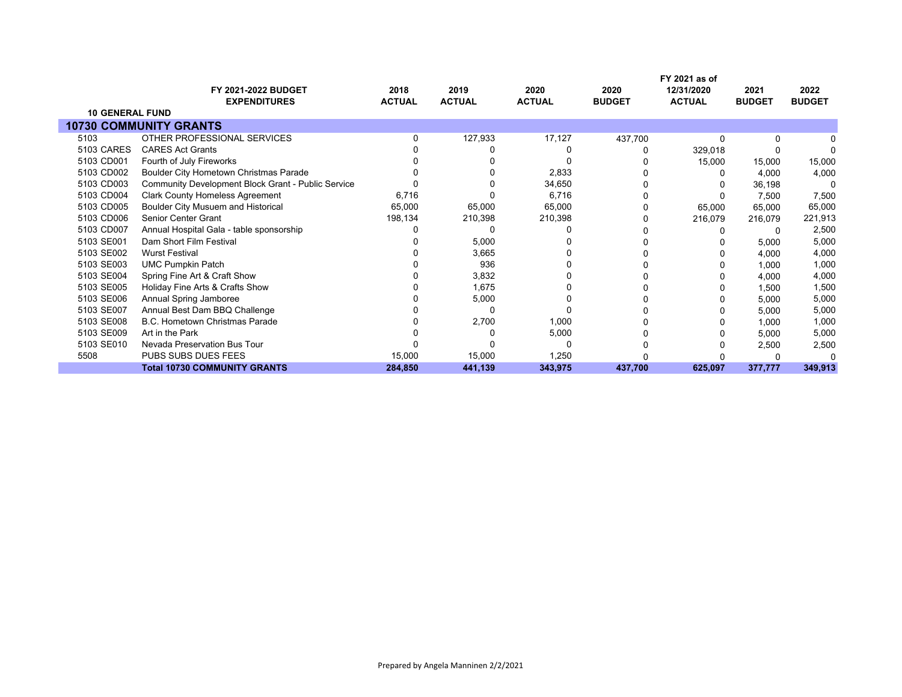| | FY 2021-2022 BUDGET EXPENDITURES | 2018 ACTUAL | 2019 ACTUAL | 2020 ACTUAL | 2020 BUDGET | FY 2021 as of 12/31/2020 ACTUAL | 2021 BUDGET | 2022 BUDGET |
|---|---|---|---|---|---|---|---|---|
| **10 GENERAL FUND** | | | | | | | | |
| **10730 COMMUNITY GRANTS** | | | | | | | | |
| 5103 | OTHER PROFESSIONAL SERVICES | 0 | 127,933 | 17,127 | 437,700 | 0 | 0 | 0 |
| 5103 CARES | CARES Act Grants | 0 | 0 | 0 | 0 | 329,018 | 0 | 0 |
| 5103 CD001 | Fourth of July Fireworks | 0 | 0 | 0 | 0 | 15,000 | 15,000 | 15,000 |
| 5103 CD002 | Boulder City Hometown Christmas Parade | 0 | 0 | 2,833 | 0 | 0 | 4,000 | 4,000 |
| 5103 CD003 | Community Development Block Grant - Public Service | 0 | 0 | 34,650 | 0 | 0 | 36,198 | 0 |
| 5103 CD004 | Clark County Homeless Agreement | 6,716 | 0 | 6,716 | 0 | 0 | 7,500 | 7,500 |
| 5103 CD005 | Boulder City Musuem and Historical | 65,000 | 65,000 | 65,000 | 0 | 65,000 | 65,000 | 65,000 |
| 5103 CD006 | Senior Center Grant | 198,134 | 210,398 | 210,398 | 0 | 216,079 | 216,079 | 221,913 |
| 5103 CD007 | Annual Hospital Gala - table sponsorship | 0 | 0 | 0 | 0 | 0 | 0 | 2,500 |
| 5103 SE001 | Dam Short Film Festival | 0 | 5,000 | 0 | 0 | 0 | 5,000 | 5,000 |
| 5103 SE002 | Wurst Festival | 0 | 3,665 | 0 | 0 | 0 | 4,000 | 4,000 |
| 5103 SE003 | UMC Pumpkin Patch | 0 | 936 | 0 | 0 | 0 | 1,000 | 1,000 |
| 5103 SE004 | Spring Fine Art & Craft Show | 0 | 3,832 | 0 | 0 | 0 | 4,000 | 4,000 |
| 5103 SE005 | Holiday Fine Arts & Crafts Show | 0 | 1,675 | 0 | 0 | 0 | 1,500 | 1,500 |
| 5103 SE006 | Annual Spring Jamboree | 0 | 5,000 | 0 | 0 | 0 | 5,000 | 5,000 |
| 5103 SE007 | Annual Best Dam BBQ Challenge | 0 | 0 | 0 | 0 | 0 | 5,000 | 5,000 |
| 5103 SE008 | B.C. Hometown Christmas Parade | 0 | 2,700 | 1,000 | 0 | 0 | 1,000 | 1,000 |
| 5103 SE009 | Art in the Park | 0 | 0 | 5,000 | 0 | 0 | 5,000 | 5,000 |
| 5103 SE010 | Nevada Preservation Bus Tour | 0 | 0 | 0 | 0 | 0 | 2,500 | 2,500 |
| 5508 | PUBS SUBS DUES FEES | 15,000 | 15,000 | 1,250 | 0 | 0 | 0 | 0 |
| | **Total 10730 COMMUNITY GRANTS** | **284,850** | **441,139** | **343,975** | **437,700** | **625,097** | **377,777** | **349,913** |

Prepared by Angela Manninen 2/2/2021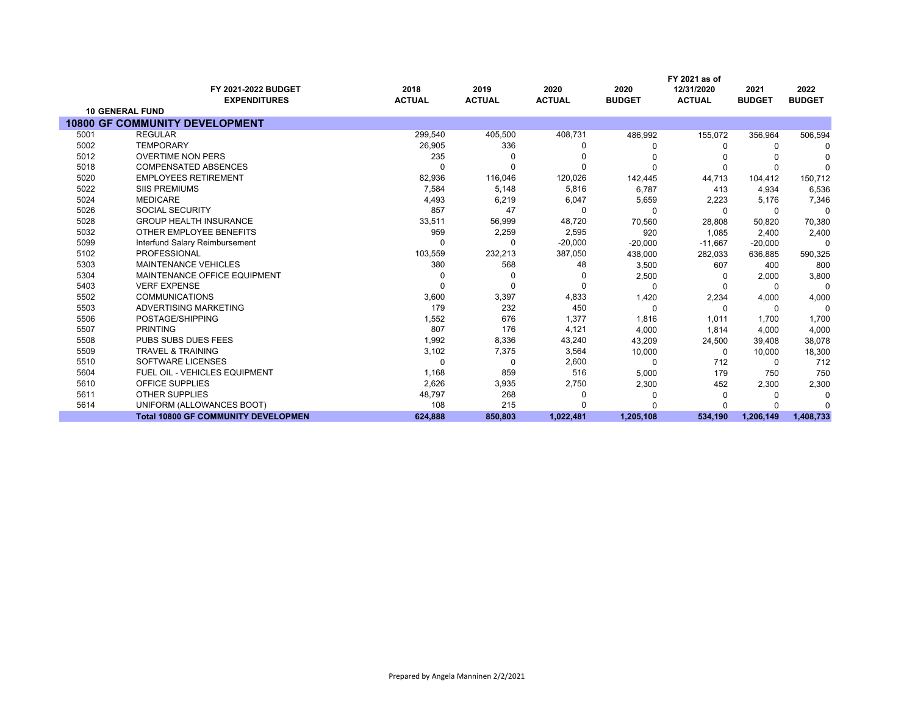| | FY 2021-2022 BUDGET EXPENDITURES | 2018 ACTUAL | 2019 ACTUAL | 2020 ACTUAL | 2020 BUDGET | FY 2021 as of 12/31/2020 ACTUAL | 2021 BUDGET | 2022 BUDGET |
|---|---|---|---|---|---|---|---|---|
| **10 GENERAL FUND** | | | | | | | | |
| **10800 GF COMMUNITY DEVELOPMENT** | | | | | | | | |
| 5001 | REGULAR | 299,540 | 405,500 | 408,731 | 486,992 | 155,072 | 356,964 | 506,594 |
| 5002 | TEMPORARY | 26,905 | 336 | 0 | 0 | 0 | 0 | 0 |
| 5012 | OVERTIME NON PERS | 235 | 0 | 0 | 0 | 0 | 0 | 0 |
| 5018 | COMPENSATED ABSENCES | 0 | 0 | 0 | 0 | 0 | 0 | 0 |
| 5020 | EMPLOYEES RETIREMENT | 82,936 | 116,046 | 120,026 | 142,445 | 44,713 | 104,412 | 150,712 |
| 5022 | SIIS PREMIUMS | 7,584 | 5,148 | 5,816 | 6,787 | 413 | 4,934 | 6,536 |
| 5024 | MEDICARE | 4,493 | 6,219 | 6,047 | 5,659 | 2,223 | 5,176 | 7,346 |
| 5026 | SOCIAL SECURITY | 857 | 47 | 0 | 0 | 0 | 0 | 0 |
| 5028 | GROUP HEALTH INSURANCE | 33,511 | 56,999 | 48,720 | 70,560 | 28,808 | 50,820 | 70,380 |
| 5032 | OTHER EMPLOYEE BENEFITS | 959 | 2,259 | 2,595 | 920 | 1,085 | 2,400 | 2,400 |
| 5099 | Interfund Salary Reimbursement | 0 | 0 | -20,000 | -20,000 | -11,667 | -20,000 | 0 |
| 5102 | PROFESSIONAL | 103,559 | 232,213 | 387,050 | 438,000 | 282,033 | 636,885 | 590,325 |
| 5303 | MAINTENANCE VEHICLES | 380 | 568 | 48 | 3,500 | 607 | 400 | 800 |
| 5304 | MAINTENANCE OFFICE EQUIPMENT | 0 | 0 | 0 | 2,500 | 0 | 2,000 | 3,800 |
| 5403 | VERF EXPENSE | 0 | 0 | 0 | 0 | 0 | 0 | 0 |
| 5502 | COMMUNICATIONS | 3,600 | 3,397 | 4,833 | 1,420 | 2,234 | 4,000 | 4,000 |
| 5503 | ADVERTISING MARKETING | 179 | 232 | 450 | 0 | 0 | 0 | 0 |
| 5506 | POSTAGE/SHIPPING | 1,552 | 676 | 1,377 | 1,816 | 1,011 | 1,700 | 1,700 |
| 5507 | PRINTING | 807 | 176 | 4,121 | 4,000 | 1,814 | 4,000 | 4,000 |
| 5508 | PUBS SUBS DUES FEES | 1,992 | 8,336 | 43,240 | 43,209 | 24,500 | 39,408 | 38,078 |
| 5509 | TRAVEL & TRAINING | 3,102 | 7,375 | 3,564 | 10,000 | 0 | 10,000 | 18,300 |
| 5510 | SOFTWARE LICENSES | 0 | 0 | 2,600 | 0 | 712 | 0 | 712 |
| 5604 | FUEL OIL - VEHICLES EQUIPMENT | 1,168 | 859 | 516 | 5,000 | 179 | 750 | 750 |
| 5610 | OFFICE SUPPLIES | 2,626 | 3,935 | 2,750 | 2,300 | 452 | 2,300 | 2,300 |
| 5611 | OTHER SUPPLIES | 48,797 | 268 | 0 | 0 | 0 | 0 | 0 |
| 5614 | UNIFORM (ALLOWANCES BOOT) | 108 | 215 | 0 | 0 | 0 | 0 | 0 |
| | **Total 10800 GF COMMUNITY DEVELOPMEN** | **624,888** | **850,803** | **1,022,481** | **1,205,108** | **534,190** | **1,206,149** | **1,408,733** |

Prepared by Angela Manninen 2/2/2021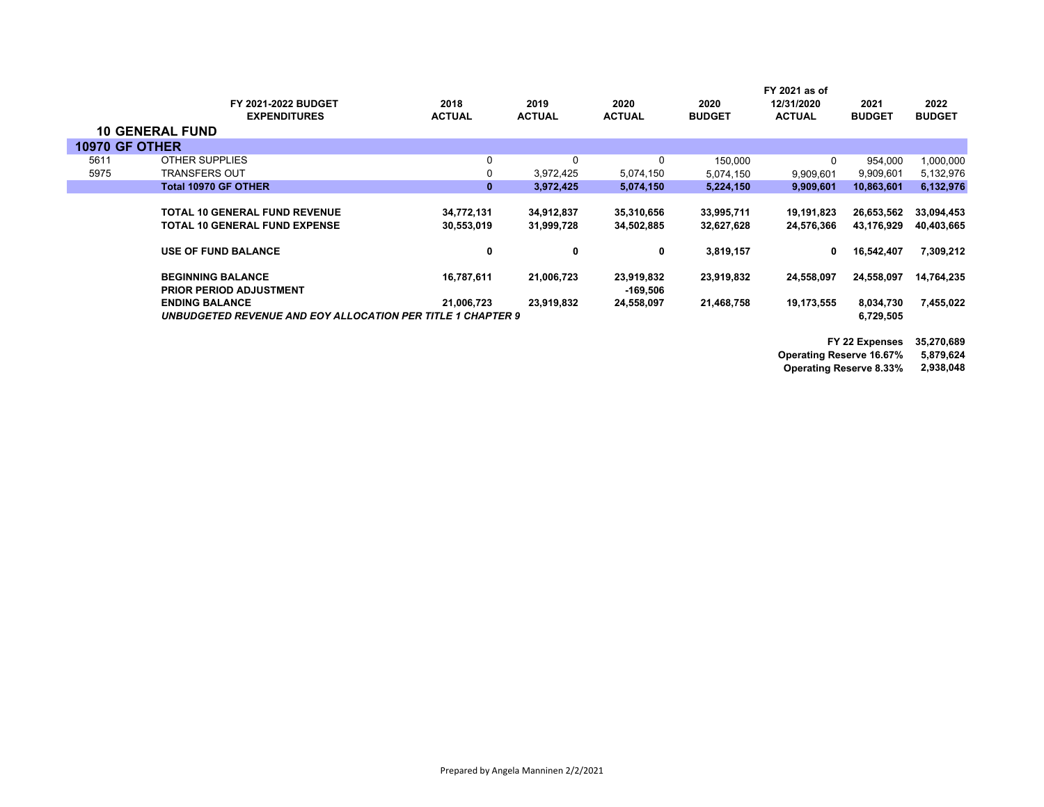| | FY 2021-2022 BUDGET EXPENDITURES | 2018 ACTUAL | 2019 ACTUAL | 2020 ACTUAL | 2020 BUDGET | FY 2021 as of 12/31/2020 ACTUAL | 2021 BUDGET | 2022 BUDGET |
|---|---|---|---|---|---|---|---|---|
| **10 GENERAL FUND** | | | | | | | | |
| **10970 GF OTHER** | | | | | | | | |
| 5611 | OTHER SUPPLIES | 0 | 0 | 0 | 150,000 | 0 | 954,000 | 1,000,000 |
| 5975 | TRANSFERS OUT | 0 | 3,972,425 | 5,074,150 | 5,074,150 | 9,909,601 | 9,909,601 | 5,132,976 |
| | **Total 10970 GF OTHER** | **0** | **3,972,425** | **5,074,150** | **5,224,150** | **9,909,601** | **10,863,601** | **6,132,976** |
| | | | | | | | | |
| | **TOTAL 10 GENERAL FUND REVENUE** | **34,772,131** | **34,912,837** | **35,310,656** | **33,995,711** | **19,191,823** | **26,653,562** | **33,094,453** |
| | **TOTAL 10 GENERAL FUND EXPENSE** | **30,553,019** | **31,999,728** | **34,502,885** | **32,627,628** | **24,576,366** | **43,176,929** | **40,403,665** |
| | | | | | | | | |
| | **USE OF FUND BALANCE** | **0** | **0** | **0** | **3,819,157** | **0** | **16,542,407** | **7,309,212** |
| | | | | | | | | |
| | **BEGINNING BALANCE** | **16,787,611** | **21,006,723** | **23,919,832** | **23,919,832** | **24,558,097** | **24,558,097** | **14,764,235** |
| | **PRIOR PERIOD ADJUSTMENT** | | | **-169,506** | | | | |
| | **ENDING BALANCE** | **21,006,723** | **23,919,832** | **24,558,097** | **21,468,758** | **19,173,555** | **8,034,730** | **7,455,022** |
| | ***UNBUDGETED REVENUE AND EOY ALLOCATION PER TITLE 1 CHAPTER 9*** | | | | | | **6,729,505** | |
| | | | | | | | | |
| | | | | | | | **FY 22 Expenses** | **35,270,689** |
| | | | | | | | **Operating Reserve 16.67%** | **5,879,624** |
| | | | | | | | **Operating Reserve 8.33%** | **2,938,048** |

Prepared by Angela Manninen 2/2/2021